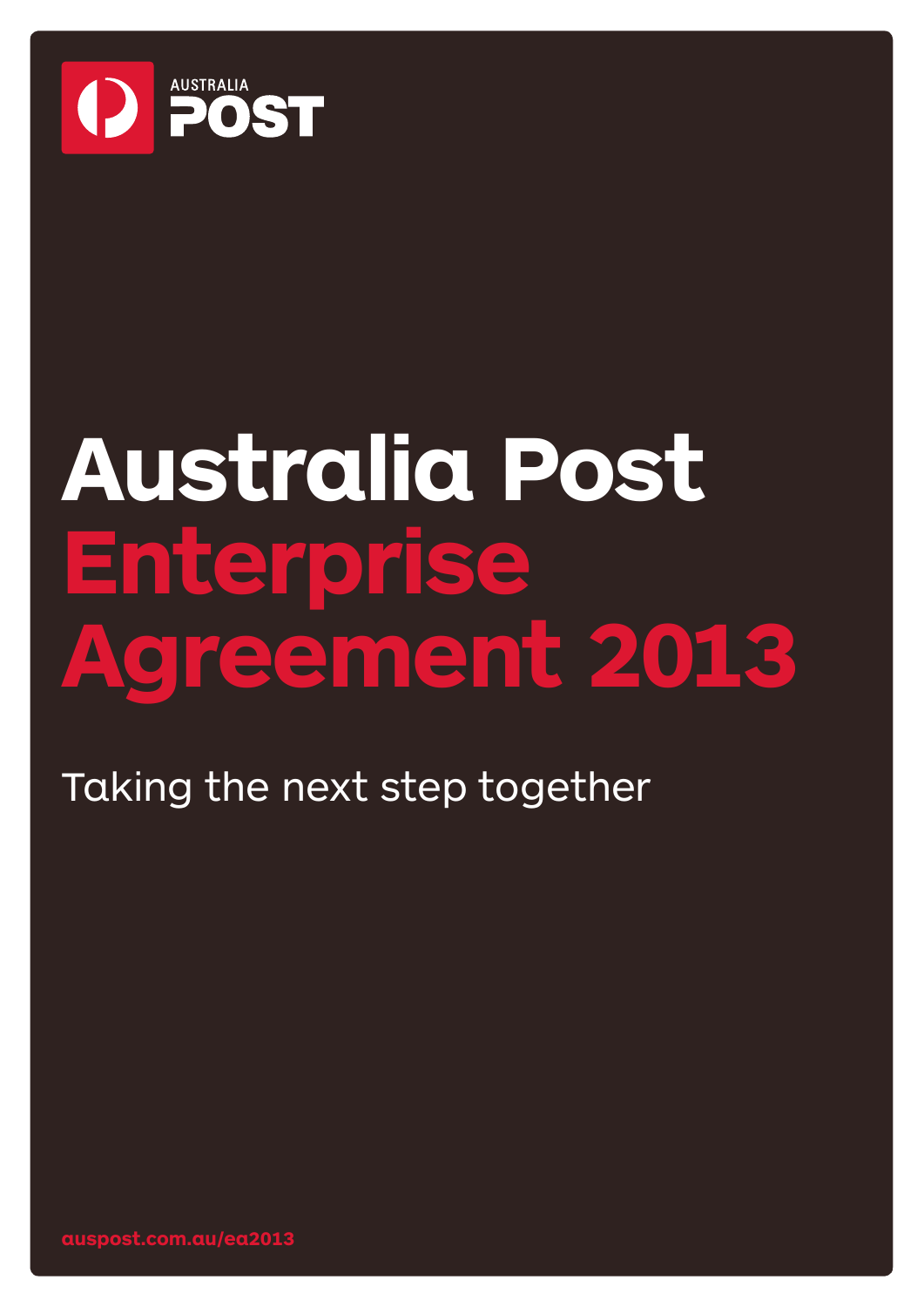AUSTRALIA POST

# Australia Post Enterprise Agreement 2013

Taking the next step together

auspost.com.au/ea2013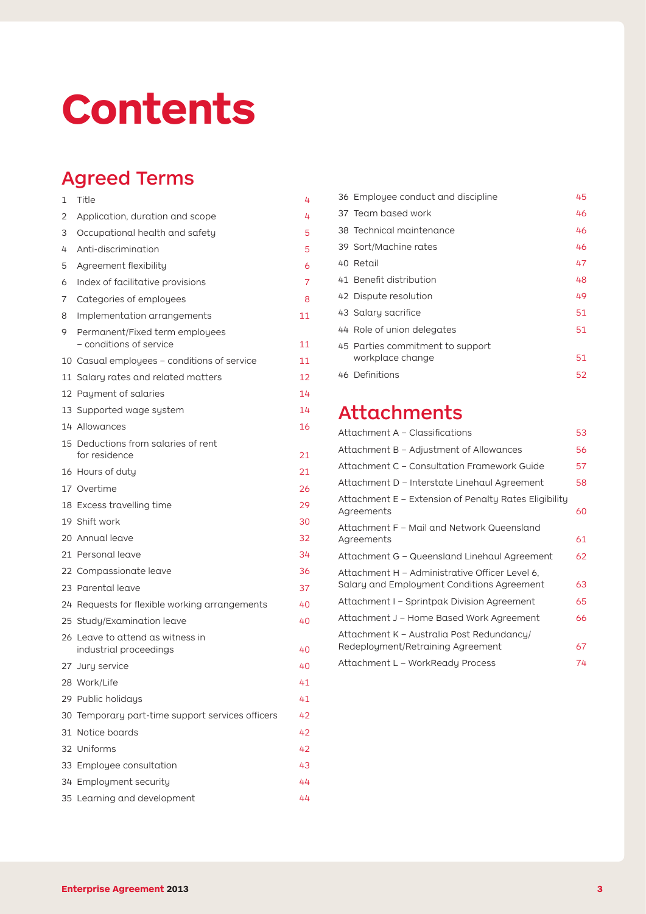# Contents

## Agreed Terms

| | | |
|---|---|---|
| 1 | Title | 4 |
| 2 | Application, duration and scope | 4 |
| 3 | Occupational health and safety | 5 |
| 4 | Anti-discrimination | 5 |
| 5 | Agreement flexibility | 6 |
| 6 | Index of facilitative provisions | 7 |
| 7 | Categories of employees | 8 |
| 8 | Implementation arrangements | 11 |
| 9 | Permanent/Fixed term employees – conditions of service | 11 |
| 10 | Casual employees – conditions of service | 11 |
| 11 | Salary rates and related matters | 12 |
| 12 | Payment of salaries | 14 |
| 13 | Supported wage system | 14 |
| 14 | Allowances | 16 |
| 15 | Deductions from salaries of rent for residence | 21 |
| 16 | Hours of duty | 21 |
| 17 | Overtime | 26 |
| 18 | Excess travelling time | 29 |
| 19 | Shift work | 30 |
| 20 | Annual leave | 32 |
| 21 | Personal leave | 34 |
| 22 | Compassionate leave | 36 |
| 23 | Parental leave | 37 |
| 24 | Requests for flexible working arrangements | 40 |
| 25 | Study/Examination leave | 40 |
| 26 | Leave to attend as witness in industrial proceedings | 40 |
| 27 | Jury service | 40 |
| 28 | Work/Life | 41 |
| 29 | Public holidays | 41 |
| 30 | Temporary part-time support services officers | 42 |
| 31 | Notice boards | 42 |
| 32 | Uniforms | 42 |
| 33 | Employee consultation | 43 |
| 34 | Employment security | 44 |
| 35 | Learning and development | 44 |
| 36 | Employee conduct and discipline | 45 |
| 37 | Team based work | 46 |
| 38 | Technical maintenance | 46 |
| 39 | Sort/Machine rates | 46 |
| 40 | Retail | 47 |
| 41 | Benefit distribution | 48 |
| 42 | Dispute resolution | 49 |
| 43 | Salary sacrifice | 51 |
| 44 | Role of union delegates | 51 |
| 45 | Parties commitment to support workplace change | 51 |
| 46 | Definitions | 52 |

## Attachments

| | |
|---|---|
| Attachment A – Classifications | 53 |
| Attachment B – Adjustment of Allowances | 56 |
| Attachment C – Consultation Framework Guide | 57 |
| Attachment D – Interstate Linehaul Agreement | 58 |
| Attachment E – Extension of Penalty Rates Eligibility Agreements | 60 |
| Attachment F – Mail and Network Queensland Agreements | 61 |
| Attachment G – Queensland Linehaul Agreement | 62 |
| Attachment H – Administrative Officer Level 6, Salary and Employment Conditions Agreement | 63 |
| Attachment I – Sprintpak Division Agreement | 65 |
| Attachment J – Home Based Work Agreement | 66 |
| Attachment K – Australia Post Redundancy/ Redeployment/Retraining Agreement | 67 |
| Attachment L – WorkReady Process | 74 |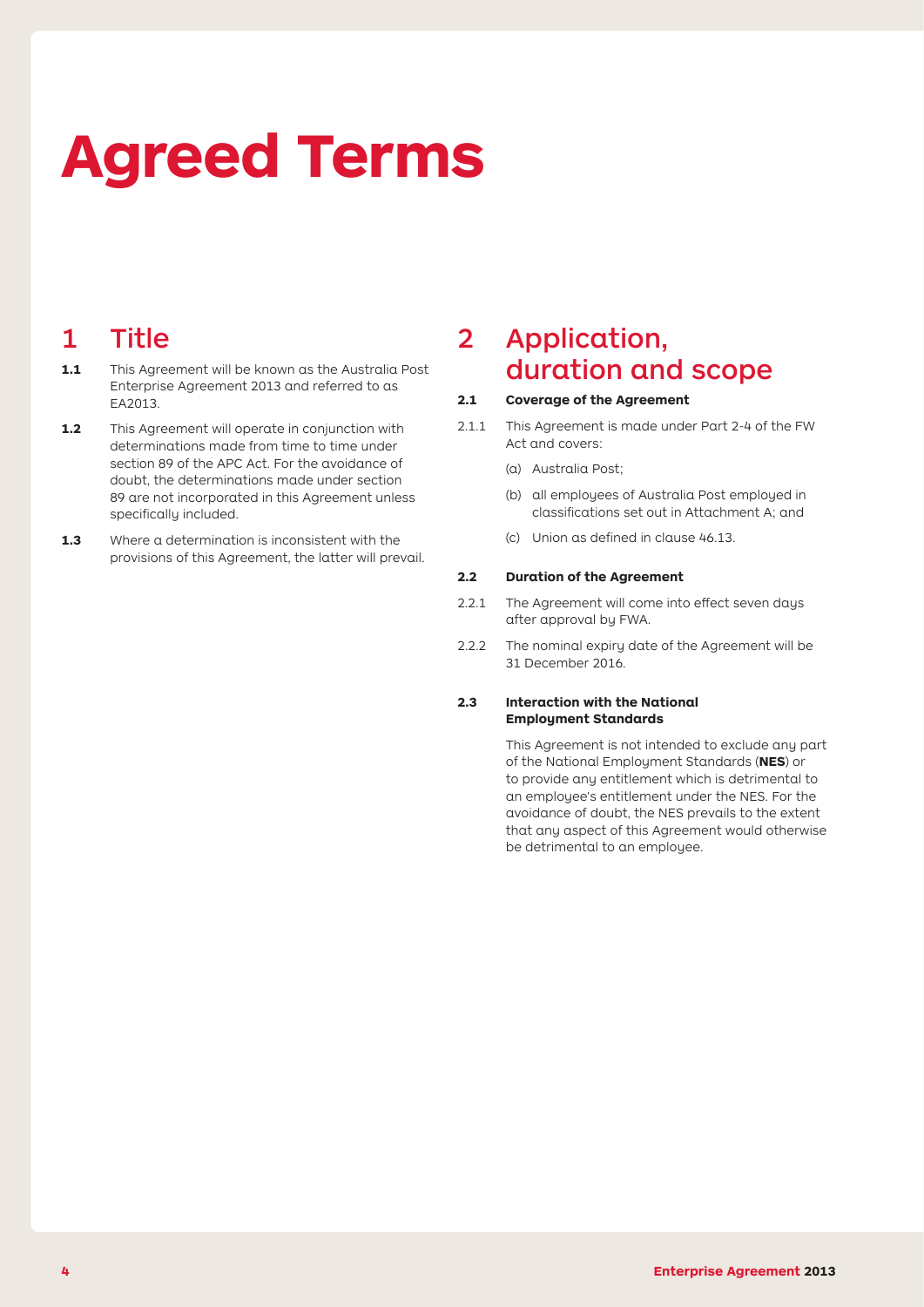# Agreed Terms

## 1 Title

**1.1** This Agreement will be known as the Australia Post Enterprise Agreement 2013 and referred to as EA2013.

**1.2** This Agreement will operate in conjunction with determinations made from time to time under section 89 of the APC Act. For the avoidance of doubt, the determinations made under section 89 are not incorporated in this Agreement unless specifically included.

**1.3** Where a determination is inconsistent with the provisions of this Agreement, the latter will prevail.

## 2 Application, duration and scope

### 2.1 Coverage of the Agreement

2.1.1 This Agreement is made under Part 2-4 of the FW Act and covers:

(a) Australia Post;

(b) all employees of Australia Post employed in classifications set out in Attachment A; and

(c) Union as defined in clause 46.13.

### 2.2 Duration of the Agreement

2.2.1 The Agreement will come into effect seven days after approval by FWA.

2.2.2 The nominal expiry date of the Agreement will be 31 December 2016.

### 2.3 Interaction with the National Employment Standards

This Agreement is not intended to exclude any part of the National Employment Standards (**NES**) or to provide any entitlement which is detrimental to an employee's entitlement under the NES. For the avoidance of doubt, the NES prevails to the extent that any aspect of this Agreement would otherwise be detrimental to an employee.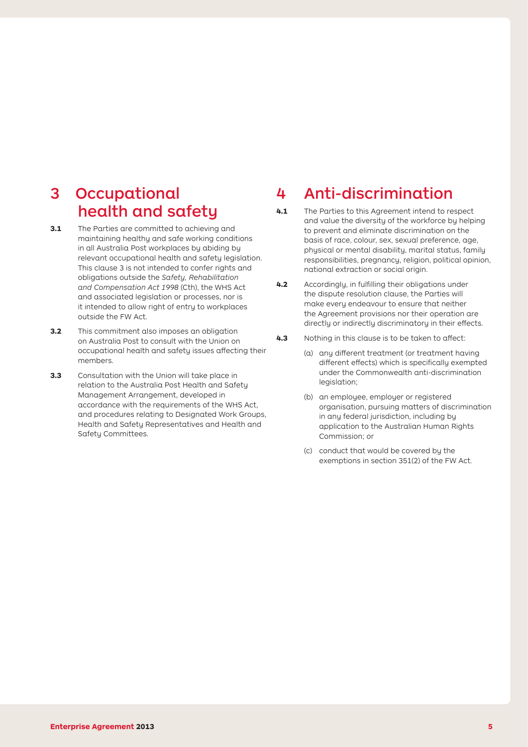# 3 Occupational health and safety

**3.1** The Parties are committed to achieving and maintaining healthy and safe working conditions in all Australia Post workplaces by abiding by relevant occupational health and safety legislation. This clause 3 is not intended to confer rights and obligations outside the *Safety, Rehabilitation and Compensation Act 1998* (Cth), the WHS Act and associated legislation or processes, nor is it intended to allow right of entry to workplaces outside the FW Act.

**3.2** This commitment also imposes an obligation on Australia Post to consult with the Union on occupational health and safety issues affecting their members.

**3.3** Consultation with the Union will take place in relation to the Australia Post Health and Safety Management Arrangement, developed in accordance with the requirements of the WHS Act, and procedures relating to Designated Work Groups, Health and Safety Representatives and Health and Safety Committees.

# 4 Anti-discrimination

**4.1** The Parties to this Agreement intend to respect and value the diversity of the workforce by helping to prevent and eliminate discrimination on the basis of race, colour, sex, sexual preference, age, physical or mental disability, marital status, family responsibilities, pregnancy, religion, political opinion, national extraction or social origin.

**4.2** Accordingly, in fulfilling their obligations under the dispute resolution clause, the Parties will make every endeavour to ensure that neither the Agreement provisions nor their operation are directly or indirectly discriminatory in their effects.

**4.3** Nothing in this clause is to be taken to affect:

(a) any different treatment (or treatment having different effects) which is specifically exempted under the Commonwealth anti-discrimination legislation;

(b) an employee, employer or registered organisation, pursuing matters of discrimination in any federal jurisdiction, including by application to the Australian Human Rights Commission; or

(c) conduct that would be covered by the exemptions in section 351(2) of the FW Act.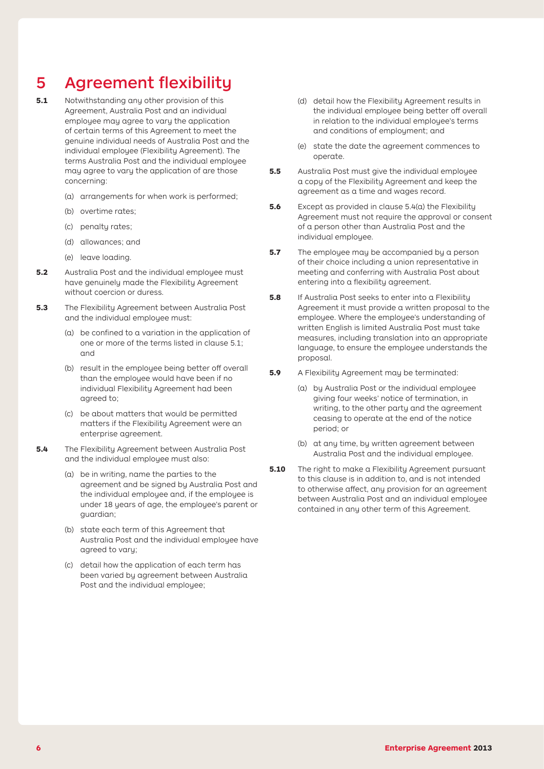# 5 Agreement flexibility

**5.1** Notwithstanding any other provision of this Agreement, Australia Post and an individual employee may agree to vary the application of certain terms of this Agreement to meet the genuine individual needs of Australia Post and the individual employee (Flexibility Agreement). The terms Australia Post and the individual employee may agree to vary the application of are those concerning:

(a) arrangements for when work is performed;

(b) overtime rates;

(c) penalty rates;

(d) allowances; and

(e) leave loading.

**5.2** Australia Post and the individual employee must have genuinely made the Flexibility Agreement without coercion or duress.

**5.3** The Flexibility Agreement between Australia Post and the individual employee must:

(a) be confined to a variation in the application of one or more of the terms listed in clause 5.1; and

(b) result in the employee being better off overall than the employee would have been if no individual Flexibility Agreement had been agreed to;

(c) be about matters that would be permitted matters if the Flexibility Agreement were an enterprise agreement.

**5.4** The Flexibility Agreement between Australia Post and the individual employee must also:

(a) be in writing, name the parties to the agreement and be signed by Australia Post and the individual employee and, if the employee is under 18 years of age, the employee's parent or guardian;

(b) state each term of this Agreement that Australia Post and the individual employee have agreed to vary;

(c) detail how the application of each term has been varied by agreement between Australia Post and the individual employee;

(d) detail how the Flexibility Agreement results in the individual employee being better off overall in relation to the individual employee's terms and conditions of employment; and

(e) state the date the agreement commences to operate.

**5.5** Australia Post must give the individual employee a copy of the Flexibility Agreement and keep the agreement as a time and wages record.

**5.6** Except as provided in clause 5.4(a) the Flexibility Agreement must not require the approval or consent of a person other than Australia Post and the individual employee.

**5.7** The employee may be accompanied by a person of their choice including a union representative in meeting and conferring with Australia Post about entering into a flexibility agreement.

**5.8** If Australia Post seeks to enter into a Flexibility Agreement it must provide a written proposal to the employee. Where the employee's understanding of written English is limited Australia Post must take measures, including translation into an appropriate language, to ensure the employee understands the proposal.

**5.9** A Flexibility Agreement may be terminated:

(a) by Australia Post or the individual employee giving four weeks' notice of termination, in writing, to the other party and the agreement ceasing to operate at the end of the notice period; or

(b) at any time, by written agreement between Australia Post and the individual employee.

**5.10** The right to make a Flexibility Agreement pursuant to this clause is in addition to, and is not intended to otherwise affect, any provision for an agreement between Australia Post and an individual employee contained in any other term of this Agreement.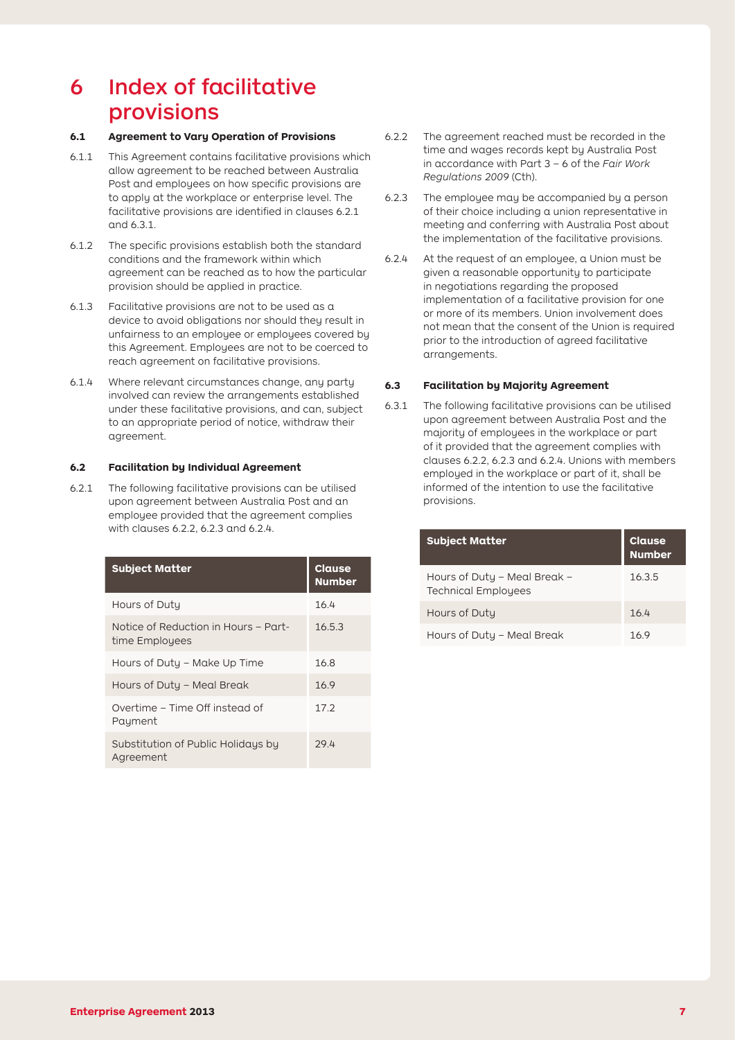# 6 Index of facilitative provisions

### 6.1 Agreement to Vary Operation of Provisions

6.1.1 This Agreement contains facilitative provisions which allow agreement to be reached between Australia Post and employees on how specific provisions are to apply at the workplace or enterprise level. The facilitative provisions are identified in clauses 6.2.1 and 6.3.1.

6.1.2 The specific provisions establish both the standard conditions and the framework within which agreement can be reached as to how the particular provision should be applied in practice.

6.1.3 Facilitative provisions are not to be used as a device to avoid obligations nor should they result in unfairness to an employee or employees covered by this Agreement. Employees are not to be coerced to reach agreement on facilitative provisions.

6.1.4 Where relevant circumstances change, any party involved can review the arrangements established under these facilitative provisions, and can, subject to an appropriate period of notice, withdraw their agreement.

### 6.2 Facilitation by Individual Agreement

6.2.1 The following facilitative provisions can be utilised upon agreement between Australia Post and an employee provided that the agreement complies with clauses 6.2.2, 6.2.3 and 6.2.4.

| Subject Matter | Clause Number |
|---|---|
| Hours of Duty | 16.4 |
| Notice of Reduction in Hours – Part-time Employees | 16.5.3 |
| Hours of Duty – Make Up Time | 16.8 |
| Hours of Duty – Meal Break | 16.9 |
| Overtime – Time Off instead of Payment | 17.2 |
| Substitution of Public Holidays by Agreement | 29.4 |

6.2.2 The agreement reached must be recorded in the time and wages records kept by Australia Post in accordance with Part 3 – 6 of the *Fair Work Regulations 2009* (Cth).

6.2.3 The employee may be accompanied by a person of their choice including a union representative in meeting and conferring with Australia Post about the implementation of the facilitative provisions.

6.2.4 At the request of an employee, a Union must be given a reasonable opportunity to participate in negotiations regarding the proposed implementation of a facilitative provision for one or more of its members. Union involvement does not mean that the consent of the Union is required prior to the introduction of agreed facilitative arrangements.

### 6.3 Facilitation by Majority Agreement

6.3.1 The following facilitative provisions can be utilised upon agreement between Australia Post and the majority of employees in the workplace or part of it provided that the agreement complies with clauses 6.2.2, 6.2.3 and 6.2.4. Unions with members employed in the workplace or part of it, shall be informed of the intention to use the facilitative provisions.

| Subject Matter | Clause Number |
|---|---|
| Hours of Duty – Meal Break – Technical Employees | 16.3.5 |
| Hours of Duty | 16.4 |
| Hours of Duty – Meal Break | 16.9 |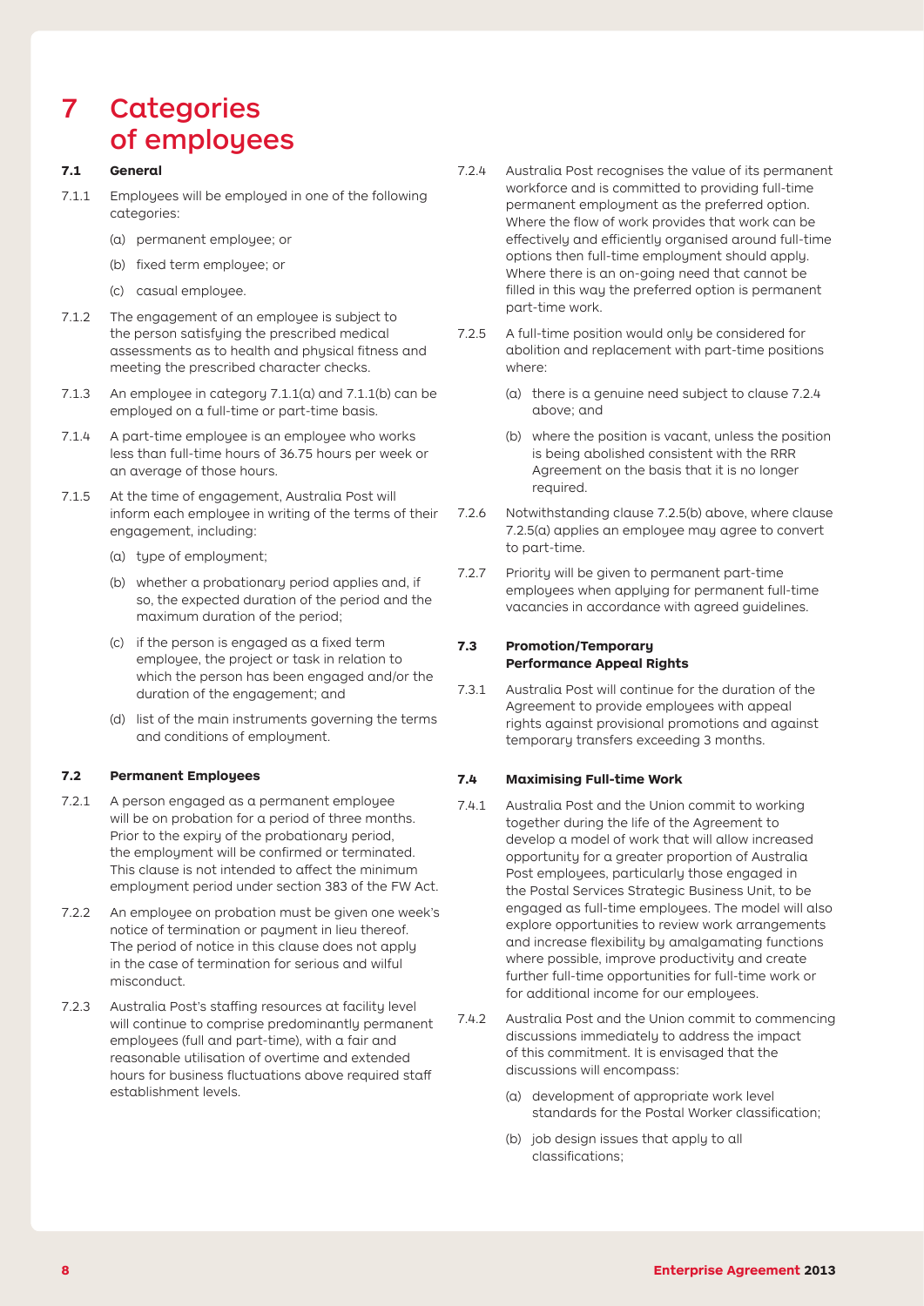# 7 Categories of employees

### 7.1 General

7.1.1 Employees will be employed in one of the following categories:

(a) permanent employee; or

(b) fixed term employee; or

(c) casual employee.

7.1.2 The engagement of an employee is subject to the person satisfying the prescribed medical assessments as to health and physical fitness and meeting the prescribed character checks.

7.1.3 An employee in category 7.1.1(a) and 7.1.1(b) can be employed on a full-time or part-time basis.

7.1.4 A part-time employee is an employee who works less than full-time hours of 36.75 hours per week or an average of those hours.

7.1.5 At the time of engagement, Australia Post will inform each employee in writing of the terms of their engagement, including:

(a) type of employment;

(b) whether a probationary period applies and, if so, the expected duration of the period and the maximum duration of the period;

(c) if the person is engaged as a fixed term employee, the project or task in relation to which the person has been engaged and/or the duration of the engagement; and

(d) list of the main instruments governing the terms and conditions of employment.

### 7.2 Permanent Employees

7.2.1 A person engaged as a permanent employee will be on probation for a period of three months. Prior to the expiry of the probationary period, the employment will be confirmed or terminated. This clause is not intended to affect the minimum employment period under section 383 of the FW Act.

7.2.2 An employee on probation must be given one week's notice of termination or payment in lieu thereof. The period of notice in this clause does not apply in the case of termination for serious and wilful misconduct.

7.2.3 Australia Post's staffing resources at facility level will continue to comprise predominantly permanent employees (full and part-time), with a fair and reasonable utilisation of overtime and extended hours for business fluctuations above required staff establishment levels.

7.2.4 Australia Post recognises the value of its permanent workforce and is committed to providing full-time permanent employment as the preferred option. Where the flow of work provides that work can be effectively and efficiently organised around full-time options then full-time employment should apply. Where there is an on-going need that cannot be filled in this way the preferred option is permanent part-time work.

7.2.5 A full-time position would only be considered for abolition and replacement with part-time positions where:

(a) there is a genuine need subject to clause 7.2.4 above; and

(b) where the position is vacant, unless the position is being abolished consistent with the RRR Agreement on the basis that it is no longer required.

7.2.6 Notwithstanding clause 7.2.5(b) above, where clause 7.2.5(a) applies an employee may agree to convert to part-time.

7.2.7 Priority will be given to permanent part-time employees when applying for permanent full-time vacancies in accordance with agreed guidelines.

### 7.3 Promotion/Temporary Performance Appeal Rights

7.3.1 Australia Post will continue for the duration of the Agreement to provide employees with appeal rights against provisional promotions and against temporary transfers exceeding 3 months.

### 7.4 Maximising Full-time Work

7.4.1 Australia Post and the Union commit to working together during the life of the Agreement to develop a model of work that will allow increased opportunity for a greater proportion of Australia Post employees, particularly those engaged in the Postal Services Strategic Business Unit, to be engaged as full-time employees. The model will also explore opportunities to review work arrangements and increase flexibility by amalgamating functions where possible, improve productivity and create further full-time opportunities for full-time work or for additional income for our employees.

7.4.2 Australia Post and the Union commit to commencing discussions immediately to address the impact of this commitment. It is envisaged that the discussions will encompass:

(a) development of appropriate work level standards for the Postal Worker classification;

(b) job design issues that apply to all classifications;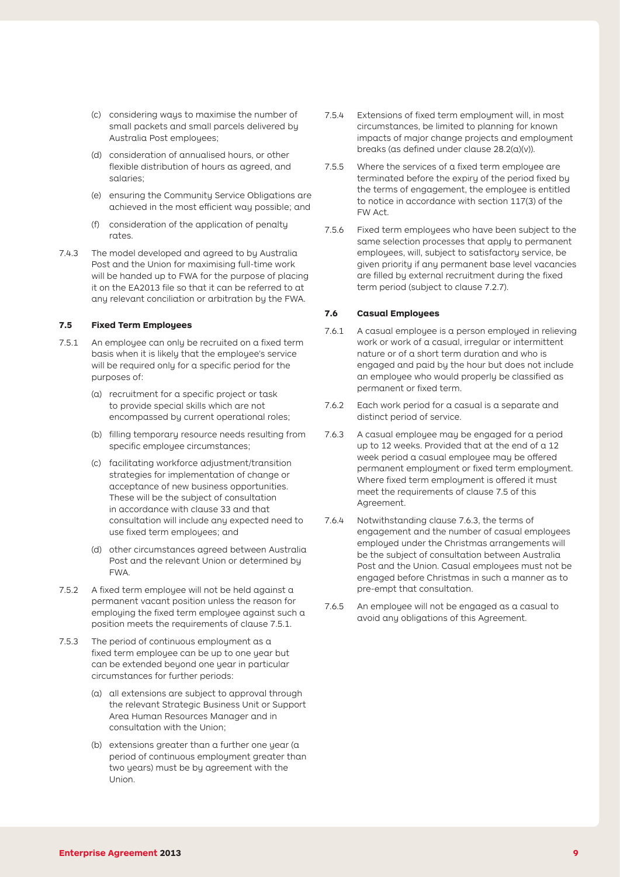(c) considering ways to maximise the number of small packets and small parcels delivered by Australia Post employees;

(d) consideration of annualised hours, or other flexible distribution of hours as agreed, and salaries;

(e) ensuring the Community Service Obligations are achieved in the most efficient way possible; and

(f) consideration of the application of penalty rates.

7.4.3 The model developed and agreed to by Australia Post and the Union for maximising full-time work will be handed up to FWA for the purpose of placing it on the EA2013 file so that it can be referred to at any relevant conciliation or arbitration by the FWA.

### 7.5 Fixed Term Employees

7.5.1 An employee can only be recruited on a fixed term basis when it is likely that the employee's service will be required only for a specific period for the purposes of:

(a) recruitment for a specific project or task to provide special skills which are not encompassed by current operational roles;

(b) filling temporary resource needs resulting from specific employee circumstances;

(c) facilitating workforce adjustment/transition strategies for implementation of change or acceptance of new business opportunities. These will be the subject of consultation in accordance with clause 33 and that consultation will include any expected need to use fixed term employees; and

(d) other circumstances agreed between Australia Post and the relevant Union or determined by FWA.

7.5.2 A fixed term employee will not be held against a permanent vacant position unless the reason for employing the fixed term employee against such a position meets the requirements of clause 7.5.1.

7.5.3 The period of continuous employment as a fixed term employee can be up to one year but can be extended beyond one year in particular circumstances for further periods:

(a) all extensions are subject to approval through the relevant Strategic Business Unit or Support Area Human Resources Manager and in consultation with the Union;

(b) extensions greater than a further one year (a period of continuous employment greater than two years) must be by agreement with the Union.

7.5.4 Extensions of fixed term employment will, in most circumstances, be limited to planning for known impacts of major change projects and employment breaks (as defined under clause 28.2(a)(v)).

7.5.5 Where the services of a fixed term employee are terminated before the expiry of the period fixed by the terms of engagement, the employee is entitled to notice in accordance with section 117(3) of the FW Act.

7.5.6 Fixed term employees who have been subject to the same selection processes that apply to permanent employees, will, subject to satisfactory service, be given priority if any permanent base level vacancies are filled by external recruitment during the fixed term period (subject to clause 7.2.7).

### 7.6 Casual Employees

7.6.1 A casual employee is a person employed in relieving work or work of a casual, irregular or intermittent nature or of a short term duration and who is engaged and paid by the hour but does not include an employee who would properly be classified as permanent or fixed term.

7.6.2 Each work period for a casual is a separate and distinct period of service.

7.6.3 A casual employee may be engaged for a period up to 12 weeks. Provided that at the end of a 12 week period a casual employee may be offered permanent employment or fixed term employment. Where fixed term employment is offered it must meet the requirements of clause 7.5 of this Agreement.

7.6.4 Notwithstanding clause 7.6.3, the terms of engagement and the number of casual employees employed under the Christmas arrangements will be the subject of consultation between Australia Post and the Union. Casual employees must not be engaged before Christmas in such a manner as to pre-empt that consultation.

7.6.5 An employee will not be engaged as a casual to avoid any obligations of this Agreement.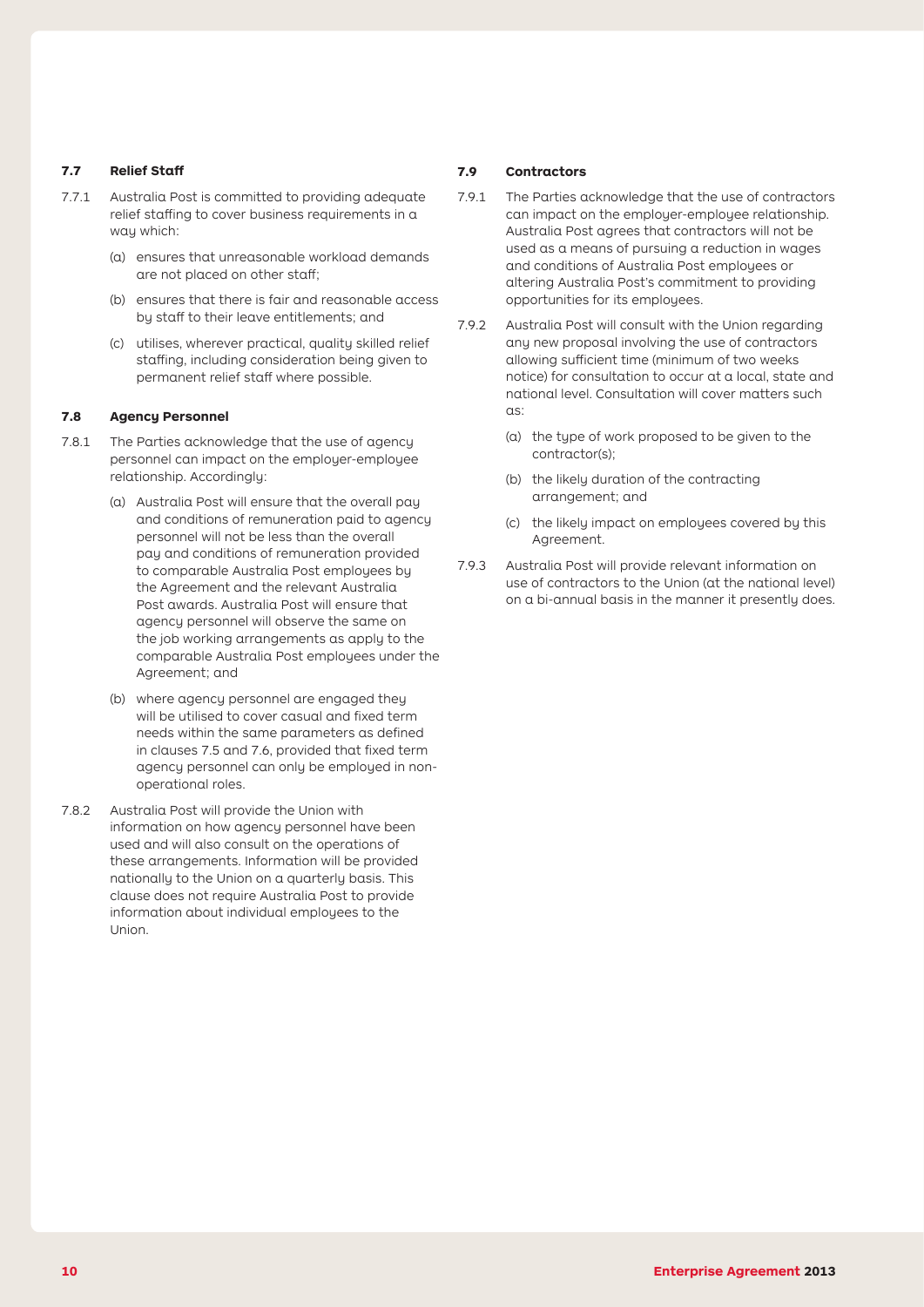### 7.7 Relief Staff

7.7.1 Australia Post is committed to providing adequate relief staffing to cover business requirements in a way which:

(a) ensures that unreasonable workload demands are not placed on other staff;

(b) ensures that there is fair and reasonable access by staff to their leave entitlements; and

(c) utilises, wherever practical, quality skilled relief staffing, including consideration being given to permanent relief staff where possible.

### 7.8 Agency Personnel

7.8.1 The Parties acknowledge that the use of agency personnel can impact on the employer-employee relationship. Accordingly:

(a) Australia Post will ensure that the overall pay and conditions of remuneration paid to agency personnel will not be less than the overall pay and conditions of remuneration provided to comparable Australia Post employees by the Agreement and the relevant Australia Post awards. Australia Post will ensure that agency personnel will observe the same on the job working arrangements as apply to the comparable Australia Post employees under the Agreement; and

(b) where agency personnel are engaged they will be utilised to cover casual and fixed term needs within the same parameters as defined in clauses 7.5 and 7.6, provided that fixed term agency personnel can only be employed in non-operational roles.

7.8.2 Australia Post will provide the Union with information on how agency personnel have been used and will also consult on the operations of these arrangements. Information will be provided nationally to the Union on a quarterly basis. This clause does not require Australia Post to provide information about individual employees to the Union.

### 7.9 Contractors

7.9.1 The Parties acknowledge that the use of contractors can impact on the employer-employee relationship. Australia Post agrees that contractors will not be used as a means of pursuing a reduction in wages and conditions of Australia Post employees or altering Australia Post's commitment to providing opportunities for its employees.

7.9.2 Australia Post will consult with the Union regarding any new proposal involving the use of contractors allowing sufficient time (minimum of two weeks notice) for consultation to occur at a local, state and national level. Consultation will cover matters such as:

(a) the type of work proposed to be given to the contractor(s);

(b) the likely duration of the contracting arrangement; and

(c) the likely impact on employees covered by this Agreement.

7.9.3 Australia Post will provide relevant information on use of contractors to the Union (at the national level) on a bi-annual basis in the manner it presently does.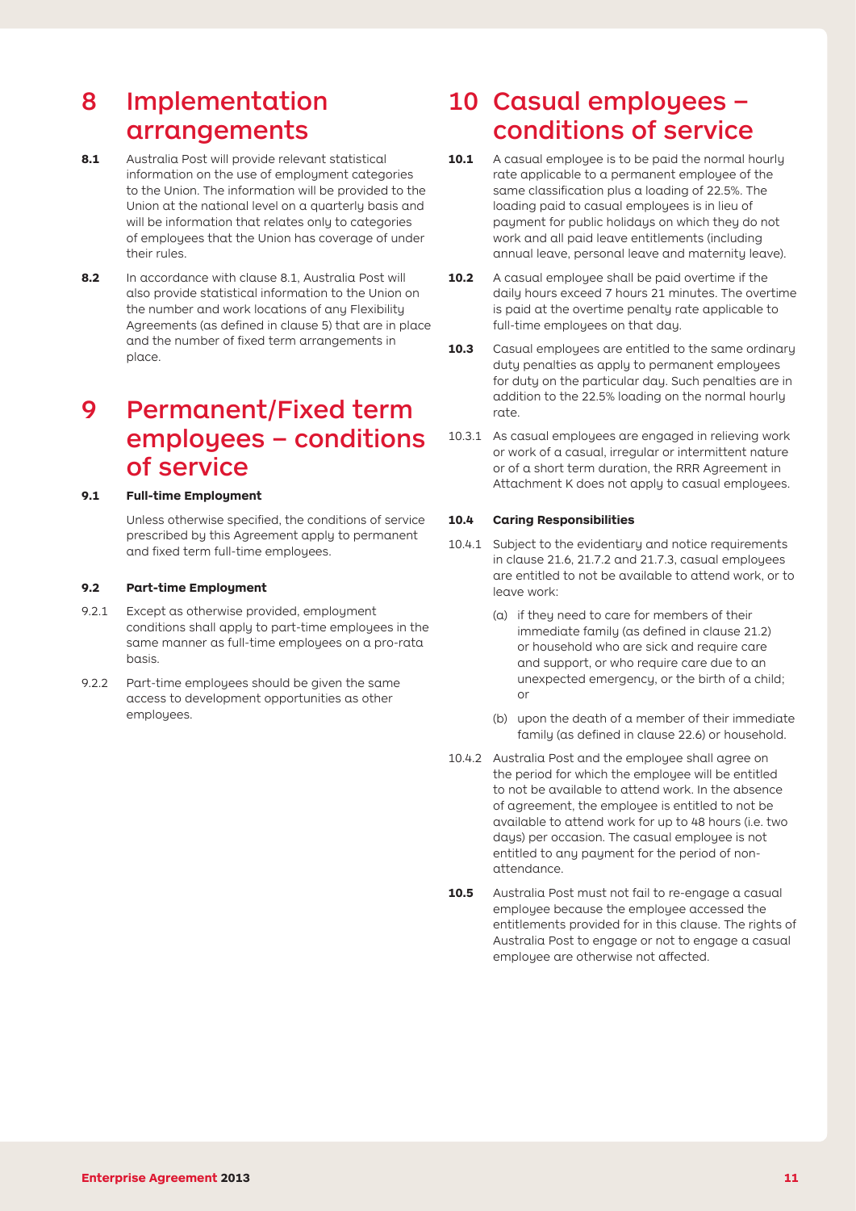# 8 Implementation arrangements

**8.1** Australia Post will provide relevant statistical information on the use of employment categories to the Union. The information will be provided to the Union at the national level on a quarterly basis and will be information that relates only to categories of employees that the Union has coverage of under their rules.

**8.2** In accordance with clause 8.1, Australia Post will also provide statistical information to the Union on the number and work locations of any Flexibility Agreements (as defined in clause 5) that are in place and the number of fixed term arrangements in place.

# 9 Permanent/Fixed term employees – conditions of service

### 9.1 Full-time Employment

Unless otherwise specified, the conditions of service prescribed by this Agreement apply to permanent and fixed term full-time employees.

### 9.2 Part-time Employment

9.2.1 Except as otherwise provided, employment conditions shall apply to part-time employees in the same manner as full-time employees on a pro-rata basis.

9.2.2 Part-time employees should be given the same access to development opportunities as other employees.

# 10 Casual employees – conditions of service

**10.1** A casual employee is to be paid the normal hourly rate applicable to a permanent employee of the same classification plus a loading of 22.5%. The loading paid to casual employees is in lieu of payment for public holidays on which they do not work and all paid leave entitlements (including annual leave, personal leave and maternity leave).

**10.2** A casual employee shall be paid overtime if the daily hours exceed 7 hours 21 minutes. The overtime is paid at the overtime penalty rate applicable to full-time employees on that day.

**10.3** Casual employees are entitled to the same ordinary duty penalties as apply to permanent employees for duty on the particular day. Such penalties are in addition to the 22.5% loading on the normal hourly rate.

10.3.1 As casual employees are engaged in relieving work or work of a casual, irregular or intermittent nature or of a short term duration, the RRR Agreement in Attachment K does not apply to casual employees.

### 10.4 Caring Responsibilities

10.4.1 Subject to the evidentiary and notice requirements in clause 21.6, 21.7.2 and 21.7.3, casual employees are entitled to not be available to attend work, or to leave work:

(a) if they need to care for members of their immediate family (as defined in clause 21.2) or household who are sick and require care and support, or who require care due to an unexpected emergency, or the birth of a child; or

(b) upon the death of a member of their immediate family (as defined in clause 22.6) or household.

10.4.2 Australia Post and the employee shall agree on the period for which the employee will be entitled to not be available to attend work. In the absence of agreement, the employee is entitled to not be available to attend work for up to 48 hours (i.e. two days) per occasion. The casual employee is not entitled to any payment for the period of non-attendance.

**10.5** Australia Post must not fail to re-engage a casual employee because the employee accessed the entitlements provided for in this clause. The rights of Australia Post to engage or not to engage a casual employee are otherwise not affected.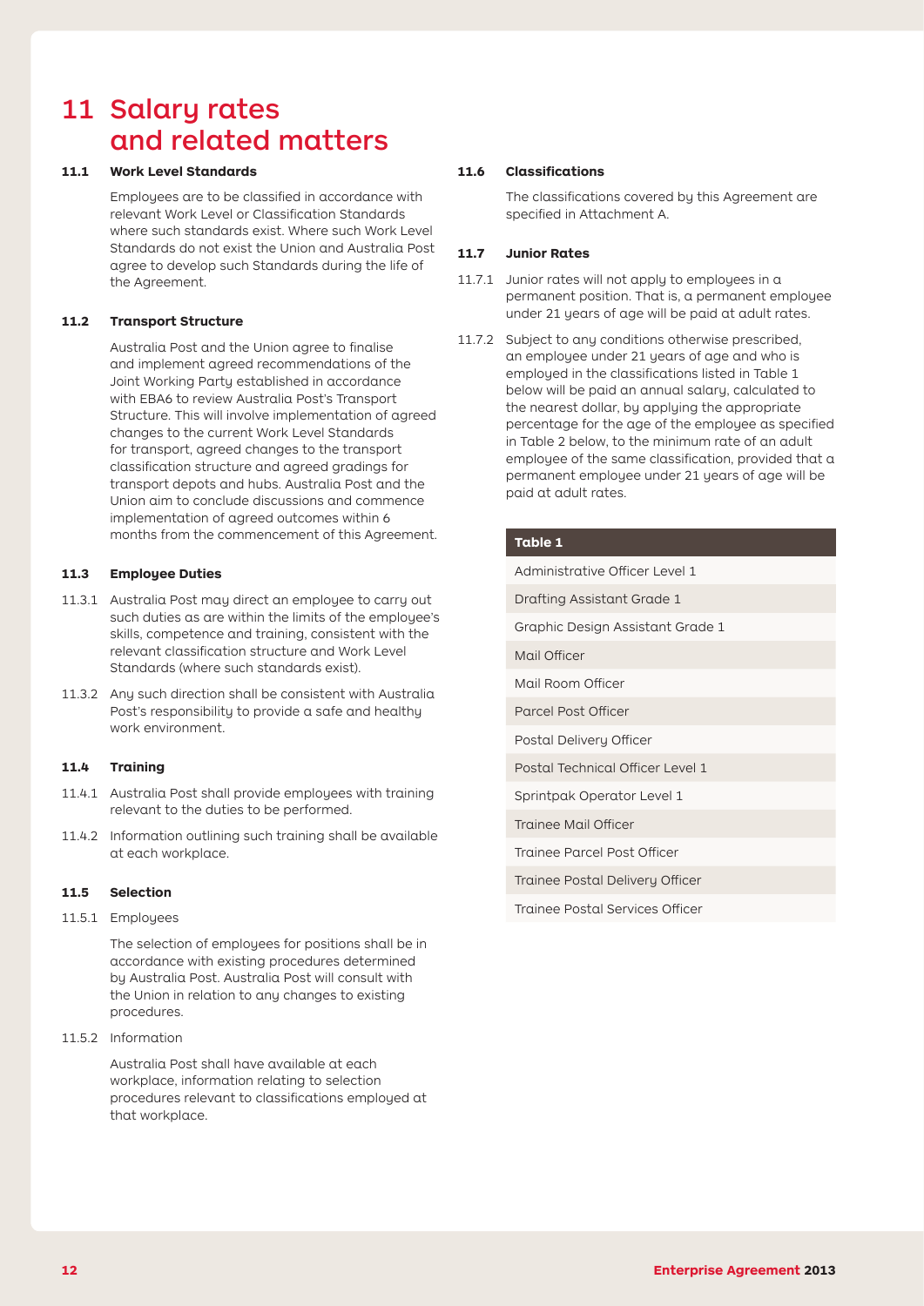# 11 Salary rates and related matters

### 11.1 Work Level Standards

Employees are to be classified in accordance with relevant Work Level or Classification Standards where such standards exist. Where such Work Level Standards do not exist the Union and Australia Post agree to develop such Standards during the life of the Agreement.

### 11.2 Transport Structure

Australia Post and the Union agree to finalise and implement agreed recommendations of the Joint Working Party established in accordance with EBA6 to review Australia Post's Transport Structure. This will involve implementation of agreed changes to the current Work Level Standards for transport, agreed changes to the transport classification structure and agreed gradings for transport depots and hubs. Australia Post and the Union aim to conclude discussions and commence implementation of agreed outcomes within 6 months from the commencement of this Agreement.

### 11.3 Employee Duties

11.3.1 Australia Post may direct an employee to carry out such duties as are within the limits of the employee's skills, competence and training, consistent with the relevant classification structure and Work Level Standards (where such standards exist).

11.3.2 Any such direction shall be consistent with Australia Post's responsibility to provide a safe and healthy work environment.

### 11.4 Training

11.4.1 Australia Post shall provide employees with training relevant to the duties to be performed.

11.4.2 Information outlining such training shall be available at each workplace.

### 11.5 Selection

11.5.1 Employees

The selection of employees for positions shall be in accordance with existing procedures determined by Australia Post. Australia Post will consult with the Union in relation to any changes to existing procedures.

11.5.2 Information

Australia Post shall have available at each workplace, information relating to selection procedures relevant to classifications employed at that workplace.

### 11.6 Classifications

The classifications covered by this Agreement are specified in Attachment A.

### 11.7 Junior Rates

11.7.1 Junior rates will not apply to employees in a permanent position. That is, a permanent employee under 21 years of age will be paid at adult rates.

11.7.2 Subject to any conditions otherwise prescribed, an employee under 21 years of age and who is employed in the classifications listed in Table 1 below will be paid an annual salary, calculated to the nearest dollar, by applying the appropriate percentage for the age of the employee as specified in Table 2 below, to the minimum rate of an adult employee of the same classification, provided that a permanent employee under 21 years of age will be paid at adult rates.

| Table 1 |
|---|
| Administrative Officer Level 1 |
| Drafting Assistant Grade 1 |
| Graphic Design Assistant Grade 1 |
| Mail Officer |
| Mail Room Officer |
| Parcel Post Officer |
| Postal Delivery Officer |
| Postal Technical Officer Level 1 |
| Sprintpak Operator Level 1 |
| Trainee Mail Officer |
| Trainee Parcel Post Officer |
| Trainee Postal Delivery Officer |
| Trainee Postal Services Officer |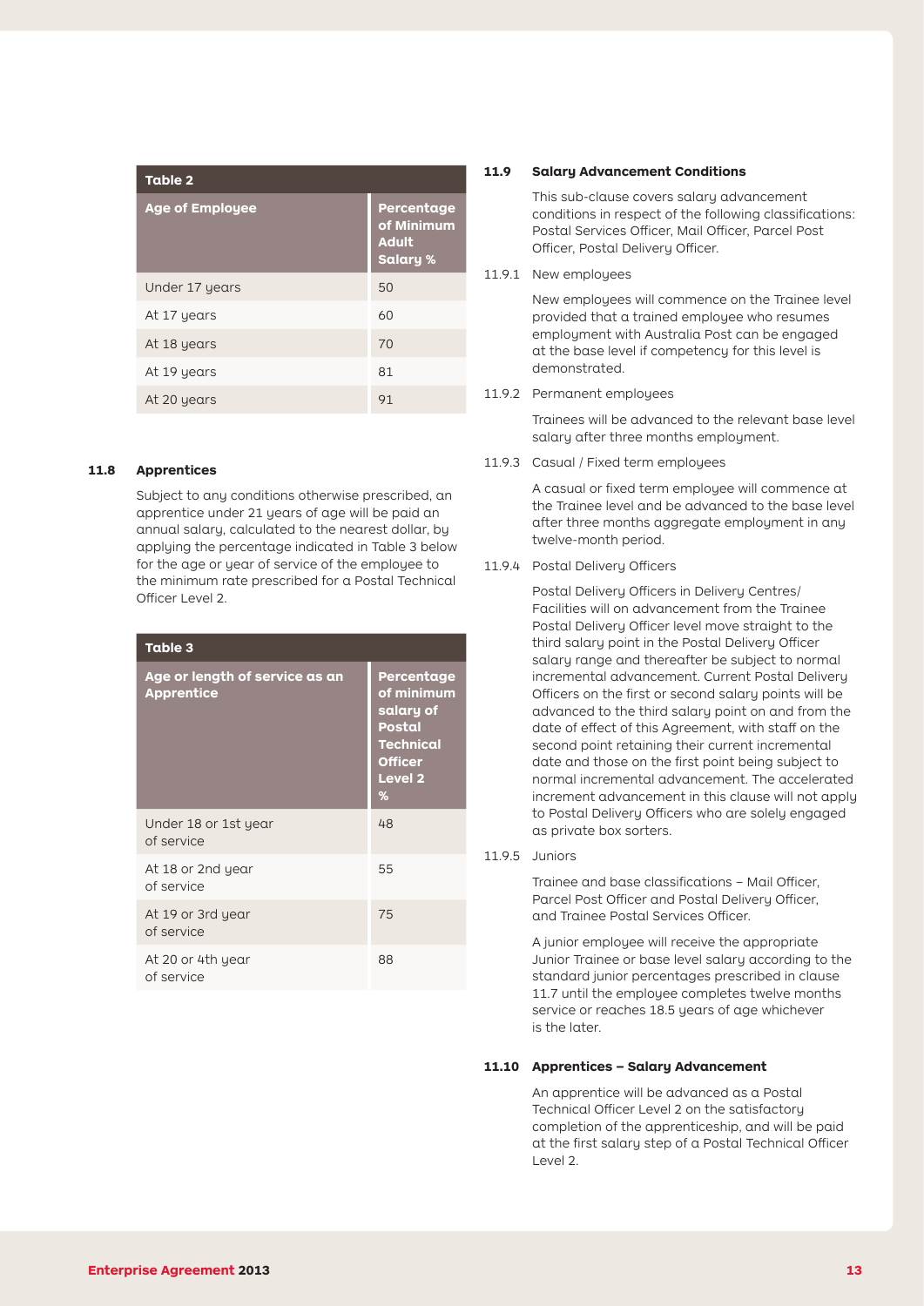**Table 2**

| Age of Employee | Percentage of Minimum Adult Salary % |
|---|---|
| Under 17 years | 50 |
| At 17 years | 60 |
| At 18 years | 70 |
| At 19 years | 81 |
| At 20 years | 91 |

### 11.8 Apprentices

Subject to any conditions otherwise prescribed, an apprentice under 21 years of age will be paid an annual salary, calculated to the nearest dollar, by applying the percentage indicated in Table 3 below for the age or year of service of the employee to the minimum rate prescribed for a Postal Technical Officer Level 2.

**Table 3**

| Age or length of service as an Apprentice | Percentage of minimum salary of Postal Technical Officer Level 2 % |
|---|---|
| Under 18 or 1st year of service | 48 |
| At 18 or 2nd year of service | 55 |
| At 19 or 3rd year of service | 75 |
| At 20 or 4th year of service | 88 |

### 11.9 Salary Advancement Conditions

This sub-clause covers salary advancement conditions in respect of the following classifications: Postal Services Officer, Mail Officer, Parcel Post Officer, Postal Delivery Officer.

11.9.1 New employees

New employees will commence on the Trainee level provided that a trained employee who resumes employment with Australia Post can be engaged at the base level if competency for this level is demonstrated.

11.9.2 Permanent employees

Trainees will be advanced to the relevant base level salary after three months employment.

11.9.3 Casual / Fixed term employees

A casual or fixed term employee will commence at the Trainee level and be advanced to the base level after three months aggregate employment in any twelve-month period.

11.9.4 Postal Delivery Officers

Postal Delivery Officers in Delivery Centres/ Facilities will on advancement from the Trainee Postal Delivery Officer level move straight to the third salary point in the Postal Delivery Officer salary range and thereafter be subject to normal incremental advancement. Current Postal Delivery Officers on the first or second salary points will be advanced to the third salary point on and from the date of effect of this Agreement, with staff on the second point retaining their current incremental date and those on the first point being subject to normal incremental advancement. The accelerated increment advancement in this clause will not apply to Postal Delivery Officers who are solely engaged as private box sorters.

11.9.5 Juniors

Trainee and base classifications – Mail Officer, Parcel Post Officer and Postal Delivery Officer, and Trainee Postal Services Officer.

A junior employee will receive the appropriate Junior Trainee or base level salary according to the standard junior percentages prescribed in clause 11.7 until the employee completes twelve months service or reaches 18.5 years of age whichever is the later.

### 11.10 Apprentices – Salary Advancement

An apprentice will be advanced as a Postal Technical Officer Level 2 on the satisfactory completion of the apprenticeship, and will be paid at the first salary step of a Postal Technical Officer Level 2.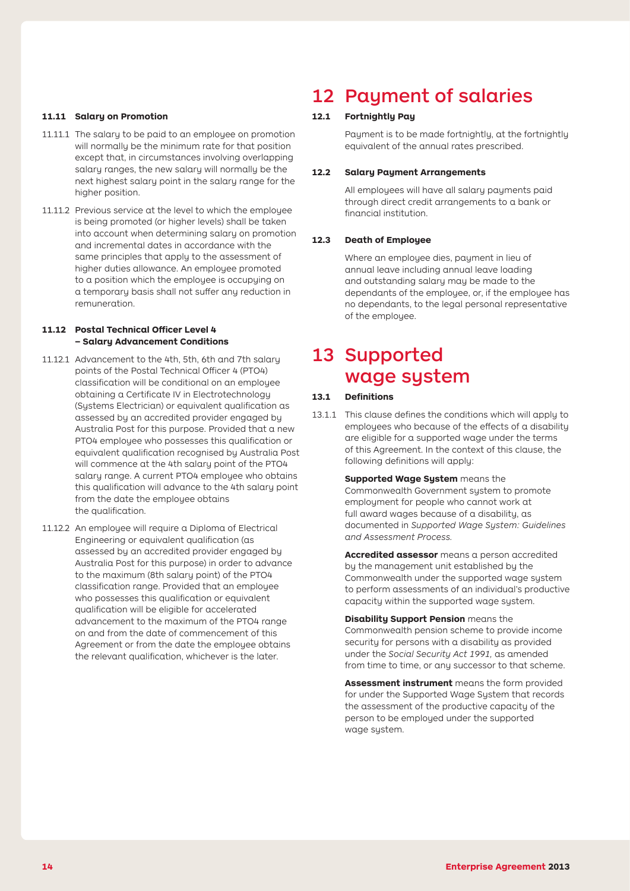### 11.11 Salary on Promotion

11.11.1 The salary to be paid to an employee on promotion will normally be the minimum rate for that position except that, in circumstances involving overlapping salary ranges, the new salary will normally be the next highest salary point in the salary range for the higher position.

11.11.2 Previous service at the level to which the employee is being promoted (or higher levels) shall be taken into account when determining salary on promotion and incremental dates in accordance with the same principles that apply to the assessment of higher duties allowance. An employee promoted to a position which the employee is occupying on a temporary basis shall not suffer any reduction in remuneration.

### 11.12 Postal Technical Officer Level 4 – Salary Advancement Conditions

11.12.1 Advancement to the 4th, 5th, 6th and 7th salary points of the Postal Technical Officer 4 (PTO4) classification will be conditional on an employee obtaining a Certificate IV in Electrotechnology (Systems Electrician) or equivalent qualification as assessed by an accredited provider engaged by Australia Post for this purpose. Provided that a new PTO4 employee who possesses this qualification or equivalent qualification recognised by Australia Post will commence at the 4th salary point of the PTO4 salary range. A current PTO4 employee who obtains this qualification will advance to the 4th salary point from the date the employee obtains the qualification.

11.12.2 An employee will require a Diploma of Electrical Engineering or equivalent qualification (as assessed by an accredited provider engaged by Australia Post for this purpose) in order to advance to the maximum (8th salary point) of the PTO4 classification range. Provided that an employee who possesses this qualification or equivalent qualification will be eligible for accelerated advancement to the maximum of the PTO4 range on and from the date of commencement of this Agreement or from the date the employee obtains the relevant qualification, whichever is the later.

# 12 Payment of salaries

### 12.1 Fortnightly Pay

Payment is to be made fortnightly, at the fortnightly equivalent of the annual rates prescribed.

### 12.2 Salary Payment Arrangements

All employees will have all salary payments paid through direct credit arrangements to a bank or financial institution.

### 12.3 Death of Employee

Where an employee dies, payment in lieu of annual leave including annual leave loading and outstanding salary may be made to the dependants of the employee, or, if the employee has no dependants, to the legal personal representative of the employee.

# 13 Supported wage system

### 13.1 Definitions

13.1.1 This clause defines the conditions which will apply to employees who because of the effects of a disability are eligible for a supported wage under the terms of this Agreement. In the context of this clause, the following definitions will apply:

**Supported Wage System** means the Commonwealth Government system to promote employment for people who cannot work at full award wages because of a disability, as documented in *Supported Wage System: Guidelines and Assessment Process.*

**Accredited assessor** means a person accredited by the management unit established by the Commonwealth under the supported wage system to perform assessments of an individual's productive capacity within the supported wage system.

**Disability Support Pension** means the Commonwealth pension scheme to provide income security for persons with a disability as provided under the *Social Security Act 1991*, as amended from time to time, or any successor to that scheme.

**Assessment instrument** means the form provided for under the Supported Wage System that records the assessment of the productive capacity of the person to be employed under the supported wage system.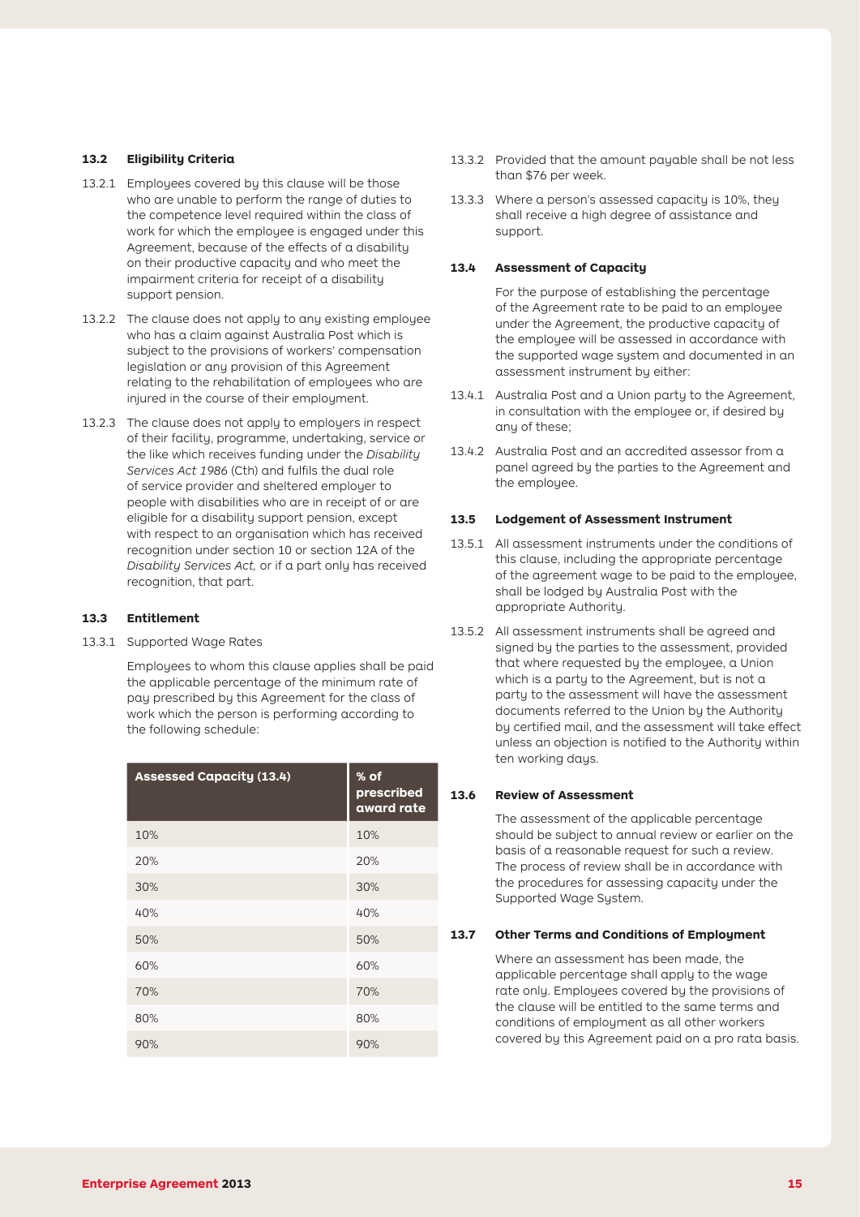### 13.2 Eligibility Criteria

13.2.1 Employees covered by this clause will be those who are unable to perform the range of duties to the competence level required within the class of work for which the employee is engaged under this Agreement, because of the effects of a disability on their productive capacity and who meet the impairment criteria for receipt of a disability support pension.

13.2.2 The clause does not apply to any existing employee who has a claim against Australia Post which is subject to the provisions of workers' compensation legislation or any provision of this Agreement relating to the rehabilitation of employees who are injured in the course of their employment.

13.2.3 The clause does not apply to employers in respect of their facility, programme, undertaking, service or the like which receives funding under the *Disability Services Act 1986* (Cth) and fulfils the dual role of service provider and sheltered employer to people with disabilities who are in receipt of or are eligible for a disability support pension, except with respect to an organisation which has received recognition under section 10 or section 12A of the *Disability Services Act,* or if a part only has received recognition, that part.

### 13.3 Entitlement

13.3.1 Supported Wage Rates

Employees to whom this clause applies shall be paid the applicable percentage of the minimum rate of pay prescribed by this Agreement for the class of work which the person is performing according to the following schedule:

| Assessed Capacity (13.4) | % of prescribed award rate |
|---|---|
| 10% | 10% |
| 20% | 20% |
| 30% | 30% |
| 40% | 40% |
| 50% | 50% |
| 60% | 60% |
| 70% | 70% |
| 80% | 80% |
| 90% | 90% |

13.3.2 Provided that the amount payable shall be not less than $76 per week.

13.3.3 Where a person's assessed capacity is 10%, they shall receive a high degree of assistance and support.

### 13.4 Assessment of Capacity

For the purpose of establishing the percentage of the Agreement rate to be paid to an employee under the Agreement, the productive capacity of the employee will be assessed in accordance with the supported wage system and documented in an assessment instrument by either:

13.4.1 Australia Post and a Union party to the Agreement, in consultation with the employee or, if desired by any of these;

13.4.2 Australia Post and an accredited assessor from a panel agreed by the parties to the Agreement and the employee.

### 13.5 Lodgement of Assessment Instrument

13.5.1 All assessment instruments under the conditions of this clause, including the appropriate percentage of the agreement wage to be paid to the employee, shall be lodged by Australia Post with the appropriate Authority.

13.5.2 All assessment instruments shall be agreed and signed by the parties to the assessment, provided that where requested by the employee, a Union which is a party to the Agreement, but is not a party to the assessment will have the assessment documents referred to the Union by the Authority by certified mail, and the assessment will take effect unless an objection is notified to the Authority within ten working days.

### 13.6 Review of Assessment

The assessment of the applicable percentage should be subject to annual review or earlier on the basis of a reasonable request for such a review. The process of review shall be in accordance with the procedures for assessing capacity under the Supported Wage System.

### 13.7 Other Terms and Conditions of Employment

Where an assessment has been made, the applicable percentage shall apply to the wage rate only. Employees covered by the provisions of the clause will be entitled to the same terms and conditions of employment as all other workers covered by this Agreement paid on a pro rata basis.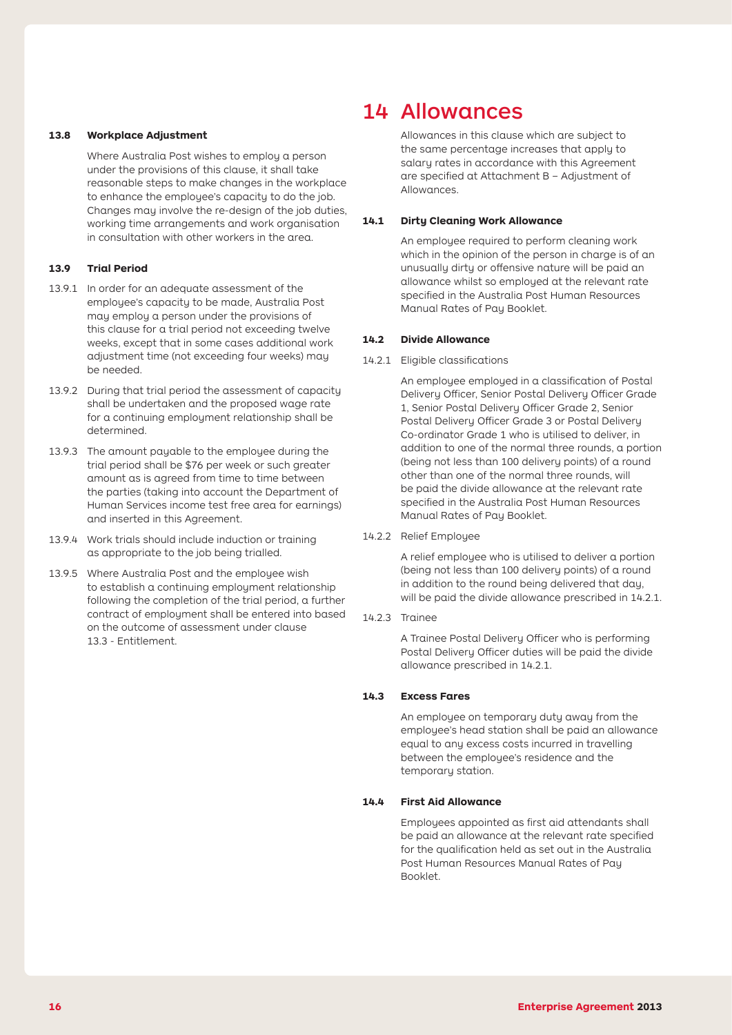### 13.8 Workplace Adjustment

Where Australia Post wishes to employ a person under the provisions of this clause, it shall take reasonable steps to make changes in the workplace to enhance the employee's capacity to do the job. Changes may involve the re-design of the job duties, working time arrangements and work organisation in consultation with other workers in the area.

### 13.9 Trial Period

13.9.1 In order for an adequate assessment of the employee's capacity to be made, Australia Post may employ a person under the provisions of this clause for a trial period not exceeding twelve weeks, except that in some cases additional work adjustment time (not exceeding four weeks) may be needed.

13.9.2 During that trial period the assessment of capacity shall be undertaken and the proposed wage rate for a continuing employment relationship shall be determined.

13.9.3 The amount payable to the employee during the trial period shall be $76 per week or such greater amount as is agreed from time to time between the parties (taking into account the Department of Human Services income test free area for earnings) and inserted in this Agreement.

13.9.4 Work trials should include induction or training as appropriate to the job being trialled.

13.9.5 Where Australia Post and the employee wish to establish a continuing employment relationship following the completion of the trial period, a further contract of employment shall be entered into based on the outcome of assessment under clause 13.3 - Entitlement.

# 14 Allowances

Allowances in this clause which are subject to the same percentage increases that apply to salary rates in accordance with this Agreement are specified at Attachment B – Adjustment of Allowances.

### 14.1 Dirty Cleaning Work Allowance

An employee required to perform cleaning work which in the opinion of the person in charge is of an unusually dirty or offensive nature will be paid an allowance whilst so employed at the relevant rate specified in the Australia Post Human Resources Manual Rates of Pay Booklet.

### 14.2 Divide Allowance

14.2.1 Eligible classifications

An employee employed in a classification of Postal Delivery Officer, Senior Postal Delivery Officer Grade 1, Senior Postal Delivery Officer Grade 2, Senior Postal Delivery Officer Grade 3 or Postal Delivery Co-ordinator Grade 1 who is utilised to deliver, in addition to one of the normal three rounds, a portion (being not less than 100 delivery points) of a round other than one of the normal three rounds, will be paid the divide allowance at the relevant rate specified in the Australia Post Human Resources Manual Rates of Pay Booklet.

14.2.2 Relief Employee

A relief employee who is utilised to deliver a portion (being not less than 100 delivery points) of a round in addition to the round being delivered that day, will be paid the divide allowance prescribed in 14.2.1.

14.2.3 Trainee

A Trainee Postal Delivery Officer who is performing Postal Delivery Officer duties will be paid the divide allowance prescribed in 14.2.1.

### 14.3 Excess Fares

An employee on temporary duty away from the employee's head station shall be paid an allowance equal to any excess costs incurred in travelling between the employee's residence and the temporary station.

### 14.4 First Aid Allowance

Employees appointed as first aid attendants shall be paid an allowance at the relevant rate specified for the qualification held as set out in the Australia Post Human Resources Manual Rates of Pay Booklet.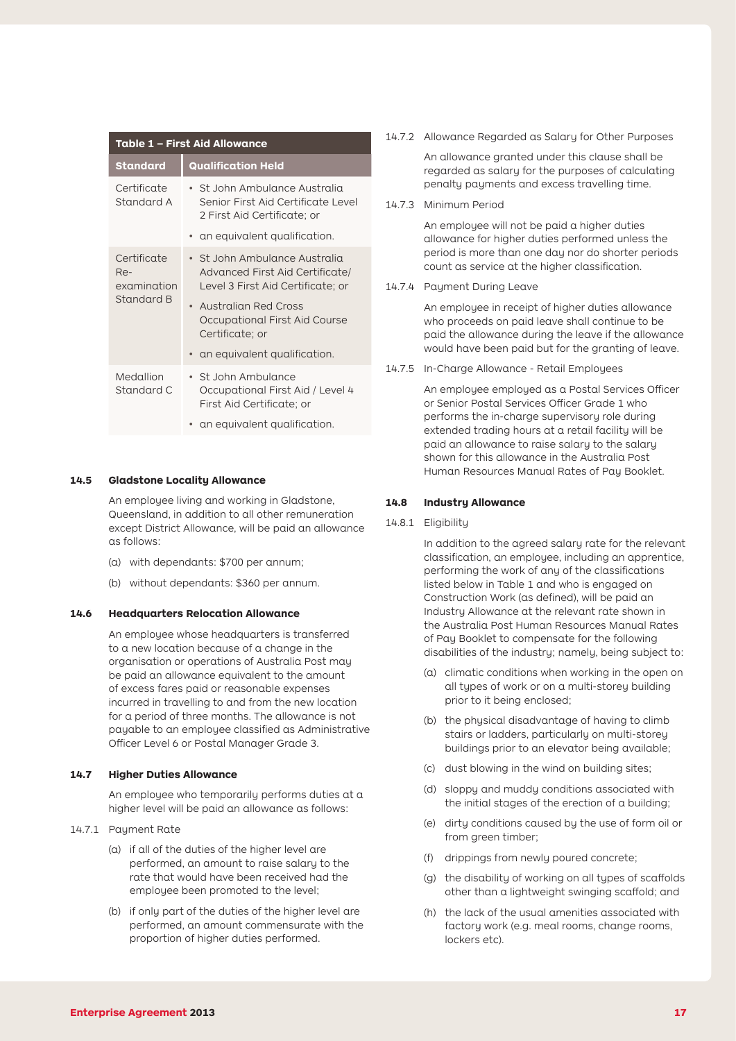**Table 1 – First Aid Allowance**

| Standard | Qualification Held |
| --- | --- |
| Certificate Standard A | • St John Ambulance Australia Senior First Aid Certificate Level 2 First Aid Certificate; or<br>• an equivalent qualification. |
| Certificate Re-examination Standard B | • St John Ambulance Australia Advanced First Aid Certificate/ Level 3 First Aid Certificate; or<br>• Australian Red Cross Occupational First Aid Course Certificate; or<br>• an equivalent qualification. |
| Medallion Standard C | • St John Ambulance Occupational First Aid / Level 4 First Aid Certificate; or<br>• an equivalent qualification. |

### 14.5 Gladstone Locality Allowance

An employee living and working in Gladstone, Queensland, in addition to all other remuneration except District Allowance, will be paid an allowance as follows:

(a) with dependants: $700 per annum;

(b) without dependants: $360 per annum.

### 14.6 Headquarters Relocation Allowance

An employee whose headquarters is transferred to a new location because of a change in the organisation or operations of Australia Post may be paid an allowance equivalent to the amount of excess fares paid or reasonable expenses incurred in travelling to and from the new location for a period of three months. The allowance is not payable to an employee classified as Administrative Officer Level 6 or Postal Manager Grade 3.

### 14.7 Higher Duties Allowance

An employee who temporarily performs duties at a higher level will be paid an allowance as follows:

14.7.1 Payment Rate

(a) if all of the duties of the higher level are performed, an amount to raise salary to the rate that would have been received had the employee been promoted to the level;

(b) if only part of the duties of the higher level are performed, an amount commensurate with the proportion of higher duties performed.

14.7.2 Allowance Regarded as Salary for Other Purposes

An allowance granted under this clause shall be regarded as salary for the purposes of calculating penalty payments and excess travelling time.

14.7.3 Minimum Period

An employee will not be paid a higher duties allowance for higher duties performed unless the period is more than one day nor do shorter periods count as service at the higher classification.

14.7.4 Payment During Leave

An employee in receipt of higher duties allowance who proceeds on paid leave shall continue to be paid the allowance during the leave if the allowance would have been paid but for the granting of leave.

14.7.5 In-Charge Allowance - Retail Employees

An employee employed as a Postal Services Officer or Senior Postal Services Officer Grade 1 who performs the in-charge supervisory role during extended trading hours at a retail facility will be paid an allowance to raise salary to the salary shown for this allowance in the Australia Post Human Resources Manual Rates of Pay Booklet.

### 14.8 Industry Allowance

14.8.1 Eligibility

In addition to the agreed salary rate for the relevant classification, an employee, including an apprentice, performing the work of any of the classifications listed below in Table 1 and who is engaged on Construction Work (as defined), will be paid an Industry Allowance at the relevant rate shown in the Australia Post Human Resources Manual Rates of Pay Booklet to compensate for the following disabilities of the industry; namely, being subject to:

(a) climatic conditions when working in the open on all types of work or on a multi-storey building prior to it being enclosed;

(b) the physical disadvantage of having to climb stairs or ladders, particularly on multi-storey buildings prior to an elevator being available;

(c) dust blowing in the wind on building sites;

(d) sloppy and muddy conditions associated with the initial stages of the erection of a building;

(e) dirty conditions caused by the use of form oil or from green timber;

(f) drippings from newly poured concrete;

(g) the disability of working on all types of scaffolds other than a lightweight swinging scaffold; and

(h) the lack of the usual amenities associated with factory work (e.g. meal rooms, change rooms, lockers etc).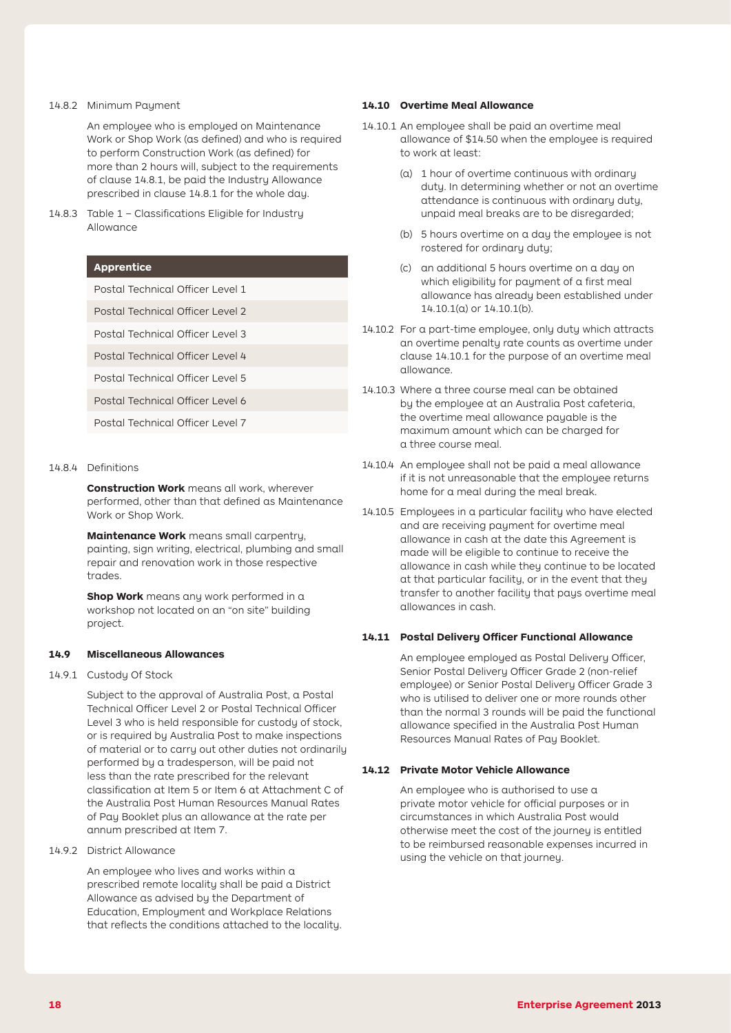14.8.2 Minimum Payment

An employee who is employed on Maintenance Work or Shop Work (as defined) and who is required to perform Construction Work (as defined) for more than 2 hours will, subject to the requirements of clause 14.8.1, be paid the Industry Allowance prescribed in clause 14.8.1 for the whole day.

14.8.3 Table 1 – Classifications Eligible for Industry Allowance

| Apprentice |
|---|
| Postal Technical Officer Level 1 |
| Postal Technical Officer Level 2 |
| Postal Technical Officer Level 3 |
| Postal Technical Officer Level 4 |
| Postal Technical Officer Level 5 |
| Postal Technical Officer Level 6 |
| Postal Technical Officer Level 7 |

14.8.4 Definitions

**Construction Work** means all work, wherever performed, other than that defined as Maintenance Work or Shop Work.

**Maintenance Work** means small carpentry, painting, sign writing, electrical, plumbing and small repair and renovation work in those respective trades.

**Shop Work** means any work performed in a workshop not located on an "on site" building project.

### 14.9 Miscellaneous Allowances

14.9.1 Custody Of Stock

Subject to the approval of Australia Post, a Postal Technical Officer Level 2 or Postal Technical Officer Level 3 who is held responsible for custody of stock, or is required by Australia Post to make inspections of material or to carry out other duties not ordinarily performed by a tradesperson, will be paid not less than the rate prescribed for the relevant classification at Item 5 or Item 6 at Attachment C of the Australia Post Human Resources Manual Rates of Pay Booklet plus an allowance at the rate per annum prescribed at Item 7.

14.9.2 District Allowance

An employee who lives and works within a prescribed remote locality shall be paid a District Allowance as advised by the Department of Education, Employment and Workplace Relations that reflects the conditions attached to the locality.

### 14.10 Overtime Meal Allowance

14.10.1 An employee shall be paid an overtime meal allowance of $14.50 when the employee is required to work at least:

(a) 1 hour of overtime continuous with ordinary duty. In determining whether or not an overtime attendance is continuous with ordinary duty, unpaid meal breaks are to be disregarded;

(b) 5 hours overtime on a day the employee is not rostered for ordinary duty;

(c) an additional 5 hours overtime on a day on which eligibility for payment of a first meal allowance has already been established under 14.10.1(a) or 14.10.1(b).

14.10.2 For a part-time employee, only duty which attracts an overtime penalty rate counts as overtime under clause 14.10.1 for the purpose of an overtime meal allowance.

14.10.3 Where a three course meal can be obtained by the employee at an Australia Post cafeteria, the overtime meal allowance payable is the maximum amount which can be charged for a three course meal.

14.10.4 An employee shall not be paid a meal allowance if it is not unreasonable that the employee returns home for a meal during the meal break.

14.10.5 Employees in a particular facility who have elected and are receiving payment for overtime meal allowance in cash at the date this Agreement is made will be eligible to continue to receive the allowance in cash while they continue to be located at that particular facility, or in the event that they transfer to another facility that pays overtime meal allowances in cash.

### 14.11 Postal Delivery Officer Functional Allowance

An employee employed as Postal Delivery Officer, Senior Postal Delivery Officer Grade 2 (non-relief employee) or Senior Postal Delivery Officer Grade 3 who is utilised to deliver one or more rounds other than the normal 3 rounds will be paid the functional allowance specified in the Australia Post Human Resources Manual Rates of Pay Booklet.

### 14.12 Private Motor Vehicle Allowance

An employee who is authorised to use a private motor vehicle for official purposes or in circumstances in which Australia Post would otherwise meet the cost of the journey is entitled to be reimbursed reasonable expenses incurred in using the vehicle on that journey.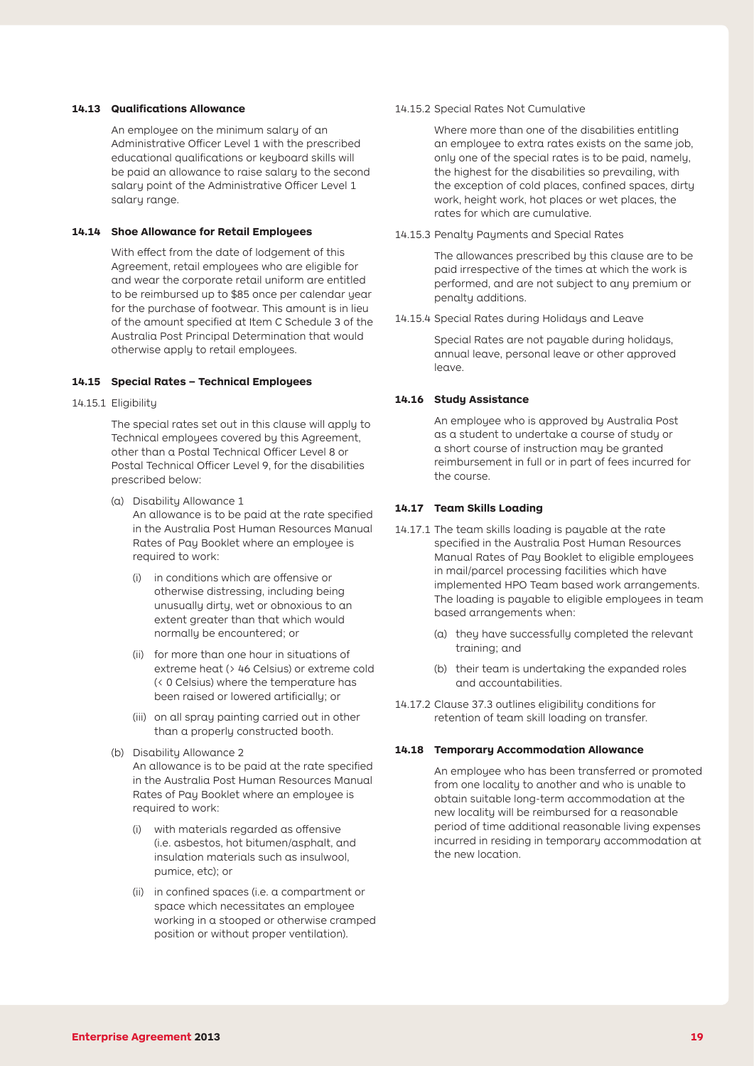### 14.13 Qualifications Allowance

An employee on the minimum salary of an Administrative Officer Level 1 with the prescribed educational qualifications or keyboard skills will be paid an allowance to raise salary to the second salary point of the Administrative Officer Level 1 salary range.

### 14.14 Shoe Allowance for Retail Employees

With effect from the date of lodgement of this Agreement, retail employees who are eligible for and wear the corporate retail uniform are entitled to be reimbursed up to $85 once per calendar year for the purchase of footwear. This amount is in lieu of the amount specified at Item C Schedule 3 of the Australia Post Principal Determination that would otherwise apply to retail employees.

### 14.15 Special Rates – Technical Employees

14.15.1 Eligibility

The special rates set out in this clause will apply to Technical employees covered by this Agreement, other than a Postal Technical Officer Level 8 or Postal Technical Officer Level 9, for the disabilities prescribed below:

(a) Disability Allowance 1
An allowance is to be paid at the rate specified in the Australia Post Human Resources Manual Rates of Pay Booklet where an employee is required to work:

- (i) in conditions which are offensive or otherwise distressing, including being unusually dirty, wet or obnoxious to an extent greater than that which would normally be encountered; or
- (ii) for more than one hour in situations of extreme heat (> 46 Celsius) or extreme cold (< 0 Celsius) where the temperature has been raised or lowered artificially; or
- (iii) on all spray painting carried out in other than a properly constructed booth.

(b) Disability Allowance 2
An allowance is to be paid at the rate specified in the Australia Post Human Resources Manual Rates of Pay Booklet where an employee is required to work:

- (i) with materials regarded as offensive (i.e. asbestos, hot bitumen/asphalt, and insulation materials such as insulwool, pumice, etc); or
- (ii) in confined spaces (i.e. a compartment or space which necessitates an employee working in a stooped or otherwise cramped position or without proper ventilation).

14.15.2 Special Rates Not Cumulative

Where more than one of the disabilities entitling an employee to extra rates exists on the same job, only one of the special rates is to be paid, namely, the highest for the disabilities so prevailing, with the exception of cold places, confined spaces, dirty work, height work, hot places or wet places, the rates for which are cumulative.

14.15.3 Penalty Payments and Special Rates

The allowances prescribed by this clause are to be paid irrespective of the times at which the work is performed, and are not subject to any premium or penalty additions.

14.15.4 Special Rates during Holidays and Leave

Special Rates are not payable during holidays, annual leave, personal leave or other approved leave.

### 14.16 Study Assistance

An employee who is approved by Australia Post as a student to undertake a course of study or a short course of instruction may be granted reimbursement in full or in part of fees incurred for the course.

### 14.17 Team Skills Loading

14.17.1 The team skills loading is payable at the rate specified in the Australia Post Human Resources Manual Rates of Pay Booklet to eligible employees in mail/parcel processing facilities which have implemented HPO Team based work arrangements. The loading is payable to eligible employees in team based arrangements when:

- (a) they have successfully completed the relevant training; and
- (b) their team is undertaking the expanded roles and accountabilities.

14.17.2 Clause 37.3 outlines eligibility conditions for retention of team skill loading on transfer.

### 14.18 Temporary Accommodation Allowance

An employee who has been transferred or promoted from one locality to another and who is unable to obtain suitable long-term accommodation at the new locality will be reimbursed for a reasonable period of time additional reasonable living expenses incurred in residing in temporary accommodation at the new location.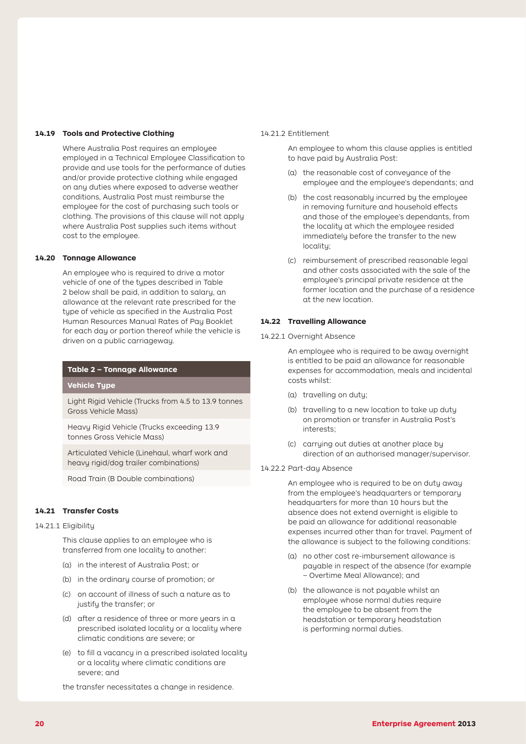### 14.19 Tools and Protective Clothing

Where Australia Post requires an employee employed in a Technical Employee Classification to provide and use tools for the performance of duties and/or provide protective clothing while engaged on any duties where exposed to adverse weather conditions, Australia Post must reimburse the employee for the cost of purchasing such tools or clothing. The provisions of this clause will not apply where Australia Post supplies such items without cost to the employee.

### 14.20 Tonnage Allowance

An employee who is required to drive a motor vehicle of one of the types described in Table 2 below shall be paid, in addition to salary, an allowance at the relevant rate prescribed for the type of vehicle as specified in the Australia Post Human Resources Manual Rates of Pay Booklet for each day or portion thereof while the vehicle is driven on a public carriageway.

**Table 2 – Tonnage Allowance**

| Vehicle Type |
|---|
| Light Rigid Vehicle (Trucks from 4.5 to 13.9 tonnes Gross Vehicle Mass) |
| Heavy Rigid Vehicle (Trucks exceeding 13.9 tonnes Gross Vehicle Mass) |
| Articulated Vehicle (Linehaul, wharf work and heavy rigid/dog trailer combinations) |
| Road Train (B Double combinations) |

### 14.21 Transfer Costs

14.21.1 Eligibility

This clause applies to an employee who is transferred from one locality to another:

(a) in the interest of Australia Post; or

(b) in the ordinary course of promotion; or

(c) on account of illness of such a nature as to justify the transfer; or

(d) after a residence of three or more years in a prescribed isolated locality or a locality where climatic conditions are severe; or

(e) to fill a vacancy in a prescribed isolated locality or a locality where climatic conditions are severe; and

the transfer necessitates a change in residence.

14.21.2 Entitlement

An employee to whom this clause applies is entitled to have paid by Australia Post:

(a) the reasonable cost of conveyance of the employee and the employee's dependants; and

(b) the cost reasonably incurred by the employee in removing furniture and household effects and those of the employee's dependants, from the locality at which the employee resided immediately before the transfer to the new locality;

(c) reimbursement of prescribed reasonable legal and other costs associated with the sale of the employee's principal private residence at the former location and the purchase of a residence at the new location.

### 14.22 Travelling Allowance

14.22.1 Overnight Absence

An employee who is required to be away overnight is entitled to be paid an allowance for reasonable expenses for accommodation, meals and incidental costs whilst:

(a) travelling on duty;

(b) travelling to a new location to take up duty on promotion or transfer in Australia Post's interests;

(c) carrying out duties at another place by direction of an authorised manager/supervisor.

14.22.2 Part-day Absence

An employee who is required to be on duty away from the employee's headquarters or temporary headquarters for more than 10 hours but the absence does not extend overnight is eligible to be paid an allowance for additional reasonable expenses incurred other than for travel. Payment of the allowance is subject to the following conditions:

(a) no other cost re-imbursement allowance is payable in respect of the absence (for example – Overtime Meal Allowance); and

(b) the allowance is not payable whilst an employee whose normal duties require the employee to be absent from the headstation or temporary headstation is performing normal duties.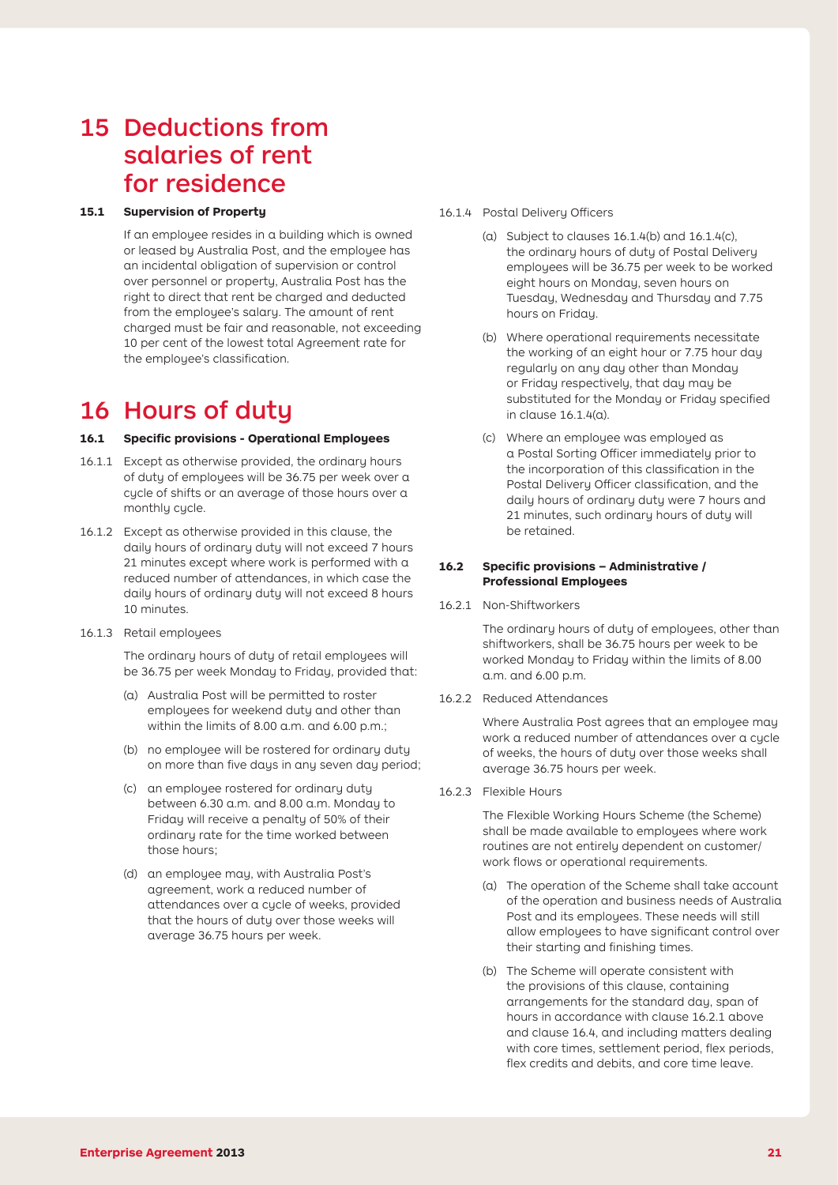# 15 Deductions from salaries of rent for residence

**15.1 Supervision of Property**

If an employee resides in a building which is owned or leased by Australia Post, and the employee has an incidental obligation of supervision or control over personnel or property, Australia Post has the right to direct that rent be charged and deducted from the employee's salary. The amount of rent charged must be fair and reasonable, not exceeding 10 per cent of the lowest total Agreement rate for the employee's classification.

# 16 Hours of duty

**16.1 Specific provisions - Operational Employees**

16.1.1 Except as otherwise provided, the ordinary hours of duty of employees will be 36.75 per week over a cycle of shifts or an average of those hours over a monthly cycle.

16.1.2 Except as otherwise provided in this clause, the daily hours of ordinary duty will not exceed 7 hours 21 minutes except where work is performed with a reduced number of attendances, in which case the daily hours of ordinary duty will not exceed 8 hours 10 minutes.

16.1.3 Retail employees

The ordinary hours of duty of retail employees will be 36.75 per week Monday to Friday, provided that:

(a) Australia Post will be permitted to roster employees for weekend duty and other than within the limits of 8.00 a.m. and 6.00 p.m.;

(b) no employee will be rostered for ordinary duty on more than five days in any seven day period;

(c) an employee rostered for ordinary duty between 6.30 a.m. and 8.00 a.m. Monday to Friday will receive a penalty of 50% of their ordinary rate for the time worked between those hours;

(d) an employee may, with Australia Post's agreement, work a reduced number of attendances over a cycle of weeks, provided that the hours of duty over those weeks will average 36.75 hours per week.

16.1.4 Postal Delivery Officers

(a) Subject to clauses 16.1.4(b) and 16.1.4(c), the ordinary hours of duty of Postal Delivery employees will be 36.75 per week to be worked eight hours on Monday, seven hours on Tuesday, Wednesday and Thursday and 7.75 hours on Friday.

(b) Where operational requirements necessitate the working of an eight hour or 7.75 hour day regularly on any day other than Monday or Friday respectively, that day may be substituted for the Monday or Friday specified in clause 16.1.4(a).

(c) Where an employee was employed as a Postal Sorting Officer immediately prior to the incorporation of this classification in the Postal Delivery Officer classification, and the daily hours of ordinary duty were 7 hours and 21 minutes, such ordinary hours of duty will be retained.

**16.2 Specific provisions – Administrative / Professional Employees**

16.2.1 Non-Shiftworkers

The ordinary hours of duty of employees, other than shiftworkers, shall be 36.75 hours per week to be worked Monday to Friday within the limits of 8.00 a.m. and 6.00 p.m.

16.2.2 Reduced Attendances

Where Australia Post agrees that an employee may work a reduced number of attendances over a cycle of weeks, the hours of duty over those weeks shall average 36.75 hours per week.

16.2.3 Flexible Hours

The Flexible Working Hours Scheme (the Scheme) shall be made available to employees where work routines are not entirely dependent on customer/work flows or operational requirements.

(a) The operation of the Scheme shall take account of the operation and business needs of Australia Post and its employees. These needs will still allow employees to have significant control over their starting and finishing times.

(b) The Scheme will operate consistent with the provisions of this clause, containing arrangements for the standard day, span of hours in accordance with clause 16.2.1 above and clause 16.4, and including matters dealing with core times, settlement period, flex periods, flex credits and debits, and core time leave.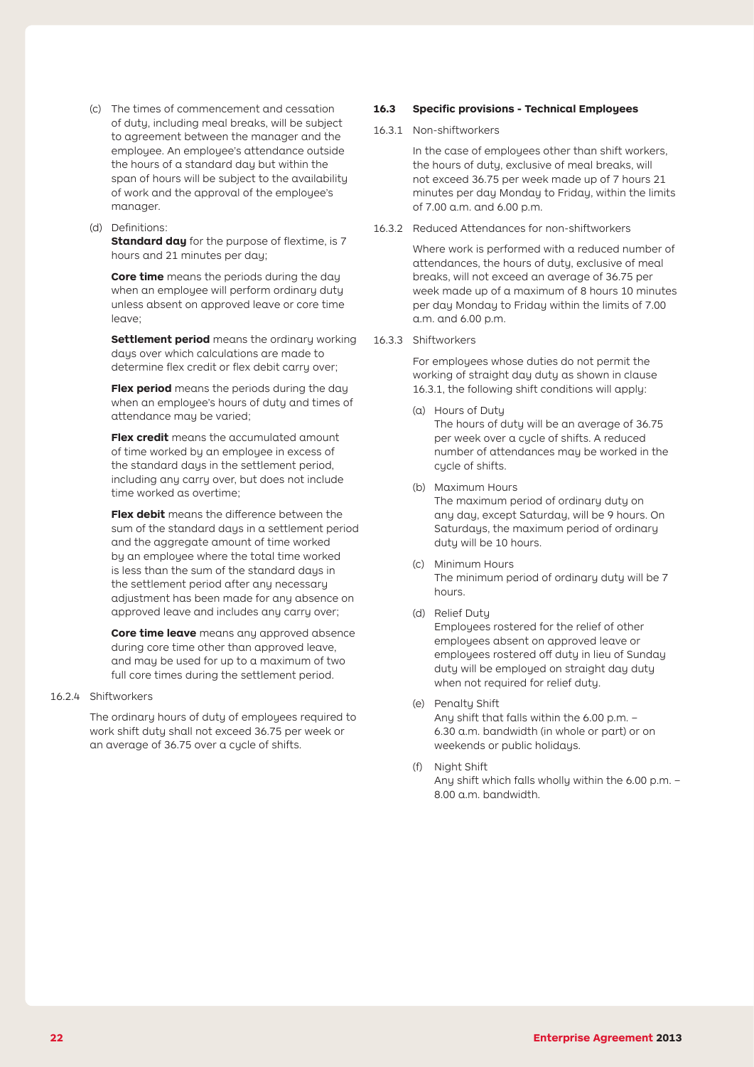(c) The times of commencement and cessation of duty, including meal breaks, will be subject to agreement between the manager and the employee. An employee's attendance outside the hours of a standard day but within the span of hours will be subject to the availability of work and the approval of the employee's manager.

(d) Definitions:

**Standard day** for the purpose of flextime, is 7 hours and 21 minutes per day;

**Core time** means the periods during the day when an employee will perform ordinary duty unless absent on approved leave or core time leave;

**Settlement period** means the ordinary working days over which calculations are made to determine flex credit or flex debit carry over;

**Flex period** means the periods during the day when an employee's hours of duty and times of attendance may be varied;

**Flex credit** means the accumulated amount of time worked by an employee in excess of the standard days in the settlement period, including any carry over, but does not include time worked as overtime;

**Flex debit** means the difference between the sum of the standard days in a settlement period and the aggregate amount of time worked by an employee where the total time worked is less than the sum of the standard days in the settlement period after any necessary adjustment has been made for any absence on approved leave and includes any carry over;

**Core time leave** means any approved absence during core time other than approved leave, and may be used for up to a maximum of two full core times during the settlement period.

16.2.4 Shiftworkers

The ordinary hours of duty of employees required to work shift duty shall not exceed 36.75 per week or an average of 36.75 over a cycle of shifts.

### 16.3 Specific provisions - Technical Employees

16.3.1 Non-shiftworkers

In the case of employees other than shift workers, the hours of duty, exclusive of meal breaks, will not exceed 36.75 per week made up of 7 hours 21 minutes per day Monday to Friday, within the limits of 7.00 a.m. and 6.00 p.m.

16.3.2 Reduced Attendances for non-shiftworkers

Where work is performed with a reduced number of attendances, the hours of duty, exclusive of meal breaks, will not exceed an average of 36.75 per week made up of a maximum of 8 hours 10 minutes per day Monday to Friday within the limits of 7.00 a.m. and 6.00 p.m.

16.3.3 Shiftworkers

For employees whose duties do not permit the working of straight day duty as shown in clause 16.3.1, the following shift conditions will apply:

(a) Hours of Duty
The hours of duty will be an average of 36.75 per week over a cycle of shifts. A reduced number of attendances may be worked in the cycle of shifts.

(b) Maximum Hours
The maximum period of ordinary duty on any day, except Saturday, will be 9 hours. On Saturdays, the maximum period of ordinary duty will be 10 hours.

(c) Minimum Hours
The minimum period of ordinary duty will be 7 hours.

(d) Relief Duty
Employees rostered for the relief of other employees absent on approved leave or employees rostered off duty in lieu of Sunday duty will be employed on straight day duty when not required for relief duty.

(e) Penalty Shift
Any shift that falls within the 6.00 p.m. – 6.30 a.m. bandwidth (in whole or part) or on weekends or public holidays.

(f) Night Shift
Any shift which falls wholly within the 6.00 p.m. – 8.00 a.m. bandwidth.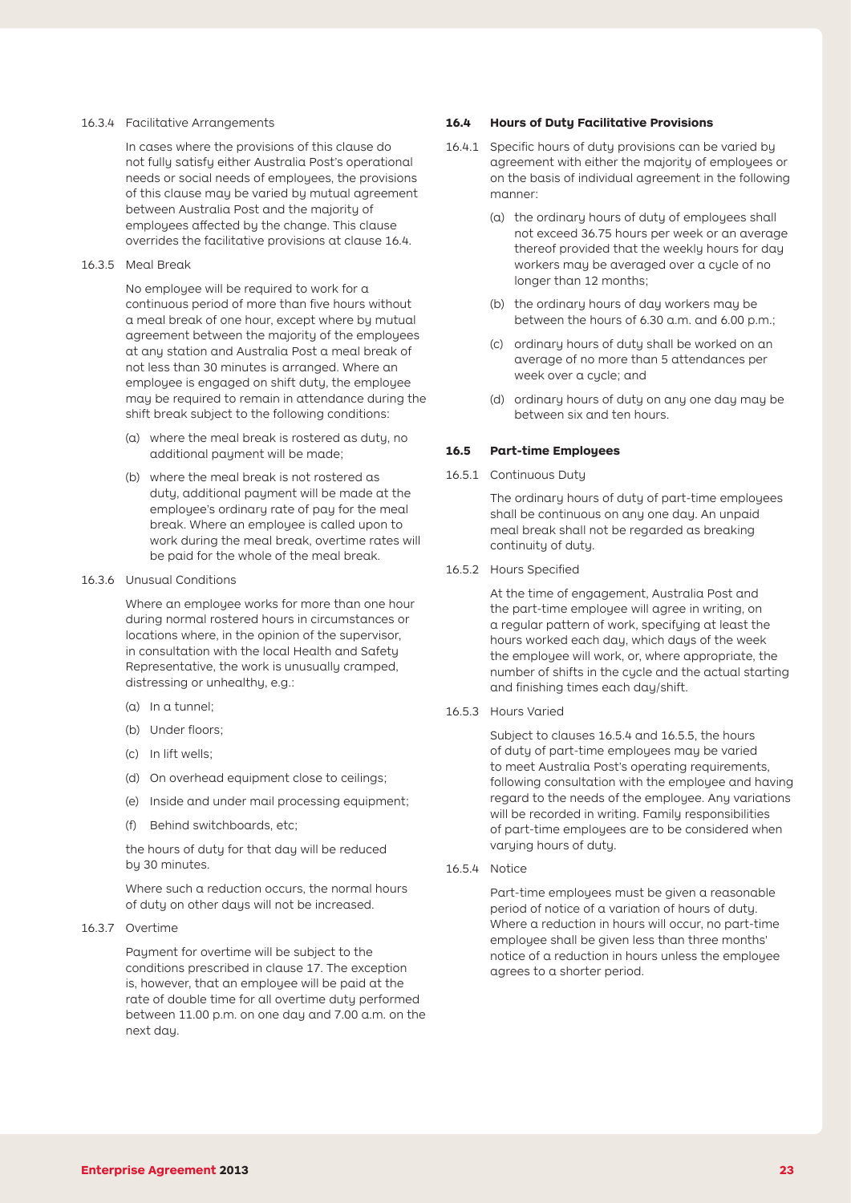16.3.4 Facilitative Arrangements

In cases where the provisions of this clause do not fully satisfy either Australia Post's operational needs or social needs of employees, the provisions of this clause may be varied by mutual agreement between Australia Post and the majority of employees affected by the change. This clause overrides the facilitative provisions at clause 16.4.

16.3.5 Meal Break

No employee will be required to work for a continuous period of more than five hours without a meal break of one hour, except where by mutual agreement between the majority of the employees at any station and Australia Post a meal break of not less than 30 minutes is arranged. Where an employee is engaged on shift duty, the employee may be required to remain in attendance during the shift break subject to the following conditions:

(a) where the meal break is rostered as duty, no additional payment will be made;

(b) where the meal break is not rostered as duty, additional payment will be made at the employee's ordinary rate of pay for the meal break. Where an employee is called upon to work during the meal break, overtime rates will be paid for the whole of the meal break.

16.3.6 Unusual Conditions

Where an employee works for more than one hour during normal rostered hours in circumstances or locations where, in the opinion of the supervisor, in consultation with the local Health and Safety Representative, the work is unusually cramped, distressing or unhealthy, e.g.:

(a) In a tunnel;

(b) Under floors;

(c) In lift wells;

(d) On overhead equipment close to ceilings;

(e) Inside and under mail processing equipment;

(f) Behind switchboards, etc;

the hours of duty for that day will be reduced by 30 minutes.

Where such a reduction occurs, the normal hours of duty on other days will not be increased.

16.3.7 Overtime

Payment for overtime will be subject to the conditions prescribed in clause 17. The exception is, however, that an employee will be paid at the rate of double time for all overtime duty performed between 11.00 p.m. on one day and 7.00 a.m. on the next day.

### 16.4 Hours of Duty Facilitative Provisions

16.4.1 Specific hours of duty provisions can be varied by agreement with either the majority of employees or on the basis of individual agreement in the following manner:

(a) the ordinary hours of duty of employees shall not exceed 36.75 hours per week or an average thereof provided that the weekly hours for day workers may be averaged over a cycle of no longer than 12 months;

(b) the ordinary hours of day workers may be between the hours of 6.30 a.m. and 6.00 p.m.;

(c) ordinary hours of duty shall be worked on an average of no more than 5 attendances per week over a cycle; and

(d) ordinary hours of duty on any one day may be between six and ten hours.

### 16.5 Part-time Employees

16.5.1 Continuous Duty

The ordinary hours of duty of part-time employees shall be continuous on any one day. An unpaid meal break shall not be regarded as breaking continuity of duty.

16.5.2 Hours Specified

At the time of engagement, Australia Post and the part-time employee will agree in writing, on a regular pattern of work, specifying at least the hours worked each day, which days of the week the employee will work, or, where appropriate, the number of shifts in the cycle and the actual starting and finishing times each day/shift.

16.5.3 Hours Varied

Subject to clauses 16.5.4 and 16.5.5, the hours of duty of part-time employees may be varied to meet Australia Post's operating requirements, following consultation with the employee and having regard to the needs of the employee. Any variations will be recorded in writing. Family responsibilities of part-time employees are to be considered when varying hours of duty.

16.5.4 Notice

Part-time employees must be given a reasonable period of notice of a variation of hours of duty. Where a reduction in hours will occur, no part-time employee shall be given less than three months' notice of a reduction in hours unless the employee agrees to a shorter period.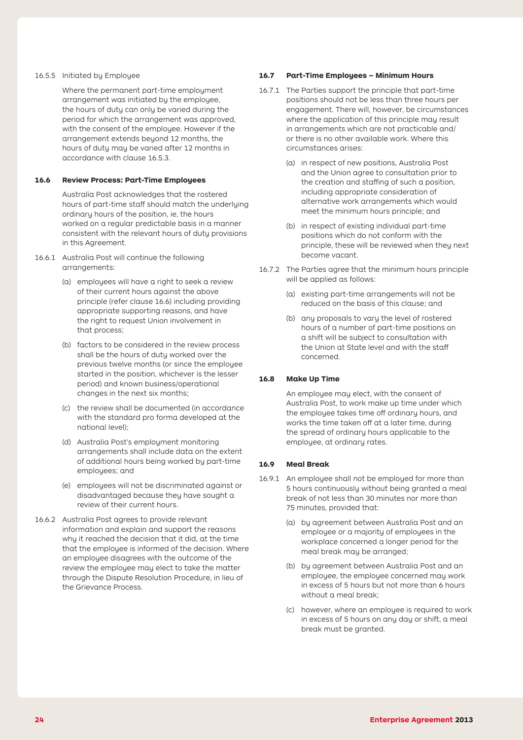16.5.5 Initiated by Employee

Where the permanent part-time employment arrangement was initiated by the employee, the hours of duty can only be varied during the period for which the arrangement was approved, with the consent of the employee. However if the arrangement extends beyond 12 months, the hours of duty may be varied after 12 months in accordance with clause 16.5.3.

**16.6 Review Process: Part-Time Employees**

Australia Post acknowledges that the rostered hours of part-time staff should match the underlying ordinary hours of the position, ie, the hours worked on a regular predictable basis in a manner consistent with the relevant hours of duty provisions in this Agreement.

16.6.1 Australia Post will continue the following arrangements:

(a) employees will have a right to seek a review of their current hours against the above principle (refer clause 16.6) including providing appropriate supporting reasons, and have the right to request Union involvement in that process;

(b) factors to be considered in the review process shall be the hours of duty worked over the previous twelve months (or since the employee started in the position, whichever is the lesser period) and known business/operational changes in the next six months;

(c) the review shall be documented (in accordance with the standard pro forma developed at the national level);

(d) Australia Post's employment monitoring arrangements shall include data on the extent of additional hours being worked by part-time employees; and

(e) employees will not be discriminated against or disadvantaged because they have sought a review of their current hours.

16.6.2 Australia Post agrees to provide relevant information and explain and support the reasons why it reached the decision that it did, at the time that the employee is informed of the decision. Where an employee disagrees with the outcome of the review the employee may elect to take the matter through the Dispute Resolution Procedure, in lieu of the Grievance Process.

**16.7 Part-Time Employees – Minimum Hours**

16.7.1 The Parties support the principle that part-time positions should not be less than three hours per engagement. There will, however, be circumstances where the application of this principle may result in arrangements which are not practicable and/or there is no other available work. Where this circumstances arises:

(a) in respect of new positions, Australia Post and the Union agree to consultation prior to the creation and staffing of such a position, including appropriate consideration of alternative work arrangements which would meet the minimum hours principle; and

(b) in respect of existing individual part-time positions which do not conform with the principle, these will be reviewed when they next become vacant.

16.7.2 The Parties agree that the minimum hours principle will be applied as follows:

(a) existing part-time arrangements will not be reduced on the basis of this clause; and

(b) any proposals to vary the level of rostered hours of a number of part-time positions on a shift will be subject to consultation with the Union at State level and with the staff concerned.

**16.8 Make Up Time**

An employee may elect, with the consent of Australia Post, to work make up time under which the employee takes time off ordinary hours, and works the time taken off at a later time, during the spread of ordinary hours applicable to the employee, at ordinary rates.

**16.9 Meal Break**

16.9.1 An employee shall not be employed for more than 5 hours continuously without being granted a meal break of not less than 30 minutes nor more than 75 minutes, provided that:

(a) by agreement between Australia Post and an employee or a majority of employees in the workplace concerned a longer period for the meal break may be arranged;

(b) by agreement between Australia Post and an employee, the employee concerned may work in excess of 5 hours but not more than 6 hours without a meal break;

(c) however, where an employee is required to work in excess of 5 hours on any day or shift, a meal break must be granted.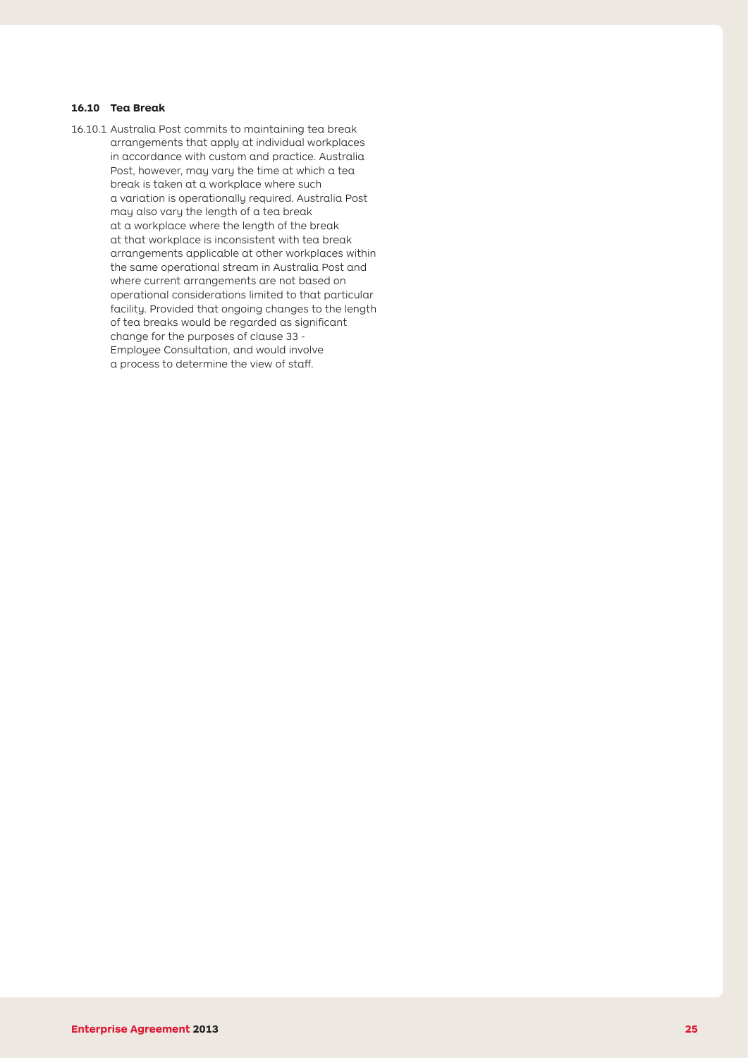### 16.10 Tea Break

16.10.1 Australia Post commits to maintaining tea break arrangements that apply at individual workplaces in accordance with custom and practice. Australia Post, however, may vary the time at which a tea break is taken at a workplace where such a variation is operationally required. Australia Post may also vary the length of a tea break at a workplace where the length of the break at that workplace is inconsistent with tea break arrangements applicable at other workplaces within the same operational stream in Australia Post and where current arrangements are not based on operational considerations limited to that particular facility. Provided that ongoing changes to the length of tea breaks would be regarded as significant change for the purposes of clause 33 - Employee Consultation, and would involve a process to determine the view of staff.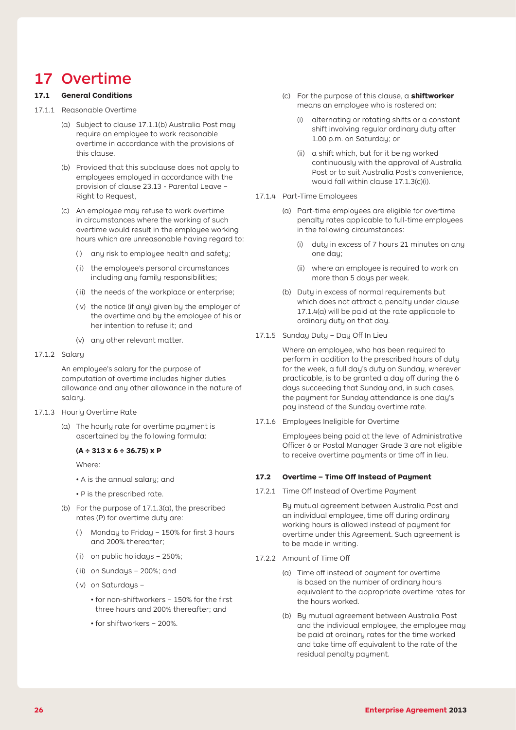# 17 Overtime

### 17.1 General Conditions

17.1.1 Reasonable Overtime

(a) Subject to clause 17.1.1(b) Australia Post may require an employee to work reasonable overtime in accordance with the provisions of this clause.

(b) Provided that this subclause does not apply to employees employed in accordance with the provision of clause 23.13 - Parental Leave – Right to Request,

(c) An employee may refuse to work overtime in circumstances where the working of such overtime would result in the employee working hours which are unreasonable having regard to:

(i) any risk to employee health and safety;

(ii) the employee's personal circumstances including any family responsibilities;

(iii) the needs of the workplace or enterprise;

(iv) the notice (if any) given by the employer of the overtime and by the employee of his or her intention to refuse it; and

(v) any other relevant matter.

17.1.2 Salary

An employee's salary for the purpose of computation of overtime includes higher duties allowance and any other allowance in the nature of salary.

17.1.3 Hourly Overtime Rate

(a) The hourly rate for overtime payment is ascertained by the following formula:

**(A ÷ 313 x 6 ÷ 36.75) x P**

Where:

- A is the annual salary; and
- P is the prescribed rate.

(b) For the purpose of 17.1.3(a), the prescribed rates (P) for overtime duty are:

(i) Monday to Friday – 150% for first 3 hours and 200% thereafter;

(ii) on public holidays – 250%;

(iii) on Sundays – 200%; and

(iv) on Saturdays –

- for non-shiftworkers – 150% for the first three hours and 200% thereafter; and
- for shiftworkers – 200%.

(c) For the purpose of this clause, a **shiftworker** means an employee who is rostered on:

(i) alternating or rotating shifts or a constant shift involving regular ordinary duty after 1.00 p.m. on Saturday; or

(ii) a shift which, but for it being worked continuously with the approval of Australia Post or to suit Australia Post's convenience, would fall within clause 17.1.3(c)(i).

17.1.4 Part-Time Employees

(a) Part-time employees are eligible for overtime penalty rates applicable to full-time employees in the following circumstances:

(i) duty in excess of 7 hours 21 minutes on any one day;

(ii) where an employee is required to work on more than 5 days per week.

(b) Duty in excess of normal requirements but which does not attract a penalty under clause 17.1.4(a) will be paid at the rate applicable to ordinary duty on that day.

17.1.5 Sunday Duty – Day Off In Lieu

Where an employee, who has been required to perform in addition to the prescribed hours of duty for the week, a full day's duty on Sunday, wherever practicable, is to be granted a day off during the 6 days succeeding that Sunday and, in such cases, the payment for Sunday attendance is one day's pay instead of the Sunday overtime rate.

17.1.6 Employees Ineligible for Overtime

Employees being paid at the level of Administrative Officer 6 or Postal Manager Grade 3 are not eligible to receive overtime payments or time off in lieu.

### 17.2 Overtime – Time Off Instead of Payment

17.2.1 Time Off Instead of Overtime Payment

By mutual agreement between Australia Post and an individual employee, time off during ordinary working hours is allowed instead of payment for overtime under this Agreement. Such agreement is to be made in writing.

17.2.2 Amount of Time Off

(a) Time off instead of payment for overtime is based on the number of ordinary hours equivalent to the appropriate overtime rates for the hours worked.

(b) By mutual agreement between Australia Post and the individual employee, the employee may be paid at ordinary rates for the time worked and take time off equivalent to the rate of the residual penalty payment.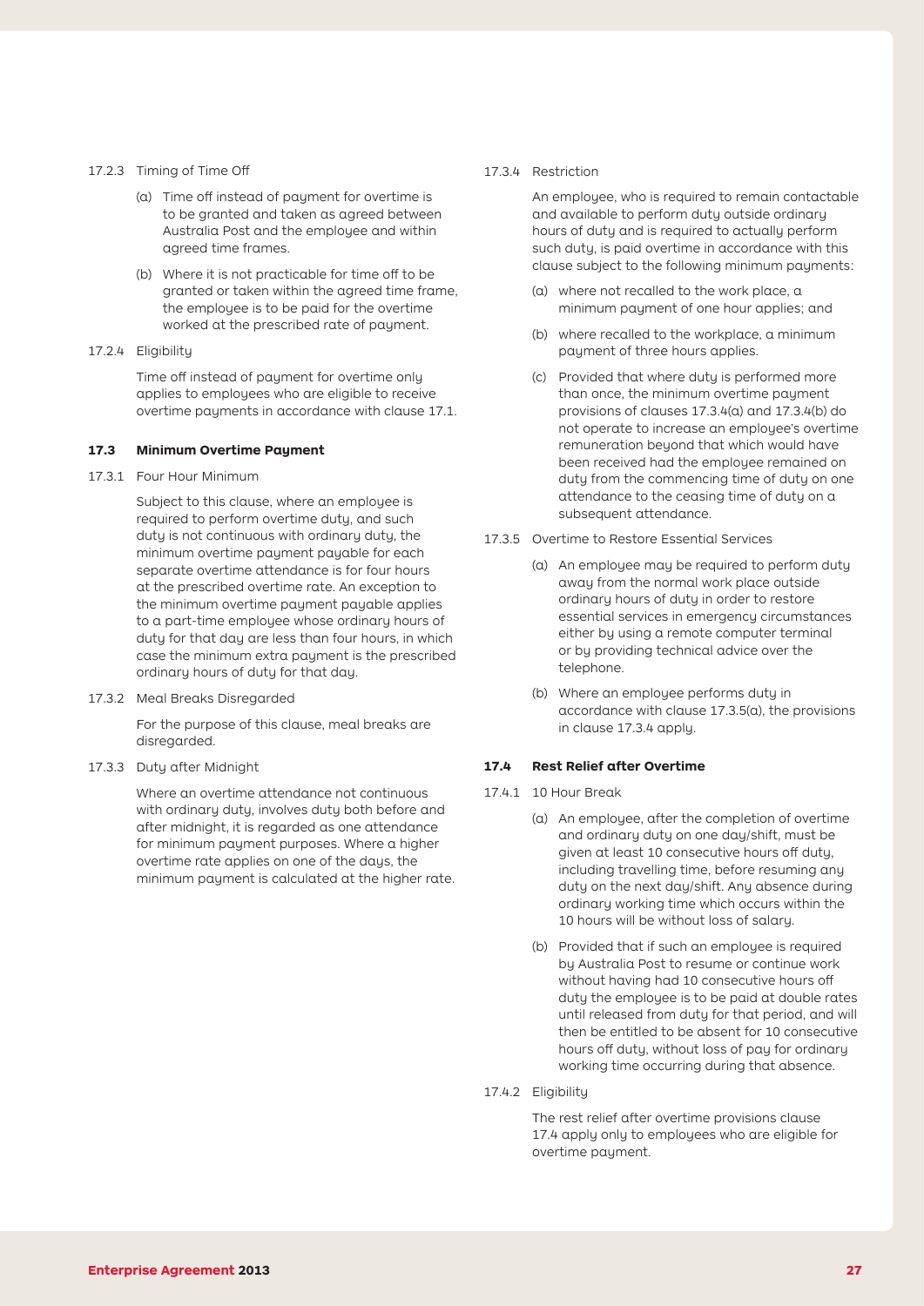17.2.3 Timing of Time Off

(a) Time off instead of payment for overtime is to be granted and taken as agreed between Australia Post and the employee and within agreed time frames.

(b) Where it is not practicable for time off to be granted or taken within the agreed time frame, the employee is to be paid for the overtime worked at the prescribed rate of payment.

17.2.4 Eligibility

Time off instead of payment for overtime only applies to employees who are eligible to receive overtime payments in accordance with clause 17.1.

### 17.3 Minimum Overtime Payment

17.3.1 Four Hour Minimum

Subject to this clause, where an employee is required to perform overtime duty, and such duty is not continuous with ordinary duty, the minimum overtime payment payable for each separate overtime attendance is for four hours at the prescribed overtime rate. An exception to the minimum overtime payment payable applies to a part-time employee whose ordinary hours of duty for that day are less than four hours, in which case the minimum extra payment is the prescribed ordinary hours of duty for that day.

17.3.2 Meal Breaks Disregarded

For the purpose of this clause, meal breaks are disregarded.

17.3.3 Duty after Midnight

Where an overtime attendance not continuous with ordinary duty, involves duty both before and after midnight, it is regarded as one attendance for minimum payment purposes. Where a higher overtime rate applies on one of the days, the minimum payment is calculated at the higher rate.

17.3.4 Restriction

An employee, who is required to remain contactable and available to perform duty outside ordinary hours of duty and is required to actually perform such duty, is paid overtime in accordance with this clause subject to the following minimum payments:

(a) where not recalled to the work place, a minimum payment of one hour applies; and

(b) where recalled to the workplace, a minimum payment of three hours applies.

(c) Provided that where duty is performed more than once, the minimum overtime payment provisions of clauses 17.3.4(a) and 17.3.4(b) do not operate to increase an employee's overtime remuneration beyond that which would have been received had the employee remained on duty from the commencing time of duty on one attendance to the ceasing time of duty on a subsequent attendance.

17.3.5 Overtime to Restore Essential Services

(a) An employee may be required to perform duty away from the normal work place outside ordinary hours of duty in order to restore essential services in emergency circumstances either by using a remote computer terminal or by providing technical advice over the telephone.

(b) Where an employee performs duty in accordance with clause 17.3.5(a), the provisions in clause 17.3.4 apply.

### 17.4 Rest Relief after Overtime

17.4.1 10 Hour Break

(a) An employee, after the completion of overtime and ordinary duty on one day/shift, must be given at least 10 consecutive hours off duty, including travelling time, before resuming any duty on the next day/shift. Any absence during ordinary working time which occurs within the 10 hours will be without loss of salary.

(b) Provided that if such an employee is required by Australia Post to resume or continue work without having had 10 consecutive hours off duty the employee is to be paid at double rates until released from duty for that period, and will then be entitled to be absent for 10 consecutive hours off duty, without loss of pay for ordinary working time occurring during that absence.

17.4.2 Eligibility

The rest relief after overtime provisions clause 17.4 apply only to employees who are eligible for overtime payment.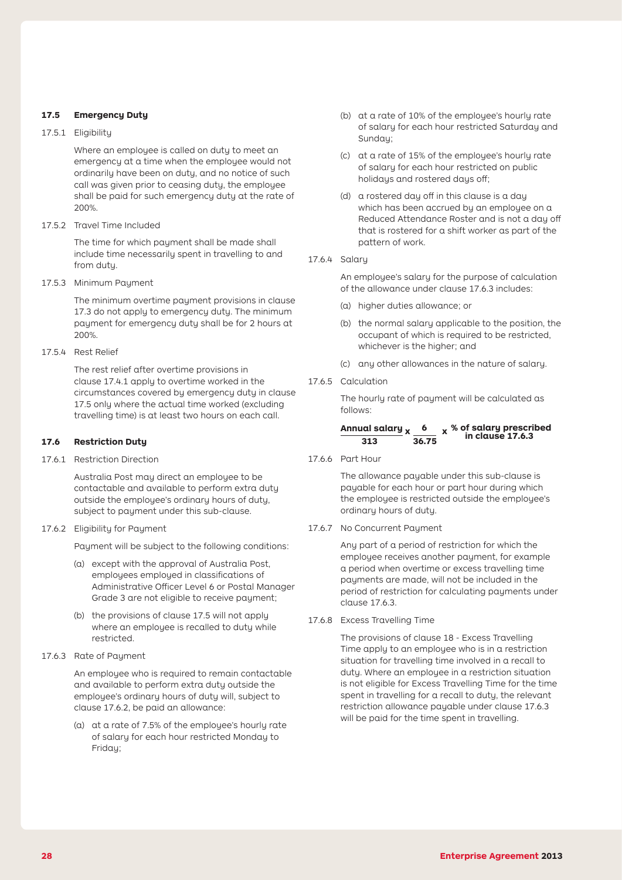### 17.5 Emergency Duty

17.5.1 Eligibility

Where an employee is called on duty to meet an emergency at a time when the employee would not ordinarily have been on duty, and no notice of such call was given prior to ceasing duty, the employee shall be paid for such emergency duty at the rate of 200%.

17.5.2 Travel Time Included

The time for which payment shall be made shall include time necessarily spent in travelling to and from duty.

17.5.3 Minimum Payment

The minimum overtime payment provisions in clause 17.3 do not apply to emergency duty. The minimum payment for emergency duty shall be for 2 hours at 200%.

17.5.4 Rest Relief

The rest relief after overtime provisions in clause 17.4.1 apply to overtime worked in the circumstances covered by emergency duty in clause 17.5 only where the actual time worked (excluding travelling time) is at least two hours on each call.

### 17.6 Restriction Duty

17.6.1 Restriction Direction

Australia Post may direct an employee to be contactable and available to perform extra duty outside the employee's ordinary hours of duty, subject to payment under this sub-clause.

17.6.2 Eligibility for Payment

Payment will be subject to the following conditions:

(a) except with the approval of Australia Post, employees employed in classifications of Administrative Officer Level 6 or Postal Manager Grade 3 are not eligible to receive payment;

(b) the provisions of clause 17.5 will not apply where an employee is recalled to duty while restricted.

17.6.3 Rate of Payment

An employee who is required to remain contactable and available to perform extra duty outside the employee's ordinary hours of duty will, subject to clause 17.6.2, be paid an allowance:

(a) at a rate of 7.5% of the employee's hourly rate of salary for each hour restricted Monday to Friday;

(b) at a rate of 10% of the employee's hourly rate of salary for each hour restricted Saturday and Sunday;

(c) at a rate of 15% of the employee's hourly rate of salary for each hour restricted on public holidays and rostered days off;

(d) a rostered day off in this clause is a day which has been accrued by an employee on a Reduced Attendance Roster and is not a day off that is rostered for a shift worker as part of the pattern of work.

17.6.4 Salary

An employee's salary for the purpose of calculation of the allowance under clause 17.6.3 includes:

(a) higher duties allowance; or

(b) the normal salary applicable to the position, the occupant of which is required to be restricted, whichever is the higher; and

(c) any other allowances in the nature of salary.

17.6.5 Calculation

The hourly rate of payment will be calculated as follows:

$$\frac{\textbf{Annual salary}}{\textbf{313}} \times \frac{\textbf{6}}{\textbf{36.75}} \times \textbf{\% of salary prescribed in clause 17.6.3}$$

17.6.6 Part Hour

The allowance payable under this sub-clause is payable for each hour or part hour during which the employee is restricted outside the employee's ordinary hours of duty.

17.6.7 No Concurrent Payment

Any part of a period of restriction for which the employee receives another payment, for example a period when overtime or excess travelling time payments are made, will not be included in the period of restriction for calculating payments under clause 17.6.3.

17.6.8 Excess Travelling Time

The provisions of clause 18 - Excess Travelling Time apply to an employee who is in a restriction situation for travelling time involved in a recall to duty. Where an employee in a restriction situation is not eligible for Excess Travelling Time for the time spent in travelling for a recall to duty, the relevant restriction allowance payable under clause 17.6.3 will be paid for the time spent in travelling.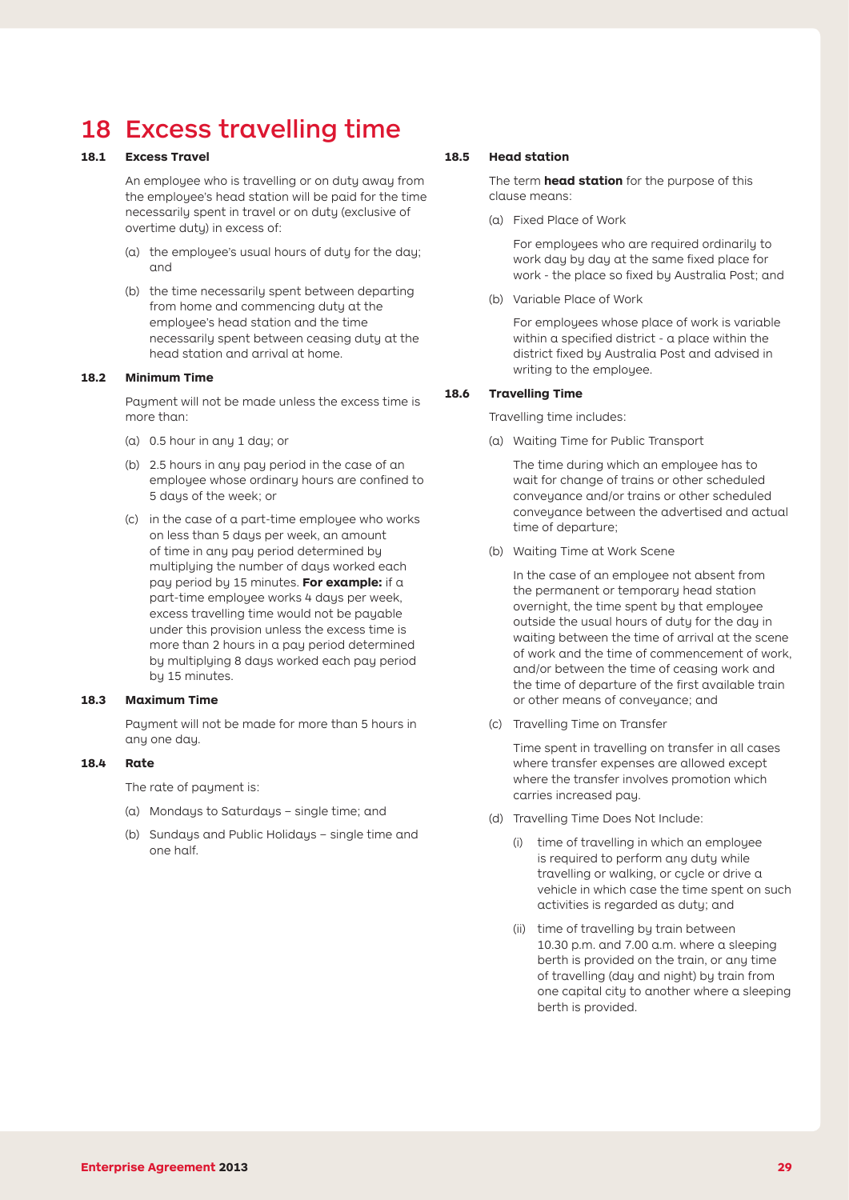# 18 Excess travelling time

### 18.1 Excess Travel

An employee who is travelling or on duty away from the employee's head station will be paid for the time necessarily spent in travel or on duty (exclusive of overtime duty) in excess of:

(a) the employee's usual hours of duty for the day; and

(b) the time necessarily spent between departing from home and commencing duty at the employee's head station and the time necessarily spent between ceasing duty at the head station and arrival at home.

### 18.2 Minimum Time

Payment will not be made unless the excess time is more than:

(a) 0.5 hour in any 1 day; or

(b) 2.5 hours in any pay period in the case of an employee whose ordinary hours are confined to 5 days of the week; or

(c) in the case of a part-time employee who works on less than 5 days per week, an amount of time in any pay period determined by multiplying the number of days worked each pay period by 15 minutes. **For example:** if a part-time employee works 4 days per week, excess travelling time would not be payable under this provision unless the excess time is more than 2 hours in a pay period determined by multiplying 8 days worked each pay period by 15 minutes.

### 18.3 Maximum Time

Payment will not be made for more than 5 hours in any one day.

### 18.4 Rate

The rate of payment is:

(a) Mondays to Saturdays – single time; and

(b) Sundays and Public Holidays – single time and one half.

### 18.5 Head station

The term **head station** for the purpose of this clause means:

(a) Fixed Place of Work

For employees who are required ordinarily to work day by day at the same fixed place for work - the place so fixed by Australia Post; and

(b) Variable Place of Work

For employees whose place of work is variable within a specified district - a place within the district fixed by Australia Post and advised in writing to the employee.

### 18.6 Travelling Time

Travelling time includes:

(a) Waiting Time for Public Transport

The time during which an employee has to wait for change of trains or other scheduled conveyance and/or trains or other scheduled conveyance between the advertised and actual time of departure;

(b) Waiting Time at Work Scene

In the case of an employee not absent from the permanent or temporary head station overnight, the time spent by that employee outside the usual hours of duty for the day in waiting between the time of arrival at the scene of work and the time of commencement of work, and/or between the time of ceasing work and the time of departure of the first available train or other means of conveyance; and

(c) Travelling Time on Transfer

Time spent in travelling on transfer in all cases where transfer expenses are allowed except where the transfer involves promotion which carries increased pay.

(d) Travelling Time Does Not Include:

(i) time of travelling in which an employee is required to perform any duty while travelling or walking, or cycle or drive a vehicle in which case the time spent on such activities is regarded as duty; and

(ii) time of travelling by train between 10.30 p.m. and 7.00 a.m. where a sleeping berth is provided on the train, or any time of travelling (day and night) by train from one capital city to another where a sleeping berth is provided.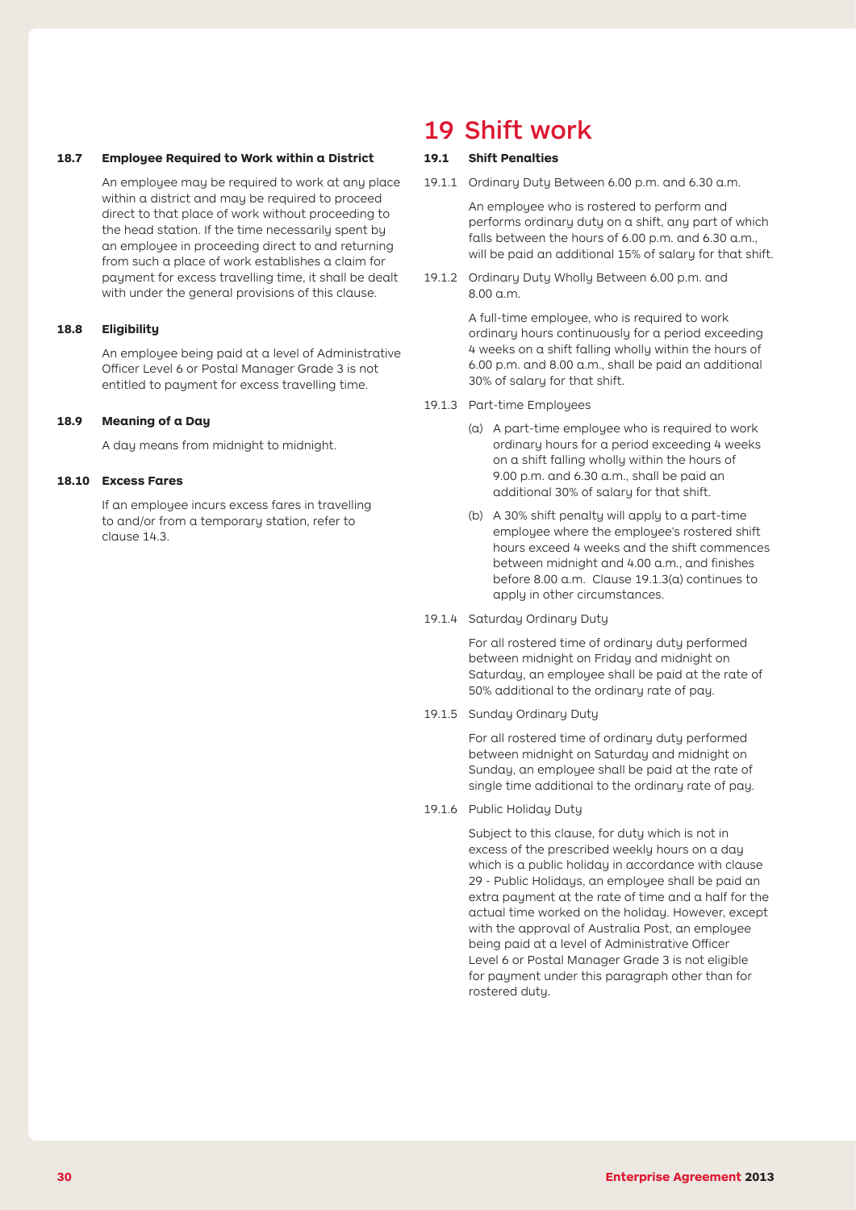### 18.7 Employee Required to Work within a District

An employee may be required to work at any place within a district and may be required to proceed direct to that place of work without proceeding to the head station. If the time necessarily spent by an employee in proceeding direct to and returning from such a place of work establishes a claim for payment for excess travelling time, it shall be dealt with under the general provisions of this clause.

### 18.8 Eligibility

An employee being paid at a level of Administrative Officer Level 6 or Postal Manager Grade 3 is not entitled to payment for excess travelling time.

### 18.9 Meaning of a Day

A day means from midnight to midnight.

### 18.10 Excess Fares

If an employee incurs excess fares in travelling to and/or from a temporary station, refer to clause 14.3.

# 19 Shift work

### 19.1 Shift Penalties

19.1.1 Ordinary Duty Between 6.00 p.m. and 6.30 a.m.

An employee who is rostered to perform and performs ordinary duty on a shift, any part of which falls between the hours of 6.00 p.m. and 6.30 a.m., will be paid an additional 15% of salary for that shift.

19.1.2 Ordinary Duty Wholly Between 6.00 p.m. and 8.00 a.m.

A full-time employee, who is required to work ordinary hours continuously for a period exceeding 4 weeks on a shift falling wholly within the hours of 6.00 p.m. and 8.00 a.m., shall be paid an additional 30% of salary for that shift.

19.1.3 Part-time Employees

(a) A part-time employee who is required to work ordinary hours for a period exceeding 4 weeks on a shift falling wholly within the hours of 9.00 p.m. and 6.30 a.m., shall be paid an additional 30% of salary for that shift.

(b) A 30% shift penalty will apply to a part-time employee where the employee's rostered shift hours exceed 4 weeks and the shift commences between midnight and 4.00 a.m., and finishes before 8.00 a.m. Clause 19.1.3(a) continues to apply in other circumstances.

19.1.4 Saturday Ordinary Duty

For all rostered time of ordinary duty performed between midnight on Friday and midnight on Saturday, an employee shall be paid at the rate of 50% additional to the ordinary rate of pay.

19.1.5 Sunday Ordinary Duty

For all rostered time of ordinary duty performed between midnight on Saturday and midnight on Sunday, an employee shall be paid at the rate of single time additional to the ordinary rate of pay.

19.1.6 Public Holiday Duty

Subject to this clause, for duty which is not in excess of the prescribed weekly hours on a day which is a public holiday in accordance with clause 29 - Public Holidays, an employee shall be paid an extra payment at the rate of time and a half for the actual time worked on the holiday. However, except with the approval of Australia Post, an employee being paid at a level of Administrative Officer Level 6 or Postal Manager Grade 3 is not eligible for payment under this paragraph other than for rostered duty.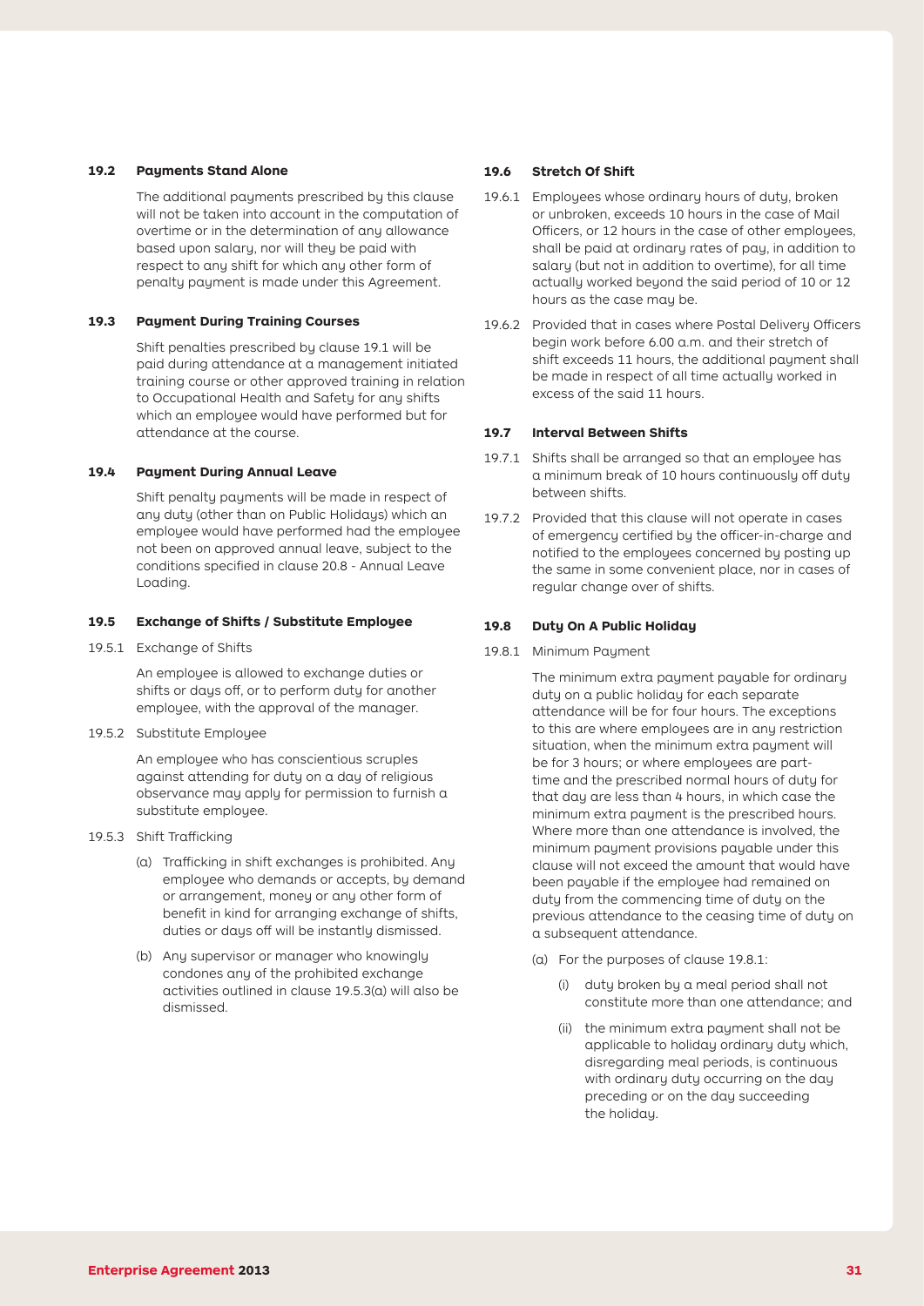### 19.2 Payments Stand Alone

The additional payments prescribed by this clause will not be taken into account in the computation of overtime or in the determination of any allowance based upon salary, nor will they be paid with respect to any shift for which any other form of penalty payment is made under this Agreement.

### 19.3 Payment During Training Courses

Shift penalties prescribed by clause 19.1 will be paid during attendance at a management initiated training course or other approved training in relation to Occupational Health and Safety for any shifts which an employee would have performed but for attendance at the course.

### 19.4 Payment During Annual Leave

Shift penalty payments will be made in respect of any duty (other than on Public Holidays) which an employee would have performed had the employee not been on approved annual leave, subject to the conditions specified in clause 20.8 - Annual Leave Loading.

### 19.5 Exchange of Shifts / Substitute Employee

19.5.1 Exchange of Shifts

An employee is allowed to exchange duties or shifts or days off, or to perform duty for another employee, with the approval of the manager.

19.5.2 Substitute Employee

An employee who has conscientious scruples against attending for duty on a day of religious observance may apply for permission to furnish a substitute employee.

19.5.3 Shift Trafficking

(a) Trafficking in shift exchanges is prohibited. Any employee who demands or accepts, by demand or arrangement, money or any other form of benefit in kind for arranging exchange of shifts, duties or days off will be instantly dismissed.

(b) Any supervisor or manager who knowingly condones any of the prohibited exchange activities outlined in clause 19.5.3(a) will also be dismissed.

### 19.6 Stretch Of Shift

19.6.1 Employees whose ordinary hours of duty, broken or unbroken, exceeds 10 hours in the case of Mail Officers, or 12 hours in the case of other employees, shall be paid at ordinary rates of pay, in addition to salary (but not in addition to overtime), for all time actually worked beyond the said period of 10 or 12 hours as the case may be.

19.6.2 Provided that in cases where Postal Delivery Officers begin work before 6.00 a.m. and their stretch of shift exceeds 11 hours, the additional payment shall be made in respect of all time actually worked in excess of the said 11 hours.

### 19.7 Interval Between Shifts

19.7.1 Shifts shall be arranged so that an employee has a minimum break of 10 hours continuously off duty between shifts.

19.7.2 Provided that this clause will not operate in cases of emergency certified by the officer-in-charge and notified to the employees concerned by posting up the same in some convenient place, nor in cases of regular change over of shifts.

### 19.8 Duty On A Public Holiday

19.8.1 Minimum Payment

The minimum extra payment payable for ordinary duty on a public holiday for each separate attendance will be for four hours. The exceptions to this are where employees are in any restriction situation, when the minimum extra payment will be for 3 hours; or where employees are part-time and the prescribed normal hours of duty for that day are less than 4 hours, in which case the minimum extra payment is the prescribed hours. Where more than one attendance is involved, the minimum payment provisions payable under this clause will not exceed the amount that would have been payable if the employee had remained on duty from the commencing time of duty on the previous attendance to the ceasing time of duty on a subsequent attendance.

(a) For the purposes of clause 19.8.1:

(i) duty broken by a meal period shall not constitute more than one attendance; and

(ii) the minimum extra payment shall not be applicable to holiday ordinary duty which, disregarding meal periods, is continuous with ordinary duty occurring on the day preceding or on the day succeeding the holiday.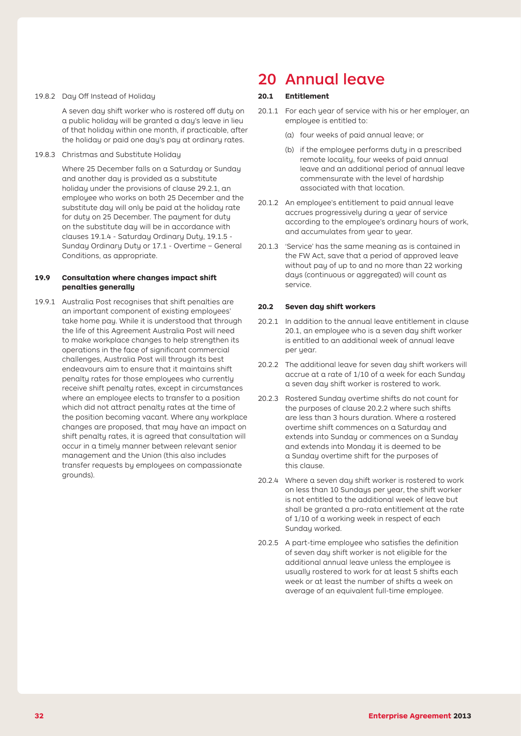19.8.2 Day Off Instead of Holiday

A seven day shift worker who is rostered off duty on a public holiday will be granted a day's leave in lieu of that holiday within one month, if practicable, after the holiday or paid one day's pay at ordinary rates.

19.8.3 Christmas and Substitute Holiday

Where 25 December falls on a Saturday or Sunday and another day is provided as a substitute holiday under the provisions of clause 29.2.1, an employee who works on both 25 December and the substitute day will only be paid at the holiday rate for duty on 25 December. The payment for duty on the substitute day will be in accordance with clauses 19.1.4 - Saturday Ordinary Duty, 19.1.5 - Sunday Ordinary Duty or 17.1 - Overtime – General Conditions, as appropriate.

### 19.9 Consultation where changes impact shift penalties generally

19.9.1 Australia Post recognises that shift penalties are an important component of existing employees' take home pay. While it is understood that through the life of this Agreement Australia Post will need to make workplace changes to help strengthen its operations in the face of significant commercial challenges, Australia Post will through its best endeavours aim to ensure that it maintains shift penalty rates for those employees who currently receive shift penalty rates, except in circumstances where an employee elects to transfer to a position which did not attract penalty rates at the time of the position becoming vacant. Where any workplace changes are proposed, that may have an impact on shift penalty rates, it is agreed that consultation will occur in a timely manner between relevant senior management and the Union (this also includes transfer requests by employees on compassionate grounds).

# 20 Annual leave

### 20.1 Entitlement

20.1.1 For each year of service with his or her employer, an employee is entitled to:

(a) four weeks of paid annual leave; or

(b) if the employee performs duty in a prescribed remote locality, four weeks of paid annual leave and an additional period of annual leave commensurate with the level of hardship associated with that location.

20.1.2 An employee's entitlement to paid annual leave accrues progressively during a year of service according to the employee's ordinary hours of work, and accumulates from year to year.

20.1.3 'Service' has the same meaning as is contained in the FW Act, save that a period of approved leave without pay of up to and no more than 22 working days (continuous or aggregated) will count as service.

### 20.2 Seven day shift workers

20.2.1 In addition to the annual leave entitlement in clause 20.1, an employee who is a seven day shift worker is entitled to an additional week of annual leave per year.

20.2.2 The additional leave for seven day shift workers will accrue at a rate of 1/10 of a week for each Sunday a seven day shift worker is rostered to work.

20.2.3 Rostered Sunday overtime shifts do not count for the purposes of clause 20.2.2 where such shifts are less than 3 hours duration. Where a rostered overtime shift commences on a Saturday and extends into Sunday or commences on a Sunday and extends into Monday it is deemed to be a Sunday overtime shift for the purposes of this clause.

20.2.4 Where a seven day shift worker is rostered to work on less than 10 Sundays per year, the shift worker is not entitled to the additional week of leave but shall be granted a pro-rata entitlement at the rate of 1/10 of a working week in respect of each Sunday worked.

20.2.5 A part-time employee who satisfies the definition of seven day shift worker is not eligible for the additional annual leave unless the employee is usually rostered to work for at least 5 shifts each week or at least the number of shifts a week on average of an equivalent full-time employee.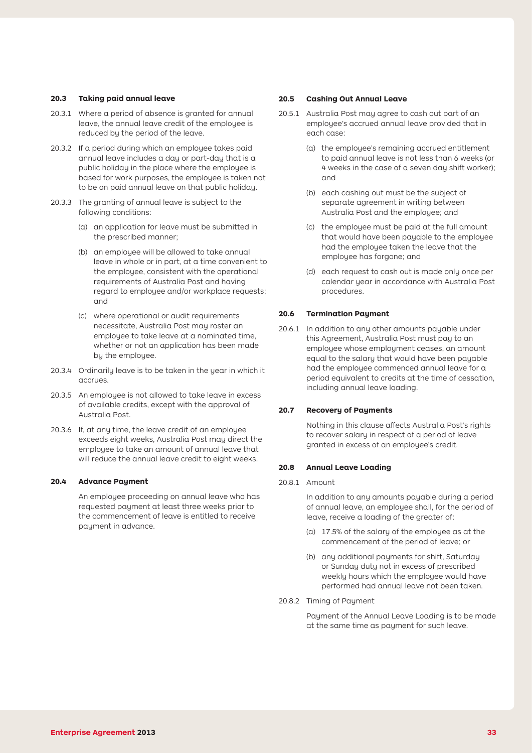### 20.3 Taking paid annual leave

20.3.1 Where a period of absence is granted for annual leave, the annual leave credit of the employee is reduced by the period of the leave.

20.3.2 If a period during which an employee takes paid annual leave includes a day or part-day that is a public holiday in the place where the employee is based for work purposes, the employee is taken not to be on paid annual leave on that public holiday.

20.3.3 The granting of annual leave is subject to the following conditions:

(a) an application for leave must be submitted in the prescribed manner;

(b) an employee will be allowed to take annual leave in whole or in part, at a time convenient to the employee, consistent with the operational requirements of Australia Post and having regard to employee and/or workplace requests; and

(c) where operational or audit requirements necessitate, Australia Post may roster an employee to take leave at a nominated time, whether or not an application has been made by the employee.

20.3.4 Ordinarily leave is to be taken in the year in which it accrues.

20.3.5 An employee is not allowed to take leave in excess of available credits, except with the approval of Australia Post.

20.3.6 If, at any time, the leave credit of an employee exceeds eight weeks, Australia Post may direct the employee to take an amount of annual leave that will reduce the annual leave credit to eight weeks.

### 20.4 Advance Payment

An employee proceeding on annual leave who has requested payment at least three weeks prior to the commencement of leave is entitled to receive payment in advance.

### 20.5 Cashing Out Annual Leave

20.5.1 Australia Post may agree to cash out part of an employee's accrued annual leave provided that in each case:

(a) the employee's remaining accrued entitlement to paid annual leave is not less than 6 weeks (or 4 weeks in the case of a seven day shift worker); and

(b) each cashing out must be the subject of separate agreement in writing between Australia Post and the employee; and

(c) the employee must be paid at the full amount that would have been payable to the employee had the employee taken the leave that the employee has forgone; and

(d) each request to cash out is made only once per calendar year in accordance with Australia Post procedures.

### 20.6 Termination Payment

20.6.1 In addition to any other amounts payable under this Agreement, Australia Post must pay to an employee whose employment ceases, an amount equal to the salary that would have been payable had the employee commenced annual leave for a period equivalent to credits at the time of cessation, including annual leave loading.

### 20.7 Recovery of Payments

Nothing in this clause affects Australia Post's rights to recover salary in respect of a period of leave granted in excess of an employee's credit.

### 20.8 Annual Leave Loading

20.8.1 Amount

In addition to any amounts payable during a period of annual leave, an employee shall, for the period of leave, receive a loading of the greater of:

(a) 17.5% of the salary of the employee as at the commencement of the period of leave; or

(b) any additional payments for shift, Saturday or Sunday duty not in excess of prescribed weekly hours which the employee would have performed had annual leave not been taken.

20.8.2 Timing of Payment

Payment of the Annual Leave Loading is to be made at the same time as payment for such leave.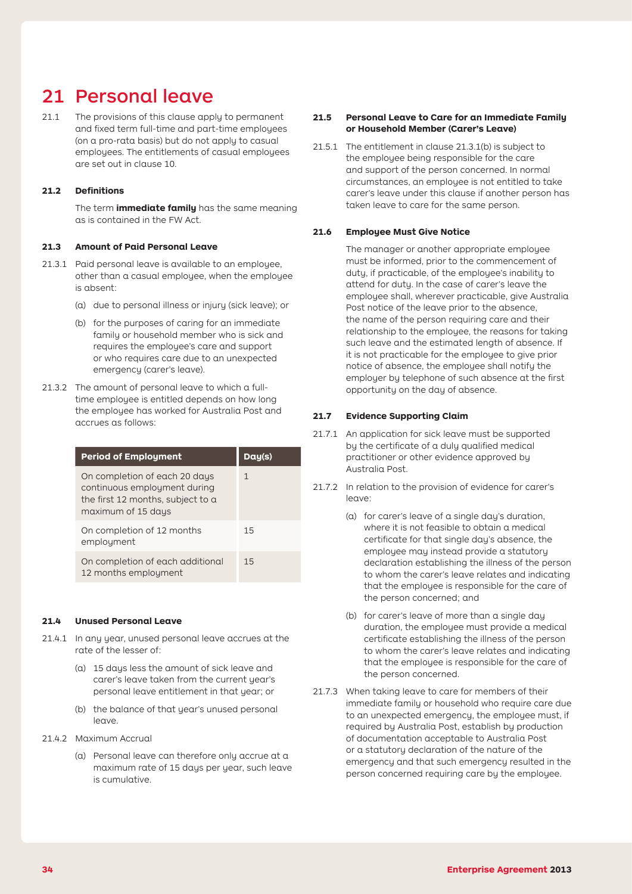# 21 Personal leave

21.1 The provisions of this clause apply to permanent and fixed term full-time and part-time employees (on a pro-rata basis) but do not apply to casual employees. The entitlements of casual employees are set out in clause 10.

### 21.2 Definitions

The term **immediate family** has the same meaning as is contained in the FW Act.

### 21.3 Amount of Paid Personal Leave

21.3.1 Paid personal leave is available to an employee, other than a casual employee, when the employee is absent:

(a) due to personal illness or injury (sick leave); or

(b) for the purposes of caring for an immediate family or household member who is sick and requires the employee's care and support or who requires care due to an unexpected emergency (carer's leave).

21.3.2 The amount of personal leave to which a full-time employee is entitled depends on how long the employee has worked for Australia Post and accrues as follows:

| Period of Employment | Day(s) |
|---|---|
| On completion of each 20 days continuous employment during the first 12 months, subject to a maximum of 15 days | 1 |
| On completion of 12 months employment | 15 |
| On completion of each additional 12 months employment | 15 |

### 21.4 Unused Personal Leave

21.4.1 In any year, unused personal leave accrues at the rate of the lesser of:

(a) 15 days less the amount of sick leave and carer's leave taken from the current year's personal leave entitlement in that year; or

(b) the balance of that year's unused personal leave.

21.4.2 Maximum Accrual

(a) Personal leave can therefore only accrue at a maximum rate of 15 days per year, such leave is cumulative.

### 21.5 Personal Leave to Care for an Immediate Family or Household Member (Carer's Leave)

21.5.1 The entitlement in clause 21.3.1(b) is subject to the employee being responsible for the care and support of the person concerned. In normal circumstances, an employee is not entitled to take carer's leave under this clause if another person has taken leave to care for the same person.

### 21.6 Employee Must Give Notice

The manager or another appropriate employee must be informed, prior to the commencement of duty, if practicable, of the employee's inability to attend for duty. In the case of carer's leave the employee shall, wherever practicable, give Australia Post notice of the leave prior to the absence, the name of the person requiring care and their relationship to the employee, the reasons for taking such leave and the estimated length of absence. If it is not practicable for the employee to give prior notice of absence, the employee shall notify the employer by telephone of such absence at the first opportunity on the day of absence.

### 21.7 Evidence Supporting Claim

21.7.1 An application for sick leave must be supported by the certificate of a duly qualified medical practitioner or other evidence approved by Australia Post.

21.7.2 In relation to the provision of evidence for carer's leave:

(a) for carer's leave of a single day's duration, where it is not feasible to obtain a medical certificate for that single day's absence, the employee may instead provide a statutory declaration establishing the illness of the person to whom the carer's leave relates and indicating that the employee is responsible for the care of the person concerned; and

(b) for carer's leave of more than a single day duration, the employee must provide a medical certificate establishing the illness of the person to whom the carer's leave relates and indicating that the employee is responsible for the care of the person concerned.

21.7.3 When taking leave to care for members of their immediate family or household who require care due to an unexpected emergency, the employee must, if required by Australia Post, establish by production of documentation acceptable to Australia Post or a statutory declaration of the nature of the emergency and that such emergency resulted in the person concerned requiring care by the employee.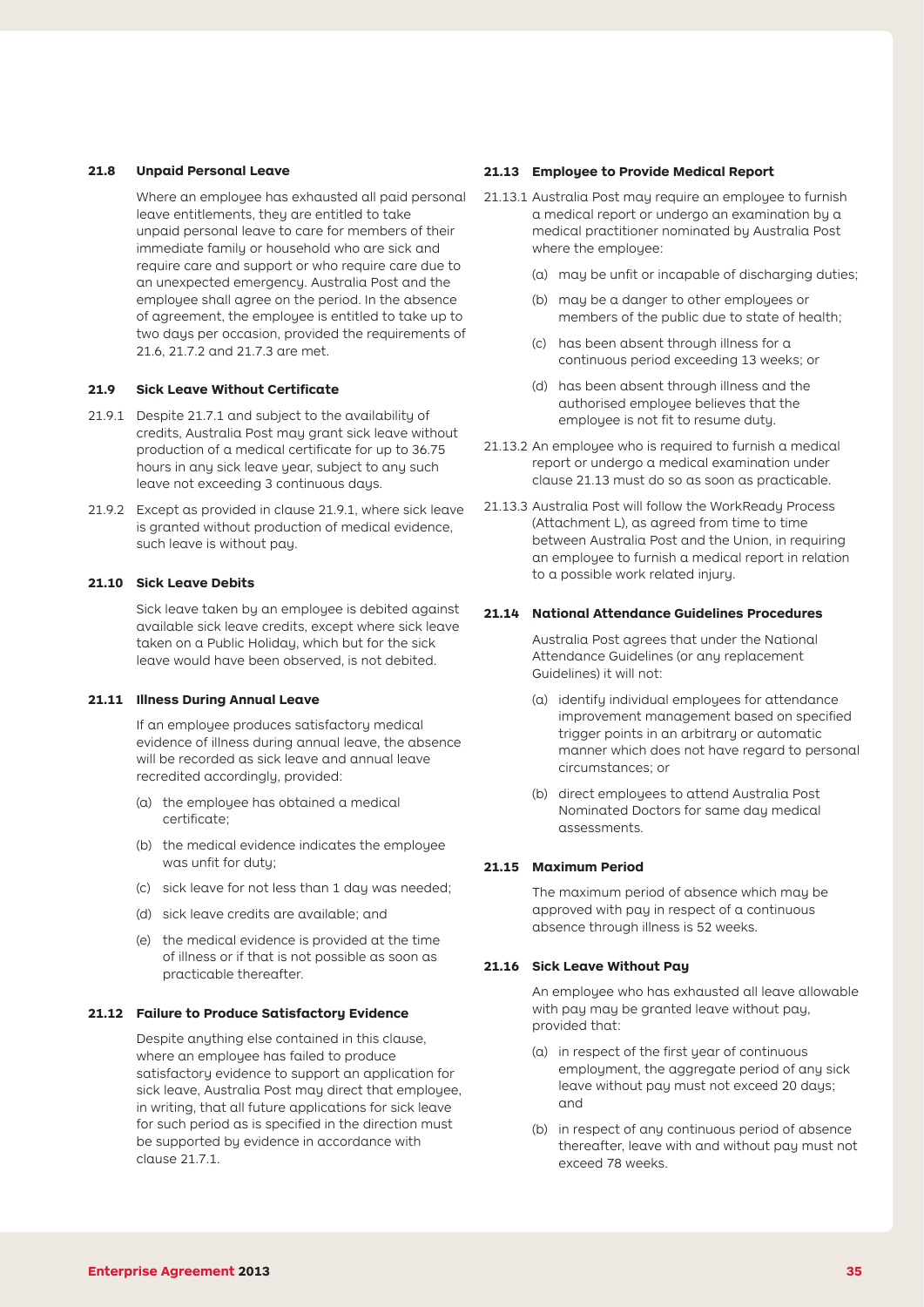### 21.8 Unpaid Personal Leave

Where an employee has exhausted all paid personal leave entitlements, they are entitled to take unpaid personal leave to care for members of their immediate family or household who are sick and require care and support or who require care due to an unexpected emergency. Australia Post and the employee shall agree on the period. In the absence of agreement, the employee is entitled to take up to two days per occasion, provided the requirements of 21.6, 21.7.2 and 21.7.3 are met.

### 21.9 Sick Leave Without Certificate

21.9.1 Despite 21.7.1 and subject to the availability of credits, Australia Post may grant sick leave without production of a medical certificate for up to 36.75 hours in any sick leave year, subject to any such leave not exceeding 3 continuous days.

21.9.2 Except as provided in clause 21.9.1, where sick leave is granted without production of medical evidence, such leave is without pay.

### 21.10 Sick Leave Debits

Sick leave taken by an employee is debited against available sick leave credits, except where sick leave taken on a Public Holiday, which but for the sick leave would have been observed, is not debited.

### 21.11 Illness During Annual Leave

If an employee produces satisfactory medical evidence of illness during annual leave, the absence will be recorded as sick leave and annual leave recredited accordingly, provided:

(a) the employee has obtained a medical certificate;

(b) the medical evidence indicates the employee was unfit for duty;

(c) sick leave for not less than 1 day was needed;

(d) sick leave credits are available; and

(e) the medical evidence is provided at the time of illness or if that is not possible as soon as practicable thereafter.

### 21.12 Failure to Produce Satisfactory Evidence

Despite anything else contained in this clause, where an employee has failed to produce satisfactory evidence to support an application for sick leave, Australia Post may direct that employee, in writing, that all future applications for sick leave for such period as is specified in the direction must be supported by evidence in accordance with clause 21.7.1.

### 21.13 Employee to Provide Medical Report

21.13.1 Australia Post may require an employee to furnish a medical report or undergo an examination by a medical practitioner nominated by Australia Post where the employee:

(a) may be unfit or incapable of discharging duties;

(b) may be a danger to other employees or members of the public due to state of health;

(c) has been absent through illness for a continuous period exceeding 13 weeks; or

(d) has been absent through illness and the authorised employee believes that the employee is not fit to resume duty.

21.13.2 An employee who is required to furnish a medical report or undergo a medical examination under clause 21.13 must do so as soon as practicable.

21.13.3 Australia Post will follow the WorkReady Process (Attachment L), as agreed from time to time between Australia Post and the Union, in requiring an employee to furnish a medical report in relation to a possible work related injury.

### 21.14 National Attendance Guidelines Procedures

Australia Post agrees that under the National Attendance Guidelines (or any replacement Guidelines) it will not:

(a) identify individual employees for attendance improvement management based on specified trigger points in an arbitrary or automatic manner which does not have regard to personal circumstances; or

(b) direct employees to attend Australia Post Nominated Doctors for same day medical assessments.

### 21.15 Maximum Period

The maximum period of absence which may be approved with pay in respect of a continuous absence through illness is 52 weeks.

### 21.16 Sick Leave Without Pay

An employee who has exhausted all leave allowable with pay may be granted leave without pay, provided that:

(a) in respect of the first year of continuous employment, the aggregate period of any sick leave without pay must not exceed 20 days; and

(b) in respect of any continuous period of absence thereafter, leave with and without pay must not exceed 78 weeks.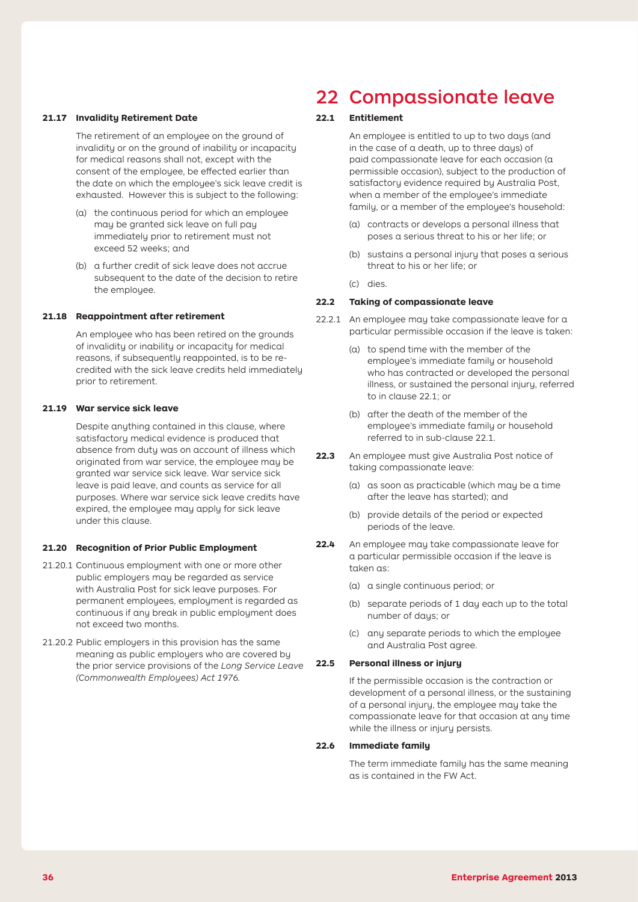#### 21.17 Invalidity Retirement Date

The retirement of an employee on the ground of invalidity or on the ground of inability or incapacity for medical reasons shall not, except with the consent of the employee, be effected earlier than the date on which the employee's sick leave credit is exhausted. However this is subject to the following:

(a) the continuous period for which an employee may be granted sick leave on full pay immediately prior to retirement must not exceed 52 weeks; and

(b) a further credit of sick leave does not accrue subsequent to the date of the decision to retire the employee.

#### 21.18 Reappointment after retirement

An employee who has been retired on the grounds of invalidity or inability or incapacity for medical reasons, if subsequently reappointed, is to be re-credited with the sick leave credits held immediately prior to retirement.

#### 21.19 War service sick leave

Despite anything contained in this clause, where satisfactory medical evidence is produced that absence from duty was on account of illness which originated from war service, the employee may be granted war service sick leave. War service sick leave is paid leave, and counts as service for all purposes. Where war service sick leave credits have expired, the employee may apply for sick leave under this clause.

#### 21.20 Recognition of Prior Public Employment

21.20.1 Continuous employment with one or more other public employers may be regarded as service with Australia Post for sick leave purposes. For permanent employees, employment is regarded as continuous if any break in public employment does not exceed two months.

21.20.2 Public employers in this provision has the same meaning as public employers who are covered by the prior service provisions of the *Long Service Leave (Commonwealth Employees) Act 1976.*

# 22 Compassionate leave

#### 22.1 Entitlement

An employee is entitled to up to two days (and in the case of a death, up to three days) of paid compassionate leave for each occasion (a permissible occasion), subject to the production of satisfactory evidence required by Australia Post, when a member of the employee's immediate family, or a member of the employee's household:

(a) contracts or develops a personal illness that poses a serious threat to his or her life; or

(b) sustains a personal injury that poses a serious threat to his or her life; or

(c) dies.

#### 22.2 Taking of compassionate leave

22.2.1 An employee may take compassionate leave for a particular permissible occasion if the leave is taken:

(a) to spend time with the member of the employee's immediate family or household who has contracted or developed the personal illness, or sustained the personal injury, referred to in clause 22.1; or

(b) after the death of the member of the employee's immediate family or household referred to in sub-clause 22.1.

**22.3** An employee must give Australia Post notice of taking compassionate leave:

(a) as soon as practicable (which may be a time after the leave has started); and

(b) provide details of the period or expected periods of the leave.

**22.4** An employee may take compassionate leave for a particular permissible occasion if the leave is taken as:

(a) a single continuous period; or

(b) separate periods of 1 day each up to the total number of days; or

(c) any separate periods to which the employee and Australia Post agree.

#### 22.5 Personal illness or injury

If the permissible occasion is the contraction or development of a personal illness, or the sustaining of a personal injury, the employee may take the compassionate leave for that occasion at any time while the illness or injury persists.

#### 22.6 Immediate family

The term immediate family has the same meaning as is contained in the FW Act.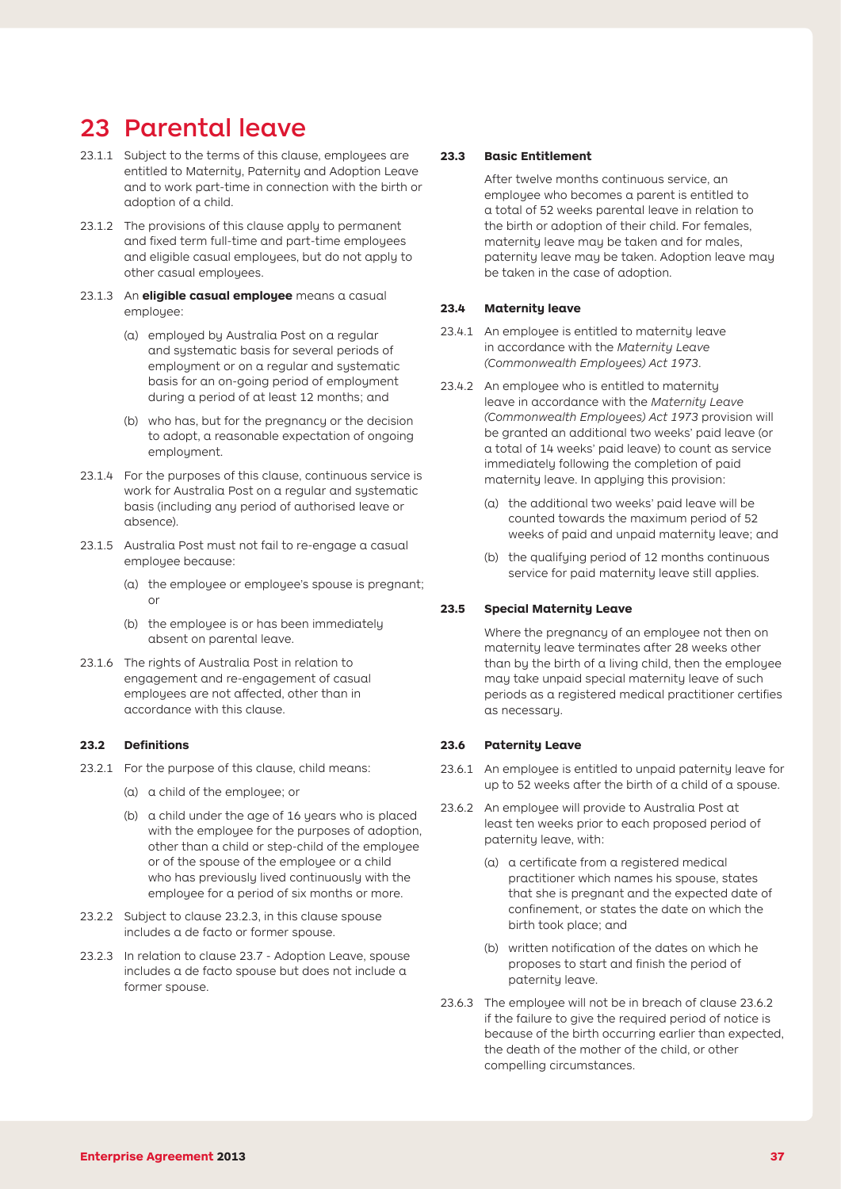# 23 Parental leave

23.1.1 Subject to the terms of this clause, employees are entitled to Maternity, Paternity and Adoption Leave and to work part-time in connection with the birth or adoption of a child.

23.1.2 The provisions of this clause apply to permanent and fixed term full-time and part-time employees and eligible casual employees, but do not apply to other casual employees.

23.1.3 An **eligible casual employee** means a casual employee:

(a) employed by Australia Post on a regular and systematic basis for several periods of employment or on a regular and systematic basis for an on-going period of employment during a period of at least 12 months; and

(b) who has, but for the pregnancy or the decision to adopt, a reasonable expectation of ongoing employment.

23.1.4 For the purposes of this clause, continuous service is work for Australia Post on a regular and systematic basis (including any period of authorised leave or absence).

23.1.5 Australia Post must not fail to re-engage a casual employee because:

(a) the employee or employee's spouse is pregnant; or

(b) the employee is or has been immediately absent on parental leave.

23.1.6 The rights of Australia Post in relation to engagement and re-engagement of casual employees are not affected, other than in accordance with this clause.

### 23.2 Definitions

23.2.1 For the purpose of this clause, child means:

(a) a child of the employee; or

(b) a child under the age of 16 years who is placed with the employee for the purposes of adoption, other than a child or step-child of the employee or of the spouse of the employee or a child who has previously lived continuously with the employee for a period of six months or more.

23.2.2 Subject to clause 23.2.3, in this clause spouse includes a de facto or former spouse.

23.2.3 In relation to clause 23.7 - Adoption Leave, spouse includes a de facto spouse but does not include a former spouse.

### 23.3 Basic Entitlement

After twelve months continuous service, an employee who becomes a parent is entitled to a total of 52 weeks parental leave in relation to the birth or adoption of their child. For females, maternity leave may be taken and for males, paternity leave may be taken. Adoption leave may be taken in the case of adoption.

### 23.4 Maternity leave

23.4.1 An employee is entitled to maternity leave in accordance with the *Maternity Leave (Commonwealth Employees) Act 1973*.

23.4.2 An employee who is entitled to maternity leave in accordance with the *Maternity Leave (Commonwealth Employees) Act 1973* provision will be granted an additional two weeks' paid leave (or a total of 14 weeks' paid leave) to count as service immediately following the completion of paid maternity leave. In applying this provision:

(a) the additional two weeks' paid leave will be counted towards the maximum period of 52 weeks of paid and unpaid maternity leave; and

(b) the qualifying period of 12 months continuous service for paid maternity leave still applies.

### 23.5 Special Maternity Leave

Where the pregnancy of an employee not then on maternity leave terminates after 28 weeks other than by the birth of a living child, then the employee may take unpaid special maternity leave of such periods as a registered medical practitioner certifies as necessary.

### 23.6 Paternity Leave

23.6.1 An employee is entitled to unpaid paternity leave for up to 52 weeks after the birth of a child of a spouse.

23.6.2 An employee will provide to Australia Post at least ten weeks prior to each proposed period of paternity leave, with:

(a) a certificate from a registered medical practitioner which names his spouse, states that she is pregnant and the expected date of confinement, or states the date on which the birth took place; and

(b) written notification of the dates on which he proposes to start and finish the period of paternity leave.

23.6.3 The employee will not be in breach of clause 23.6.2 if the failure to give the required period of notice is because of the birth occurring earlier than expected, the death of the mother of the child, or other compelling circumstances.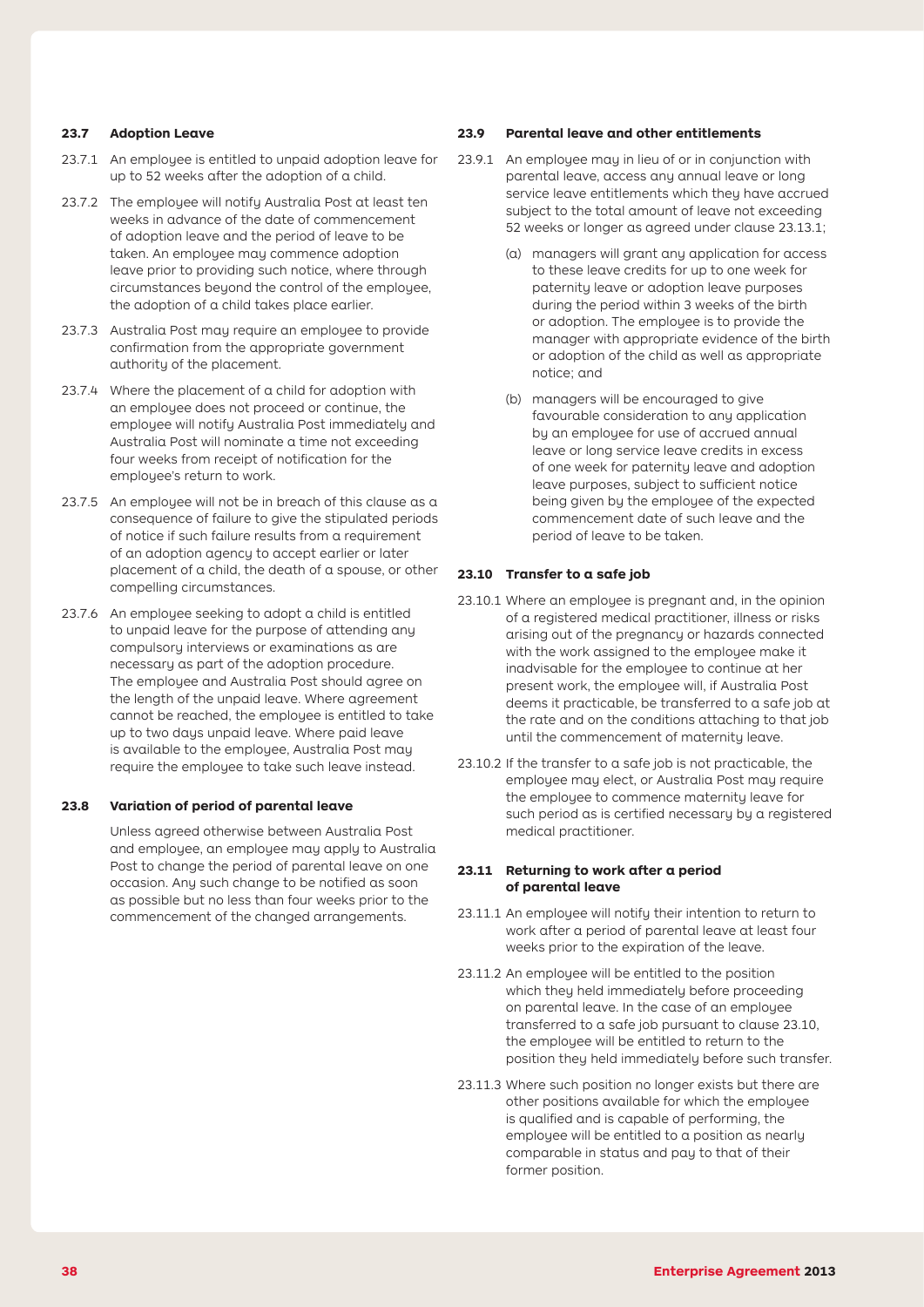### 23.7 Adoption Leave

23.7.1 An employee is entitled to unpaid adoption leave for up to 52 weeks after the adoption of a child.

23.7.2 The employee will notify Australia Post at least ten weeks in advance of the date of commencement of adoption leave and the period of leave to be taken. An employee may commence adoption leave prior to providing such notice, where through circumstances beyond the control of the employee, the adoption of a child takes place earlier.

23.7.3 Australia Post may require an employee to provide confirmation from the appropriate government authority of the placement.

23.7.4 Where the placement of a child for adoption with an employee does not proceed or continue, the employee will notify Australia Post immediately and Australia Post will nominate a time not exceeding four weeks from receipt of notification for the employee's return to work.

23.7.5 An employee will not be in breach of this clause as a consequence of failure to give the stipulated periods of notice if such failure results from a requirement of an adoption agency to accept earlier or later placement of a child, the death of a spouse, or other compelling circumstances.

23.7.6 An employee seeking to adopt a child is entitled to unpaid leave for the purpose of attending any compulsory interviews or examinations as are necessary as part of the adoption procedure. The employee and Australia Post should agree on the length of the unpaid leave. Where agreement cannot be reached, the employee is entitled to take up to two days unpaid leave. Where paid leave is available to the employee, Australia Post may require the employee to take such leave instead.

### 23.8 Variation of period of parental leave

Unless agreed otherwise between Australia Post and employee, an employee may apply to Australia Post to change the period of parental leave on one occasion. Any such change to be notified as soon as possible but no less than four weeks prior to the commencement of the changed arrangements.

### 23.9 Parental leave and other entitlements

23.9.1 An employee may in lieu of or in conjunction with parental leave, access any annual leave or long service leave entitlements which they have accrued subject to the total amount of leave not exceeding 52 weeks or longer as agreed under clause 23.13.1;

(a) managers will grant any application for access to these leave credits for up to one week for paternity leave or adoption leave purposes during the period within 3 weeks of the birth or adoption. The employee is to provide the manager with appropriate evidence of the birth or adoption of the child as well as appropriate notice; and

(b) managers will be encouraged to give favourable consideration to any application by an employee for use of accrued annual leave or long service leave credits in excess of one week for paternity leave and adoption leave purposes, subject to sufficient notice being given by the employee of the expected commencement date of such leave and the period of leave to be taken.

### 23.10 Transfer to a safe job

23.10.1 Where an employee is pregnant and, in the opinion of a registered medical practitioner, illness or risks arising out of the pregnancy or hazards connected with the work assigned to the employee make it inadvisable for the employee to continue at her present work, the employee will, if Australia Post deems it practicable, be transferred to a safe job at the rate and on the conditions attaching to that job until the commencement of maternity leave.

23.10.2 If the transfer to a safe job is not practicable, the employee may elect, or Australia Post may require the employee to commence maternity leave for such period as is certified necessary by a registered medical practitioner.

### 23.11 Returning to work after a period of parental leave

23.11.1 An employee will notify their intention to return to work after a period of parental leave at least four weeks prior to the expiration of the leave.

23.11.2 An employee will be entitled to the position which they held immediately before proceeding on parental leave. In the case of an employee transferred to a safe job pursuant to clause 23.10, the employee will be entitled to return to the position they held immediately before such transfer.

23.11.3 Where such position no longer exists but there are other positions available for which the employee is qualified and is capable of performing, the employee will be entitled to a position as nearly comparable in status and pay to that of their former position.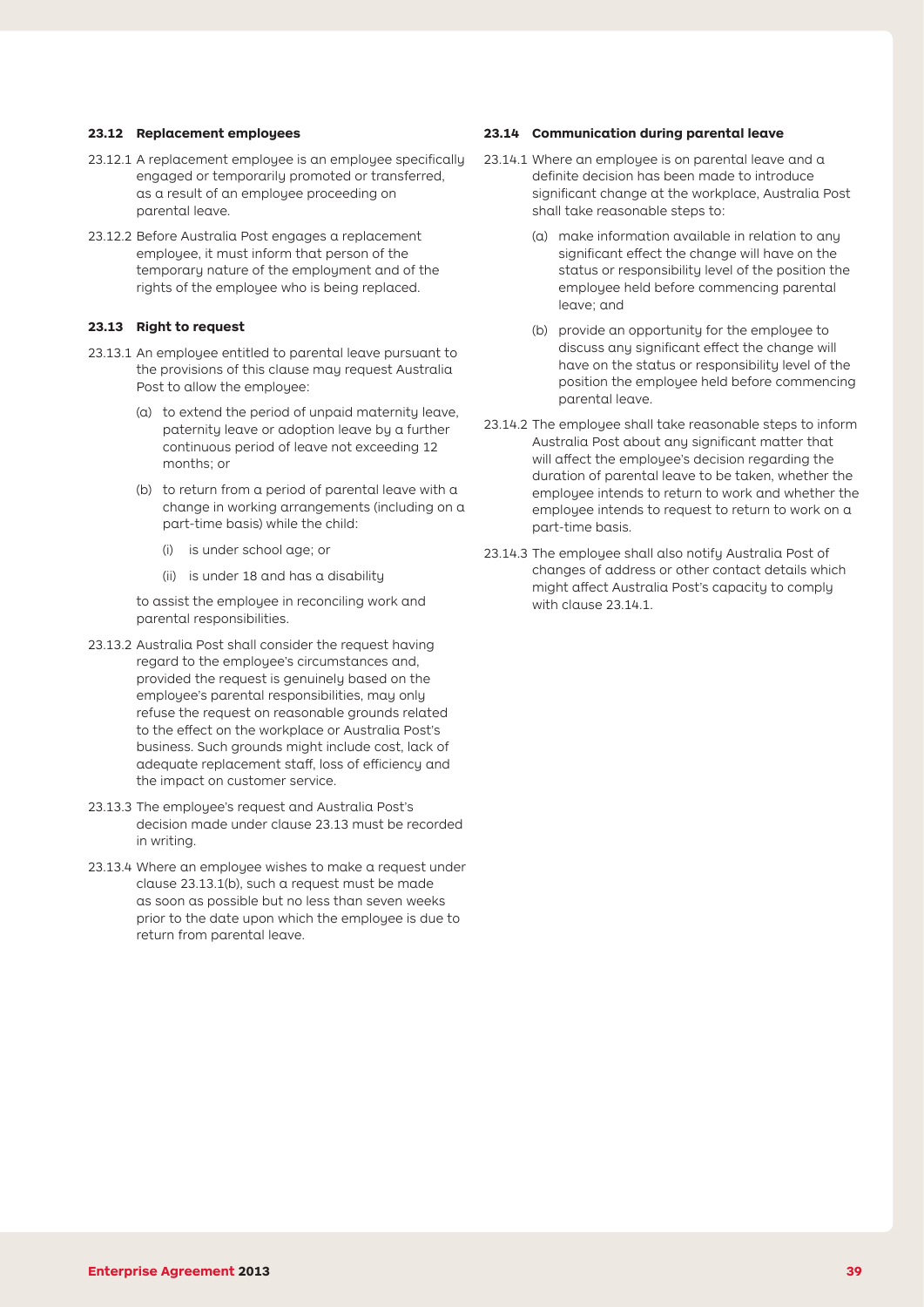### 23.12 Replacement employees

23.12.1 A replacement employee is an employee specifically engaged or temporarily promoted or transferred, as a result of an employee proceeding on parental leave.

23.12.2 Before Australia Post engages a replacement employee, it must inform that person of the temporary nature of the employment and of the rights of the employee who is being replaced.

### 23.13 Right to request

23.13.1 An employee entitled to parental leave pursuant to the provisions of this clause may request Australia Post to allow the employee:

(a) to extend the period of unpaid maternity leave, paternity leave or adoption leave by a further continuous period of leave not exceeding 12 months; or

(b) to return from a period of parental leave with a change in working arrangements (including on a part-time basis) while the child:

(i) is under school age; or

(ii) is under 18 and has a disability

to assist the employee in reconciling work and parental responsibilities.

23.13.2 Australia Post shall consider the request having regard to the employee's circumstances and, provided the request is genuinely based on the employee's parental responsibilities, may only refuse the request on reasonable grounds related to the effect on the workplace or Australia Post's business. Such grounds might include cost, lack of adequate replacement staff, loss of efficiency and the impact on customer service.

23.13.3 The employee's request and Australia Post's decision made under clause 23.13 must be recorded in writing.

23.13.4 Where an employee wishes to make a request under clause 23.13.1(b), such a request must be made as soon as possible but no less than seven weeks prior to the date upon which the employee is due to return from parental leave.

### 23.14 Communication during parental leave

23.14.1 Where an employee is on parental leave and a definite decision has been made to introduce significant change at the workplace, Australia Post shall take reasonable steps to:

(a) make information available in relation to any significant effect the change will have on the status or responsibility level of the position the employee held before commencing parental leave; and

(b) provide an opportunity for the employee to discuss any significant effect the change will have on the status or responsibility level of the position the employee held before commencing parental leave.

23.14.2 The employee shall take reasonable steps to inform Australia Post about any significant matter that will affect the employee's decision regarding the duration of parental leave to be taken, whether the employee intends to return to work and whether the employee intends to request to return to work on a part-time basis.

23.14.3 The employee shall also notify Australia Post of changes of address or other contact details which might affect Australia Post's capacity to comply with clause 23.14.1.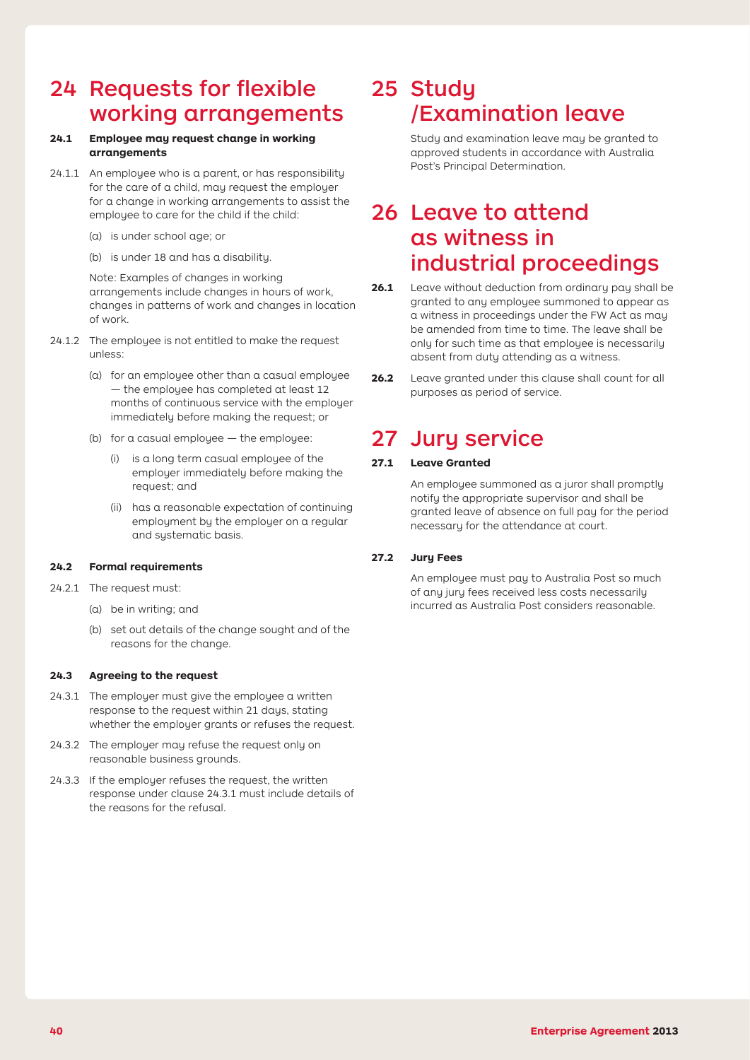# 24 Requests for flexible working arrangements

### 24.1 Employee may request change in working arrangements

24.1.1 An employee who is a parent, or has responsibility for the care of a child, may request the employer for a change in working arrangements to assist the employee to care for the child if the child:

(a) is under school age; or

(b) is under 18 and has a disability.

Note: Examples of changes in working arrangements include changes in hours of work, changes in patterns of work and changes in location of work.

24.1.2 The employee is not entitled to make the request unless:

(a) for an employee other than a casual employee — the employee has completed at least 12 months of continuous service with the employer immediately before making the request; or

(b) for a casual employee — the employee:

(i) is a long term casual employee of the employer immediately before making the request; and

(ii) has a reasonable expectation of continuing employment by the employer on a regular and systematic basis.

### 24.2 Formal requirements

24.2.1 The request must:

(a) be in writing; and

(b) set out details of the change sought and of the reasons for the change.

### 24.3 Agreeing to the request

24.3.1 The employer must give the employee a written response to the request within 21 days, stating whether the employer grants or refuses the request.

24.3.2 The employer may refuse the request only on reasonable business grounds.

24.3.3 If the employer refuses the request, the written response under clause 24.3.1 must include details of the reasons for the refusal.

# 25 Study /Examination leave

Study and examination leave may be granted to approved students in accordance with Australia Post's Principal Determination.

# 26 Leave to attend as witness in industrial proceedings

**26.1** Leave without deduction from ordinary pay shall be granted to any employee summoned to appear as a witness in proceedings under the FW Act as may be amended from time to time. The leave shall be only for such time as that employee is necessarily absent from duty attending as a witness.

**26.2** Leave granted under this clause shall count for all purposes as period of service.

# 27 Jury service

### 27.1 Leave Granted

An employee summoned as a juror shall promptly notify the appropriate supervisor and shall be granted leave of absence on full pay for the period necessary for the attendance at court.

### 27.2 Jury Fees

An employee must pay to Australia Post so much of any jury fees received less costs necessarily incurred as Australia Post considers reasonable.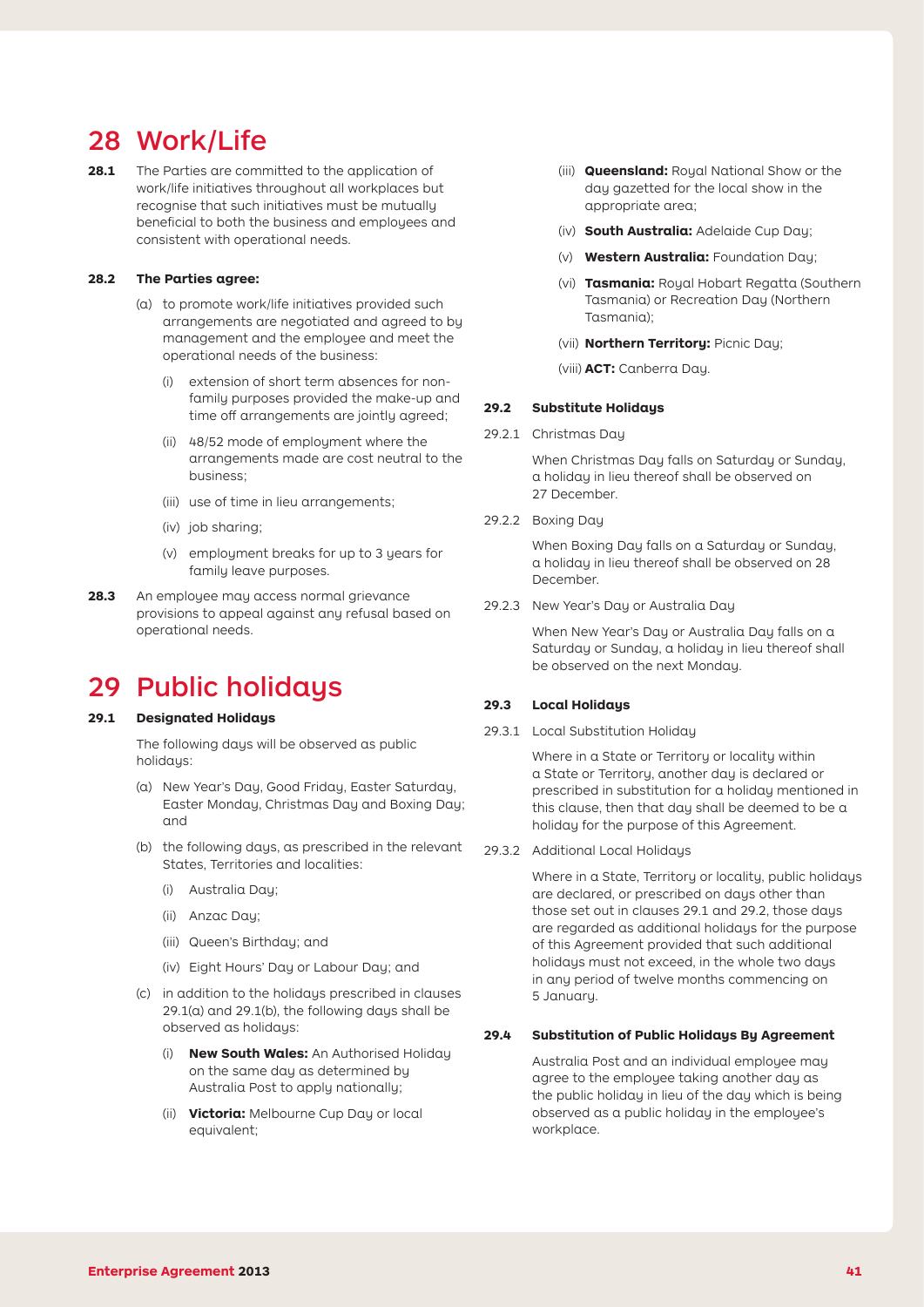# 28 Work/Life

**28.1** The Parties are committed to the application of work/life initiatives throughout all workplaces but recognise that such initiatives must be mutually beneficial to both the business and employees and consistent with operational needs.

**28.2 The Parties agree:**

(a) to promote work/life initiatives provided such arrangements are negotiated and agreed to by management and the employee and meet the operational needs of the business:

(i) extension of short term absences for non-family purposes provided the make-up and time off arrangements are jointly agreed;

(ii) 48/52 mode of employment where the arrangements made are cost neutral to the business;

(iii) use of time in lieu arrangements;

(iv) job sharing;

(v) employment breaks for up to 3 years for family leave purposes.

**28.3** An employee may access normal grievance provisions to appeal against any refusal based on operational needs.

# 29 Public holidays

**29.1 Designated Holidays**

The following days will be observed as public holidays:

(a) New Year's Day, Good Friday, Easter Saturday, Easter Monday, Christmas Day and Boxing Day; and

(b) the following days, as prescribed in the relevant States, Territories and localities:

(i) Australia Day;

(ii) Anzac Day;

(iii) Queen's Birthday; and

(iv) Eight Hours' Day or Labour Day; and

(c) in addition to the holidays prescribed in clauses 29.1(a) and 29.1(b), the following days shall be observed as holidays:

(i) **New South Wales:** An Authorised Holiday on the same day as determined by Australia Post to apply nationally;

(ii) **Victoria:** Melbourne Cup Day or local equivalent;

(iii) **Queensland:** Royal National Show or the day gazetted for the local show in the appropriate area;

(iv) **South Australia:** Adelaide Cup Day;

(v) **Western Australia:** Foundation Day;

(vi) **Tasmania:** Royal Hobart Regatta (Southern Tasmania) or Recreation Day (Northern Tasmania);

(vii) **Northern Territory:** Picnic Day;

(viii) **ACT:** Canberra Day.

**29.2 Substitute Holidays**

29.2.1 Christmas Day

When Christmas Day falls on Saturday or Sunday, a holiday in lieu thereof shall be observed on 27 December.

29.2.2 Boxing Day

When Boxing Day falls on a Saturday or Sunday, a holiday in lieu thereof shall be observed on 28 December.

29.2.3 New Year's Day or Australia Day

When New Year's Day or Australia Day falls on a Saturday or Sunday, a holiday in lieu thereof shall be observed on the next Monday.

**29.3 Local Holidays**

29.3.1 Local Substitution Holiday

Where in a State or Territory or locality within a State or Territory, another day is declared or prescribed in substitution for a holiday mentioned in this clause, then that day shall be deemed to be a holiday for the purpose of this Agreement.

29.3.2 Additional Local Holidays

Where in a State, Territory or locality, public holidays are declared, or prescribed on days other than those set out in clauses 29.1 and 29.2, those days are regarded as additional holidays for the purpose of this Agreement provided that such additional holidays must not exceed, in the whole two days in any period of twelve months commencing on 5 January.

**29.4 Substitution of Public Holidays By Agreement**

Australia Post and an individual employee may agree to the employee taking another day as the public holiday in lieu of the day which is being observed as a public holiday in the employee's workplace.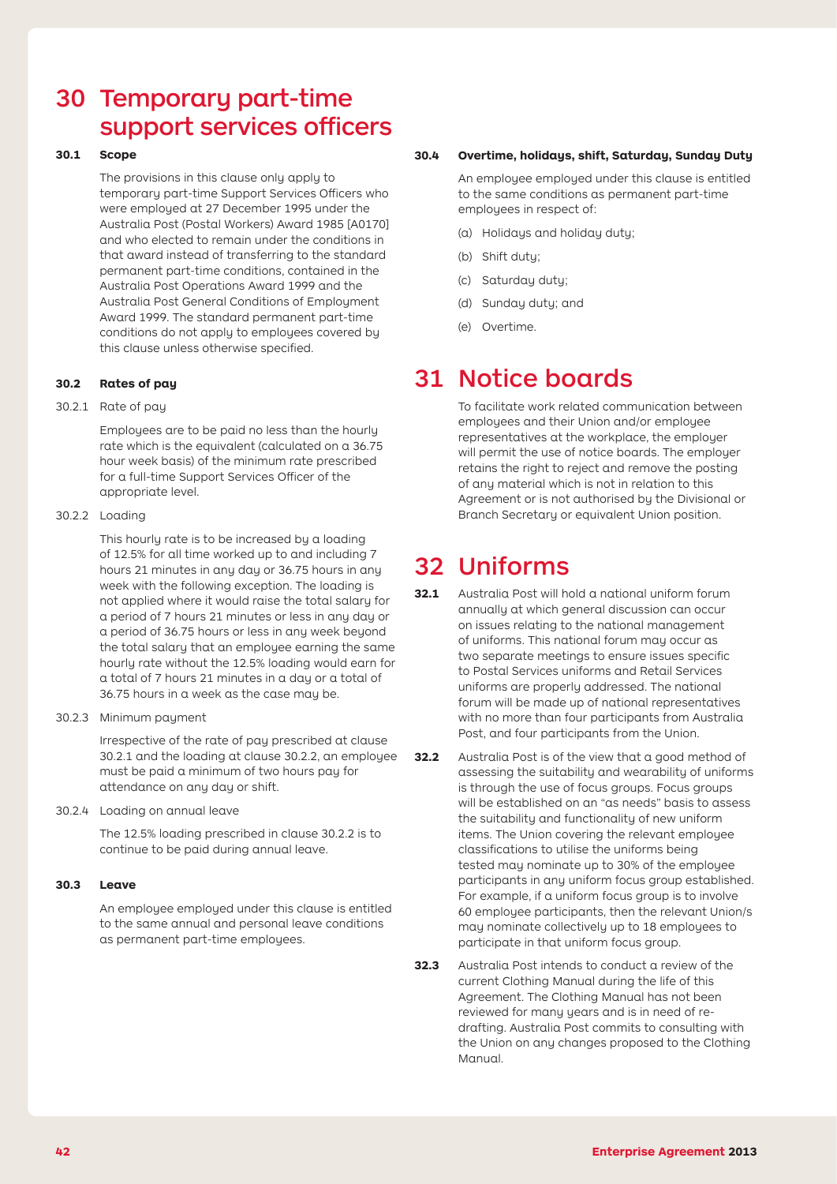# 30 Temporary part-time support services officers

**30.1 Scope**

The provisions in this clause only apply to temporary part-time Support Services Officers who were employed at 27 December 1995 under the Australia Post (Postal Workers) Award 1985 [A0170] and who elected to remain under the conditions in that award instead of transferring to the standard permanent part-time conditions, contained in the Australia Post Operations Award 1999 and the Australia Post General Conditions of Employment Award 1999. The standard permanent part-time conditions do not apply to employees covered by this clause unless otherwise specified.

**30.2 Rates of pay**

30.2.1 Rate of pay

Employees are to be paid no less than the hourly rate which is the equivalent (calculated on a 36.75 hour week basis) of the minimum rate prescribed for a full-time Support Services Officer of the appropriate level.

30.2.2 Loading

This hourly rate is to be increased by a loading of 12.5% for all time worked up to and including 7 hours 21 minutes in any day or 36.75 hours in any week with the following exception. The loading is not applied where it would raise the total salary for a period of 7 hours 21 minutes or less in any day or a period of 36.75 hours or less in any week beyond the total salary that an employee earning the same hourly rate without the 12.5% loading would earn for a total of 7 hours 21 minutes in a day or a total of 36.75 hours in a week as the case may be.

30.2.3 Minimum payment

Irrespective of the rate of pay prescribed at clause 30.2.1 and the loading at clause 30.2.2, an employee must be paid a minimum of two hours pay for attendance on any day or shift.

30.2.4 Loading on annual leave

The 12.5% loading prescribed in clause 30.2.2 is to continue to be paid during annual leave.

**30.3 Leave**

An employee employed under this clause is entitled to the same annual and personal leave conditions as permanent part-time employees.

**30.4 Overtime, holidays, shift, Saturday, Sunday Duty**

An employee employed under this clause is entitled to the same conditions as permanent part-time employees in respect of:

(a) Holidays and holiday duty;

(b) Shift duty;

(c) Saturday duty;

(d) Sunday duty; and

(e) Overtime.

# 31 Notice boards

To facilitate work related communication between employees and their Union and/or employee representatives at the workplace, the employer will permit the use of notice boards. The employer retains the right to reject and remove the posting of any material which is not in relation to this Agreement or is not authorised by the Divisional or Branch Secretary or equivalent Union position.

# 32 Uniforms

**32.1** Australia Post will hold a national uniform forum annually at which general discussion can occur on issues relating to the national management of uniforms. This national forum may occur as two separate meetings to ensure issues specific to Postal Services uniforms and Retail Services uniforms are properly addressed. The national forum will be made up of national representatives with no more than four participants from Australia Post, and four participants from the Union.

**32.2** Australia Post is of the view that a good method of assessing the suitability and wearability of uniforms is through the use of focus groups. Focus groups will be established on an "as needs" basis to assess the suitability and functionality of new uniform items. The Union covering the relevant employee classifications to utilise the uniforms being tested may nominate up to 30% of the employee participants in any uniform focus group established. For example, if a uniform focus group is to involve 60 employee participants, then the relevant Union/s may nominate collectively up to 18 employees to participate in that uniform focus group.

**32.3** Australia Post intends to conduct a review of the current Clothing Manual during the life of this Agreement. The Clothing Manual has not been reviewed for many years and is in need of re-drafting. Australia Post commits to consulting with the Union on any changes proposed to the Clothing Manual.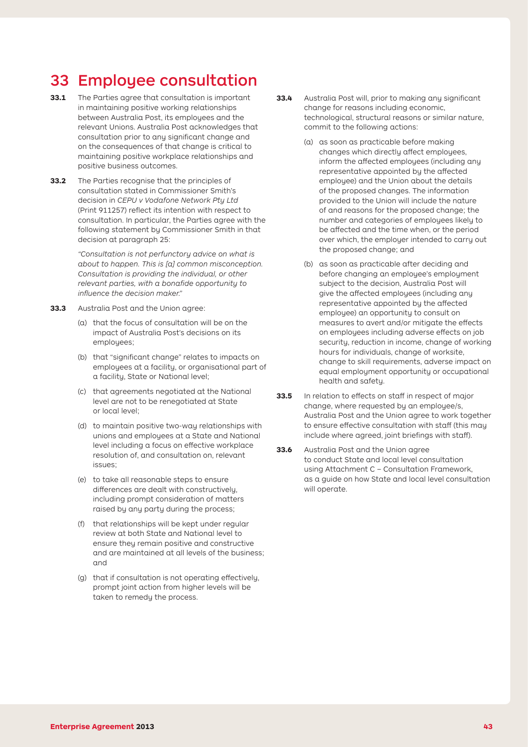# 33 Employee consultation

**33.1** The Parties agree that consultation is important in maintaining positive working relationships between Australia Post, its employees and the relevant Unions. Australia Post acknowledges that consultation prior to any significant change and on the consequences of that change is critical to maintaining positive workplace relationships and positive business outcomes.

**33.2** The Parties recognise that the principles of consultation stated in Commissioner Smith's decision in *CEPU v Vodafone Network Pty Ltd* (Print 911257) reflect its intention with respect to consultation. In particular, the Parties agree with the following statement by Commissioner Smith in that decision at paragraph 25:

> *"Consultation is not perfunctory advice on what is about to happen. This is [a] common misconception. Consultation is providing the individual, or other relevant parties, with a bonafide opportunity to influence the decision maker."*

**33.3** Australia Post and the Union agree:

(a) that the focus of consultation will be on the impact of Australia Post's decisions on its employees;

(b) that "significant change" relates to impacts on employees at a facility, or organisational part of a facility, State or National level;

(c) that agreements negotiated at the National level are not to be renegotiated at State or local level;

(d) to maintain positive two-way relationships with unions and employees at a State and National level including a focus on effective workplace resolution of, and consultation on, relevant issues;

(e) to take all reasonable steps to ensure differences are dealt with constructively, including prompt consideration of matters raised by any party during the process;

(f) that relationships will be kept under regular review at both State and National level to ensure they remain positive and constructive and are maintained at all levels of the business; and

(g) that if consultation is not operating effectively, prompt joint action from higher levels will be taken to remedy the process.

**33.4** Australia Post will, prior to making any significant change for reasons including economic, technological, structural reasons or similar nature, commit to the following actions:

(a) as soon as practicable before making changes which directly affect employees, inform the affected employees (including any representative appointed by the affected employee) and the Union about the details of the proposed changes. The information provided to the Union will include the nature of and reasons for the proposed change; the number and categories of employees likely to be affected and the time when, or the period over which, the employer intended to carry out the proposed change; and

(b) as soon as practicable after deciding and before changing an employee's employment subject to the decision, Australia Post will give the affected employees (including any representative appointed by the affected employee) an opportunity to consult on measures to avert and/or mitigate the effects on employees including adverse effects on job security, reduction in income, change of working hours for individuals, change of worksite, change to skill requirements, adverse impact on equal employment opportunity or occupational health and safety.

**33.5** In relation to effects on staff in respect of major change, where requested by an employee/s, Australia Post and the Union agree to work together to ensure effective consultation with staff (this may include where agreed, joint briefings with staff).

**33.6** Australia Post and the Union agree to conduct State and local level consultation using Attachment C – Consultation Framework, as a guide on how State and local level consultation will operate.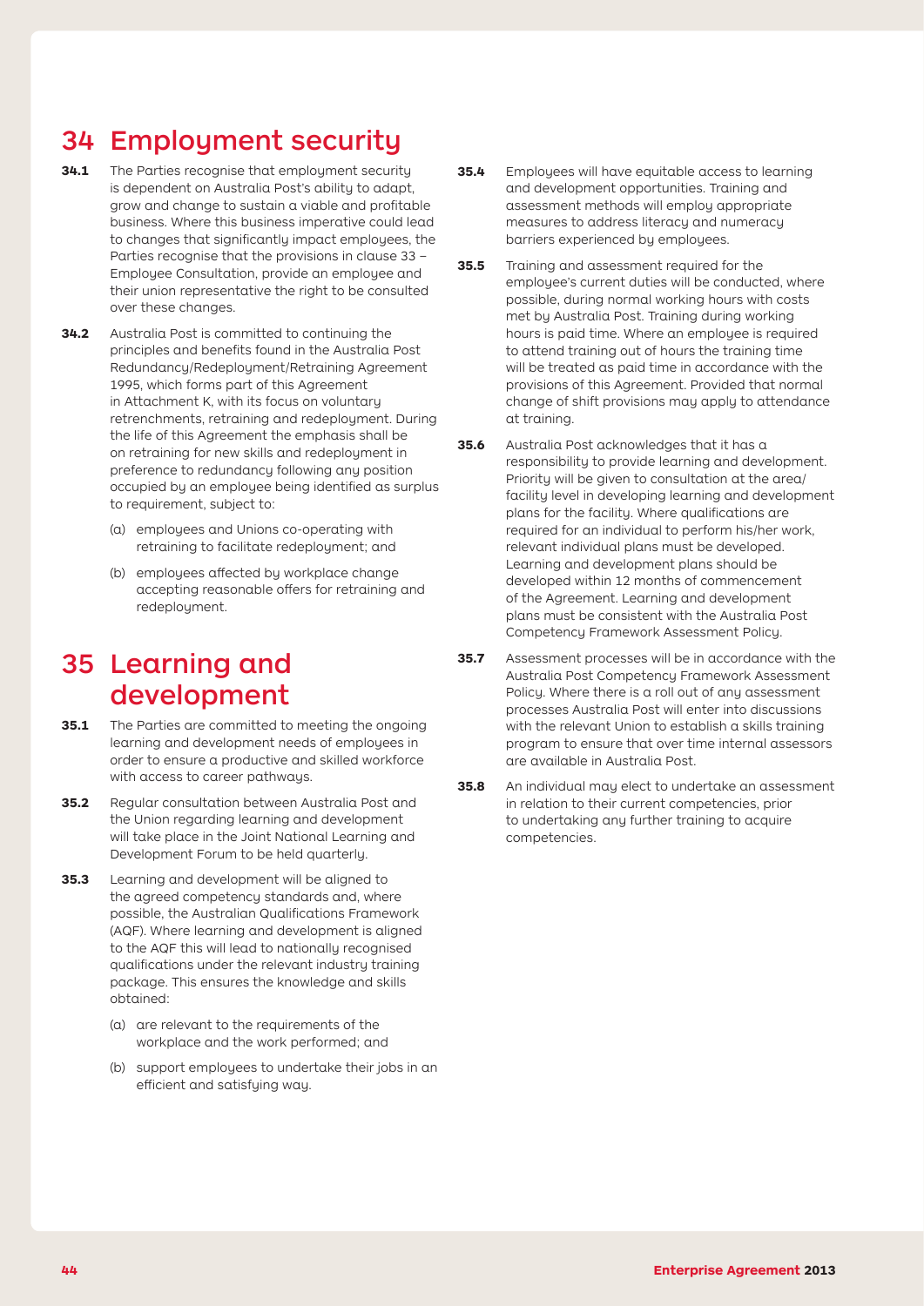# 34 Employment security

**34.1** The Parties recognise that employment security is dependent on Australia Post's ability to adapt, grow and change to sustain a viable and profitable business. Where this business imperative could lead to changes that significantly impact employees, the Parties recognise that the provisions in clause 33 – Employee Consultation, provide an employee and their union representative the right to be consulted over these changes.

**34.2** Australia Post is committed to continuing the principles and benefits found in the Australia Post Redundancy/Redeployment/Retraining Agreement 1995, which forms part of this Agreement in Attachment K, with its focus on voluntary retrenchments, retraining and redeployment. During the life of this Agreement the emphasis shall be on retraining for new skills and redeployment in preference to redundancy following any position occupied by an employee being identified as surplus to requirement, subject to:

(a) employees and Unions co-operating with retraining to facilitate redeployment; and

(b) employees affected by workplace change accepting reasonable offers for retraining and redeployment.

# 35 Learning and development

**35.1** The Parties are committed to meeting the ongoing learning and development needs of employees in order to ensure a productive and skilled workforce with access to career pathways.

**35.2** Regular consultation between Australia Post and the Union regarding learning and development will take place in the Joint National Learning and Development Forum to be held quarterly.

**35.3** Learning and development will be aligned to the agreed competency standards and, where possible, the Australian Qualifications Framework (AQF). Where learning and development is aligned to the AQF this will lead to nationally recognised qualifications under the relevant industry training package. This ensures the knowledge and skills obtained:

(a) are relevant to the requirements of the workplace and the work performed; and

(b) support employees to undertake their jobs in an efficient and satisfying way.

**35.4** Employees will have equitable access to learning and development opportunities. Training and assessment methods will employ appropriate measures to address literacy and numeracy barriers experienced by employees.

**35.5** Training and assessment required for the employee's current duties will be conducted, where possible, during normal working hours with costs met by Australia Post. Training during working hours is paid time. Where an employee is required to attend training out of hours the training time will be treated as paid time in accordance with the provisions of this Agreement. Provided that normal change of shift provisions may apply to attendance at training.

**35.6** Australia Post acknowledges that it has a responsibility to provide learning and development. Priority will be given to consultation at the area/facility level in developing learning and development plans for the facility. Where qualifications are required for an individual to perform his/her work, relevant individual plans must be developed. Learning and development plans should be developed within 12 months of commencement of the Agreement. Learning and development plans must be consistent with the Australia Post Competency Framework Assessment Policy.

**35.7** Assessment processes will be in accordance with the Australia Post Competency Framework Assessment Policy. Where there is a roll out of any assessment processes Australia Post will enter into discussions with the relevant Union to establish a skills training program to ensure that over time internal assessors are available in Australia Post.

**35.8** An individual may elect to undertake an assessment in relation to their current competencies, prior to undertaking any further training to acquire competencies.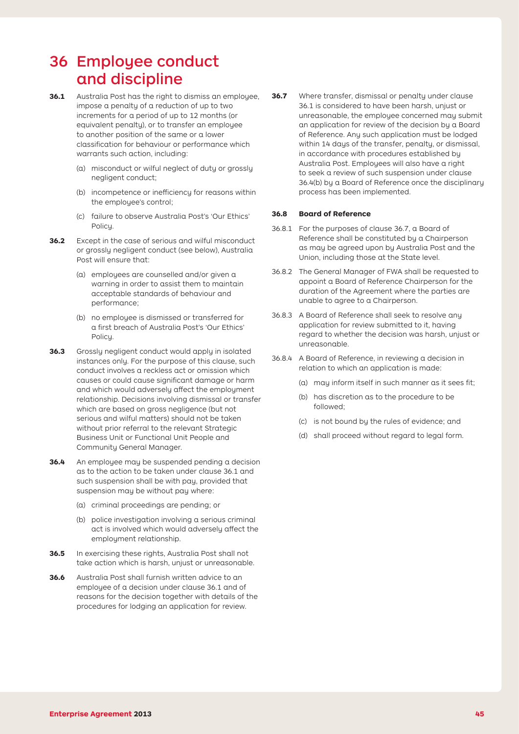# 36 Employee conduct and discipline

**36.1** Australia Post has the right to dismiss an employee, impose a penalty of a reduction of up to two increments for a period of up to 12 months (or equivalent penalty), or to transfer an employee to another position of the same or a lower classification for behaviour or performance which warrants such action, including:

(a) misconduct or wilful neglect of duty or grossly negligent conduct;

(b) incompetence or inefficiency for reasons within the employee's control;

(c) failure to observe Australia Post's 'Our Ethics' Policy.

**36.2** Except in the case of serious and wilful misconduct or grossly negligent conduct (see below), Australia Post will ensure that:

(a) employees are counselled and/or given a warning in order to assist them to maintain acceptable standards of behaviour and performance;

(b) no employee is dismissed or transferred for a first breach of Australia Post's 'Our Ethics' Policy.

**36.3** Grossly negligent conduct would apply in isolated instances only. For the purpose of this clause, such conduct involves a reckless act or omission which causes or could cause significant damage or harm and which would adversely affect the employment relationship. Decisions involving dismissal or transfer which are based on gross negligence (but not serious and wilful matters) should not be taken without prior referral to the relevant Strategic Business Unit or Functional Unit People and Community General Manager.

**36.4** An employee may be suspended pending a decision as to the action to be taken under clause 36.1 and such suspension shall be with pay, provided that suspension may be without pay where:

(a) criminal proceedings are pending; or

(b) police investigation involving a serious criminal act is involved which would adversely affect the employment relationship.

**36.5** In exercising these rights, Australia Post shall not take action which is harsh, unjust or unreasonable.

**36.6** Australia Post shall furnish written advice to an employee of a decision under clause 36.1 and of reasons for the decision together with details of the procedures for lodging an application for review.

**36.7** Where transfer, dismissal or penalty under clause 36.1 is considered to have been harsh, unjust or unreasonable, the employee concerned may submit an application for review of the decision by a Board of Reference. Any such application must be lodged within 14 days of the transfer, penalty, or dismissal, in accordance with procedures established by Australia Post. Employees will also have a right to seek a review of such suspension under clause 36.4(b) by a Board of Reference once the disciplinary process has been implemented.

**36.8 Board of Reference**

36.8.1 For the purposes of clause 36.7, a Board of Reference shall be constituted by a Chairperson as may be agreed upon by Australia Post and the Union, including those at the State level.

36.8.2 The General Manager of FWA shall be requested to appoint a Board of Reference Chairperson for the duration of the Agreement where the parties are unable to agree to a Chairperson.

36.8.3 A Board of Reference shall seek to resolve any application for review submitted to it, having regard to whether the decision was harsh, unjust or unreasonable.

36.8.4 A Board of Reference, in reviewing a decision in relation to which an application is made:

(a) may inform itself in such manner as it sees fit;

(b) has discretion as to the procedure to be followed;

(c) is not bound by the rules of evidence; and

(d) shall proceed without regard to legal form.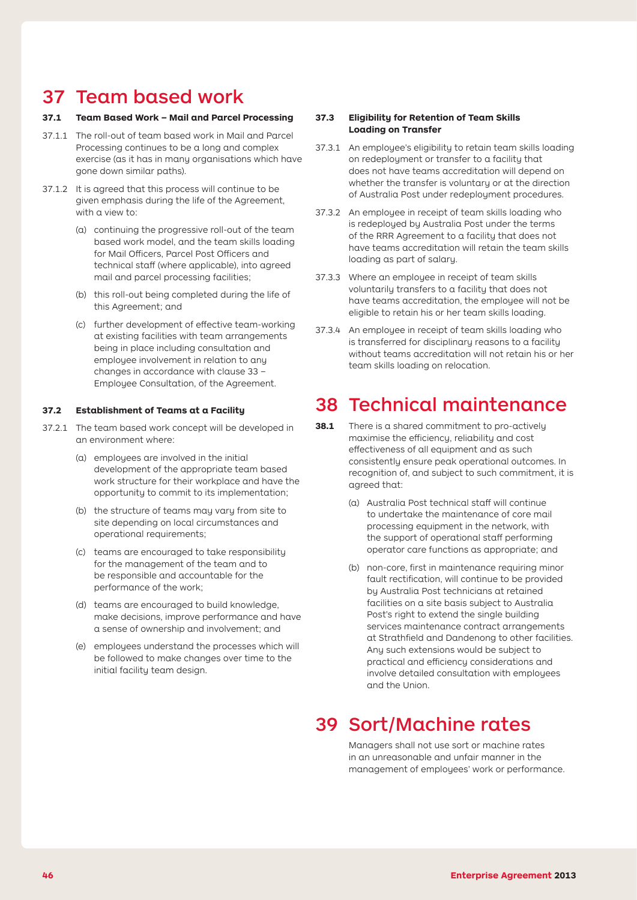# 37 Team based work

### 37.1 Team Based Work – Mail and Parcel Processing

37.1.1 The roll-out of team based work in Mail and Parcel Processing continues to be a long and complex exercise (as it has in many organisations which have gone down similar paths).

37.1.2 It is agreed that this process will continue to be given emphasis during the life of the Agreement, with a view to:

(a) continuing the progressive roll-out of the team based work model, and the team skills loading for Mail Officers, Parcel Post Officers and technical staff (where applicable), into agreed mail and parcel processing facilities;

(b) this roll-out being completed during the life of this Agreement; and

(c) further development of effective team-working at existing facilities with team arrangements being in place including consultation and employee involvement in relation to any changes in accordance with clause 33 – Employee Consultation, of the Agreement.

### 37.2 Establishment of Teams at a Facility

37.2.1 The team based work concept will be developed in an environment where:

(a) employees are involved in the initial development of the appropriate team based work structure for their workplace and have the opportunity to commit to its implementation;

(b) the structure of teams may vary from site to site depending on local circumstances and operational requirements;

(c) teams are encouraged to take responsibility for the management of the team and to be responsible and accountable for the performance of the work;

(d) teams are encouraged to build knowledge, make decisions, improve performance and have a sense of ownership and involvement; and

(e) employees understand the processes which will be followed to make changes over time to the initial facility team design.

### 37.3 Eligibility for Retention of Team Skills Loading on Transfer

37.3.1 An employee's eligibility to retain team skills loading on redeployment or transfer to a facility that does not have teams accreditation will depend on whether the transfer is voluntary or at the direction of Australia Post under redeployment procedures.

37.3.2 An employee in receipt of team skills loading who is redeployed by Australia Post under the terms of the RRR Agreement to a facility that does not have teams accreditation will retain the team skills loading as part of salary.

37.3.3 Where an employee in receipt of team skills voluntarily transfers to a facility that does not have teams accreditation, the employee will not be eligible to retain his or her team skills loading.

37.3.4 An employee in receipt of team skills loading who is transferred for disciplinary reasons to a facility without teams accreditation will not retain his or her team skills loading on relocation.

# 38 Technical maintenance

**38.1** There is a shared commitment to pro-actively maximise the efficiency, reliability and cost effectiveness of all equipment and as such consistently ensure peak operational outcomes. In recognition of, and subject to such commitment, it is agreed that:

(a) Australia Post technical staff will continue to undertake the maintenance of core mail processing equipment in the network, with the support of operational staff performing operator care functions as appropriate; and

(b) non-core, first in maintenance requiring minor fault rectification, will continue to be provided by Australia Post technicians at retained facilities on a site basis subject to Australia Post's right to extend the single building services maintenance contract arrangements at Strathfield and Dandenong to other facilities. Any such extensions would be subject to practical and efficiency considerations and involve detailed consultation with employees and the Union.

# 39 Sort/Machine rates

Managers shall not use sort or machine rates in an unreasonable and unfair manner in the management of employees' work or performance.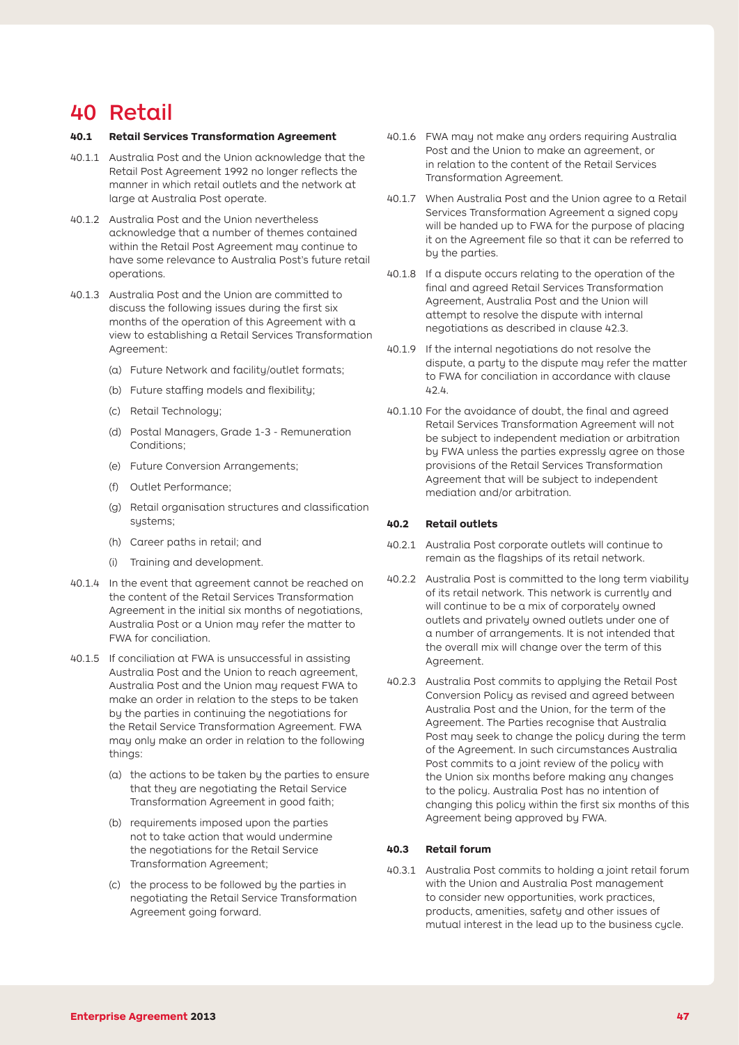# 40 Retail

### 40.1 Retail Services Transformation Agreement

40.1.1 Australia Post and the Union acknowledge that the Retail Post Agreement 1992 no longer reflects the manner in which retail outlets and the network at large at Australia Post operate.

40.1.2 Australia Post and the Union nevertheless acknowledge that a number of themes contained within the Retail Post Agreement may continue to have some relevance to Australia Post's future retail operations.

40.1.3 Australia Post and the Union are committed to discuss the following issues during the first six months of the operation of this Agreement with a view to establishing a Retail Services Transformation Agreement:

(a) Future Network and facility/outlet formats;

(b) Future staffing models and flexibility;

(c) Retail Technology;

(d) Postal Managers, Grade 1-3 - Remuneration Conditions;

(e) Future Conversion Arrangements;

(f) Outlet Performance;

(g) Retail organisation structures and classification systems;

(h) Career paths in retail; and

(i) Training and development.

40.1.4 In the event that agreement cannot be reached on the content of the Retail Services Transformation Agreement in the initial six months of negotiations, Australia Post or a Union may refer the matter to FWA for conciliation.

40.1.5 If conciliation at FWA is unsuccessful in assisting Australia Post and the Union to reach agreement, Australia Post and the Union may request FWA to make an order in relation to the steps to be taken by the parties in continuing the negotiations for the Retail Service Transformation Agreement. FWA may only make an order in relation to the following things:

(a) the actions to be taken by the parties to ensure that they are negotiating the Retail Service Transformation Agreement in good faith;

(b) requirements imposed upon the parties not to take action that would undermine the negotiations for the Retail Service Transformation Agreement;

(c) the process to be followed by the parties in negotiating the Retail Service Transformation Agreement going forward.

40.1.6 FWA may not make any orders requiring Australia Post and the Union to make an agreement, or in relation to the content of the Retail Services Transformation Agreement.

40.1.7 When Australia Post and the Union agree to a Retail Services Transformation Agreement a signed copy will be handed up to FWA for the purpose of placing it on the Agreement file so that it can be referred to by the parties.

40.1.8 If a dispute occurs relating to the operation of the final and agreed Retail Services Transformation Agreement, Australia Post and the Union will attempt to resolve the dispute with internal negotiations as described in clause 42.3.

40.1.9 If the internal negotiations do not resolve the dispute, a party to the dispute may refer the matter to FWA for conciliation in accordance with clause 42.4.

40.1.10 For the avoidance of doubt, the final and agreed Retail Services Transformation Agreement will not be subject to independent mediation or arbitration by FWA unless the parties expressly agree on those provisions of the Retail Services Transformation Agreement that will be subject to independent mediation and/or arbitration.

### 40.2 Retail outlets

40.2.1 Australia Post corporate outlets will continue to remain as the flagships of its retail network.

40.2.2 Australia Post is committed to the long term viability of its retail network. This network is currently and will continue to be a mix of corporately owned outlets and privately owned outlets under one of a number of arrangements. It is not intended that the overall mix will change over the term of this Agreement.

40.2.3 Australia Post commits to applying the Retail Post Conversion Policy as revised and agreed between Australia Post and the Union, for the term of the Agreement. The Parties recognise that Australia Post may seek to change the policy during the term of the Agreement. In such circumstances Australia Post commits to a joint review of the policy with the Union six months before making any changes to the policy. Australia Post has no intention of changing this policy within the first six months of this Agreement being approved by FWA.

### 40.3 Retail forum

40.3.1 Australia Post commits to holding a joint retail forum with the Union and Australia Post management to consider new opportunities, work practices, products, amenities, safety and other issues of mutual interest in the lead up to the business cycle.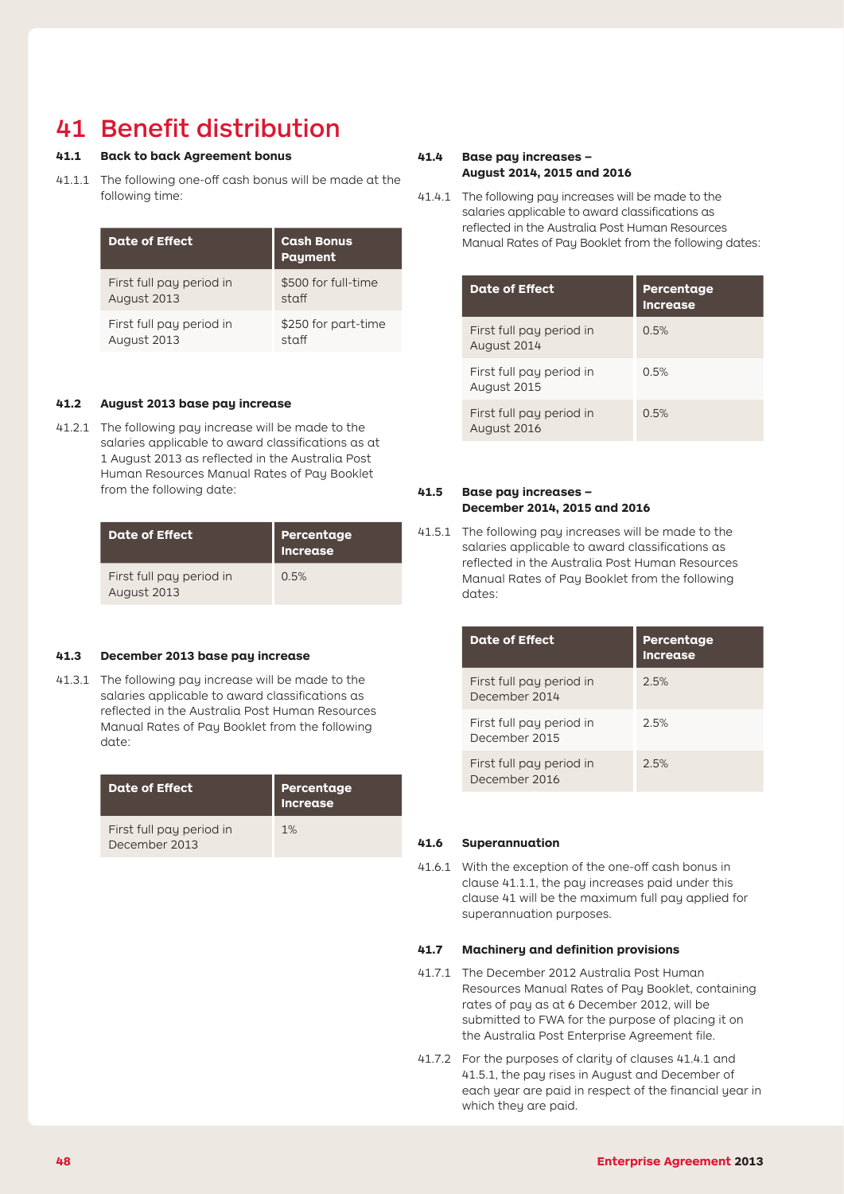# 41 Benefit distribution

### 41.1 Back to back Agreement bonus

41.1.1 The following one-off cash bonus will be made at the following time:

| Date of Effect | Cash Bonus Payment |
|---|---|
| First full pay period in August 2013 | $500 for full-time staff |
| First full pay period in August 2013 | $250 for part-time staff |

### 41.2 August 2013 base pay increase

41.2.1 The following pay increase will be made to the salaries applicable to award classifications as at 1 August 2013 as reflected in the Australia Post Human Resources Manual Rates of Pay Booklet from the following date:

| Date of Effect | Percentage Increase |
|---|---|
| First full pay period in August 2013 | 0.5% |

### 41.3 December 2013 base pay increase

41.3.1 The following pay increase will be made to the salaries applicable to award classifications as reflected in the Australia Post Human Resources Manual Rates of Pay Booklet from the following date:

| Date of Effect | Percentage Increase |
|---|---|
| First full pay period in December 2013 | 1% |

### 41.4 Base pay increases – August 2014, 2015 and 2016

41.4.1 The following pay increases will be made to the salaries applicable to award classifications as reflected in the Australia Post Human Resources Manual Rates of Pay Booklet from the following dates:

| Date of Effect | Percentage Increase |
|---|---|
| First full pay period in August 2014 | 0.5% |
| First full pay period in August 2015 | 0.5% |
| First full pay period in August 2016 | 0.5% |

### 41.5 Base pay increases – December 2014, 2015 and 2016

41.5.1 The following pay increases will be made to the salaries applicable to award classifications as reflected in the Australia Post Human Resources Manual Rates of Pay Booklet from the following dates:

| Date of Effect | Percentage Increase |
|---|---|
| First full pay period in December 2014 | 2.5% |
| First full pay period in December 2015 | 2.5% |
| First full pay period in December 2016 | 2.5% |

### 41.6 Superannuation

41.6.1 With the exception of the one-off cash bonus in clause 41.1.1, the pay increases paid under this clause 41 will be the maximum full pay applied for superannuation purposes.

### 41.7 Machinery and definition provisions

41.7.1 The December 2012 Australia Post Human Resources Manual Rates of Pay Booklet, containing rates of pay as at 6 December 2012, will be submitted to FWA for the purpose of placing it on the Australia Post Enterprise Agreement file.

41.7.2 For the purposes of clarity of clauses 41.4.1 and 41.5.1, the pay rises in August and December of each year are paid in respect of the financial year in which they are paid.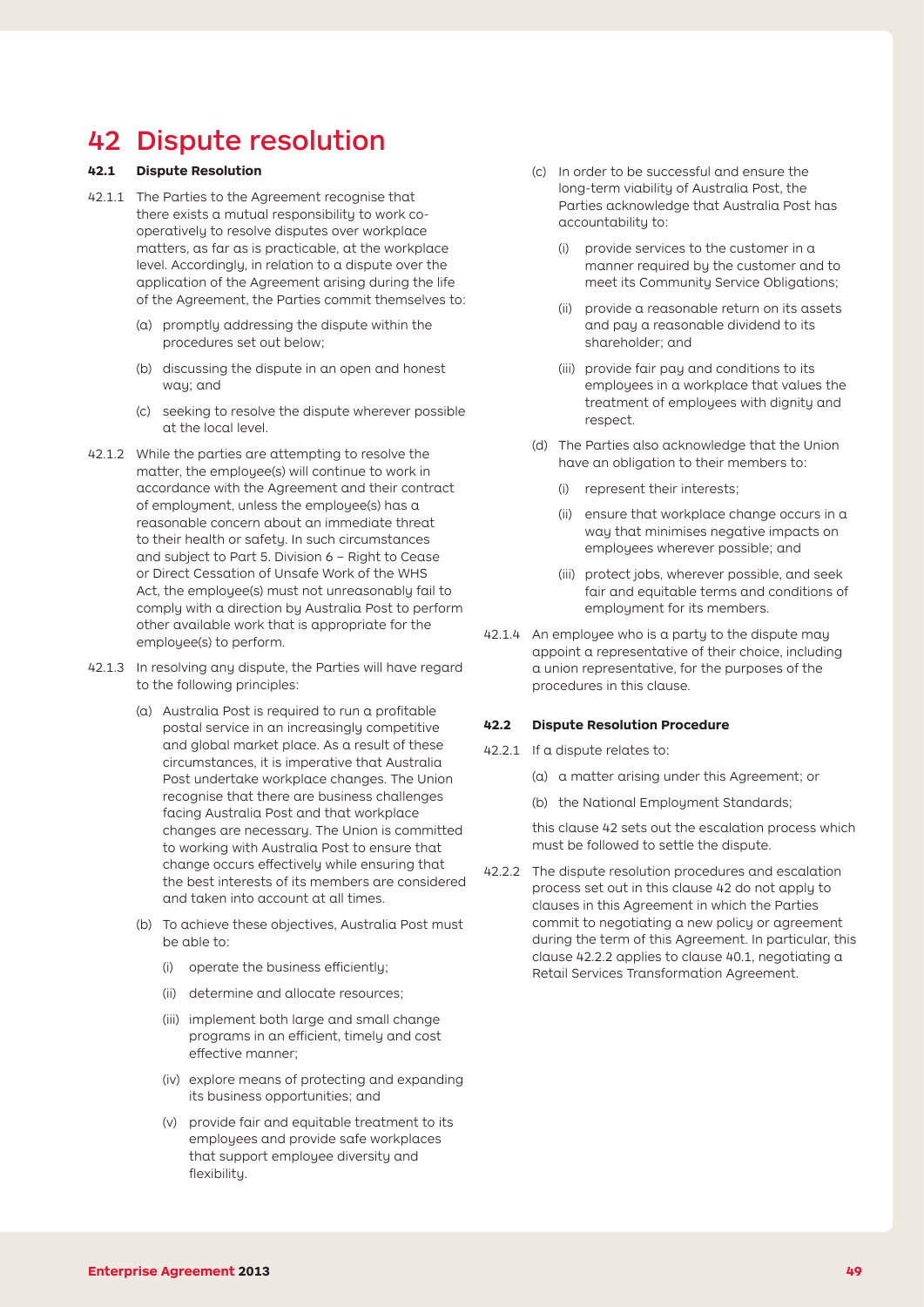# 42 Dispute resolution

### 42.1 Dispute Resolution

42.1.1 The Parties to the Agreement recognise that there exists a mutual responsibility to work co-operatively to resolve disputes over workplace matters, as far as is practicable, at the workplace level. Accordingly, in relation to a dispute over the application of the Agreement arising during the life of the Agreement, the Parties commit themselves to:

(a) promptly addressing the dispute within the procedures set out below;

(b) discussing the dispute in an open and honest way; and

(c) seeking to resolve the dispute wherever possible at the local level.

42.1.2 While the parties are attempting to resolve the matter, the employee(s) will continue to work in accordance with the Agreement and their contract of employment, unless the employee(s) has a reasonable concern about an immediate threat to their health or safety. In such circumstances and subject to Part 5. Division 6 – Right to Cease or Direct Cessation of Unsafe Work of the WHS Act, the employee(s) must not unreasonably fail to comply with a direction by Australia Post to perform other available work that is appropriate for the employee(s) to perform.

42.1.3 In resolving any dispute, the Parties will have regard to the following principles:

(a) Australia Post is required to run a profitable postal service in an increasingly competitive and global market place. As a result of these circumstances, it is imperative that Australia Post undertake workplace changes. The Union recognise that there are business challenges facing Australia Post and that workplace changes are necessary. The Union is committed to working with Australia Post to ensure that change occurs effectively while ensuring that the best interests of its members are considered and taken into account at all times.

(b) To achieve these objectives, Australia Post must be able to:

(i) operate the business efficiently;

(ii) determine and allocate resources;

(iii) implement both large and small change programs in an efficient, timely and cost effective manner;

(iv) explore means of protecting and expanding its business opportunities; and

(v) provide fair and equitable treatment to its employees and provide safe workplaces that support employee diversity and flexibility.

(c) In order to be successful and ensure the long-term viability of Australia Post, the Parties acknowledge that Australia Post has accountability to:

(i) provide services to the customer in a manner required by the customer and to meet its Community Service Obligations;

(ii) provide a reasonable return on its assets and pay a reasonable dividend to its shareholder; and

(iii) provide fair pay and conditions to its employees in a workplace that values the treatment of employees with dignity and respect.

(d) The Parties also acknowledge that the Union have an obligation to their members to:

(i) represent their interests;

(ii) ensure that workplace change occurs in a way that minimises negative impacts on employees wherever possible; and

(iii) protect jobs, wherever possible, and seek fair and equitable terms and conditions of employment for its members.

42.1.4 An employee who is a party to the dispute may appoint a representative of their choice, including a union representative, for the purposes of the procedures in this clause.

### 42.2 Dispute Resolution Procedure

42.2.1 If a dispute relates to:

(a) a matter arising under this Agreement; or

(b) the National Employment Standards;

this clause 42 sets out the escalation process which must be followed to settle the dispute.

42.2.2 The dispute resolution procedures and escalation process set out in this clause 42 do not apply to clauses in this Agreement in which the Parties commit to negotiating a new policy or agreement during the term of this Agreement. In particular, this clause 42.2.2 applies to clause 40.1, negotiating a Retail Services Transformation Agreement.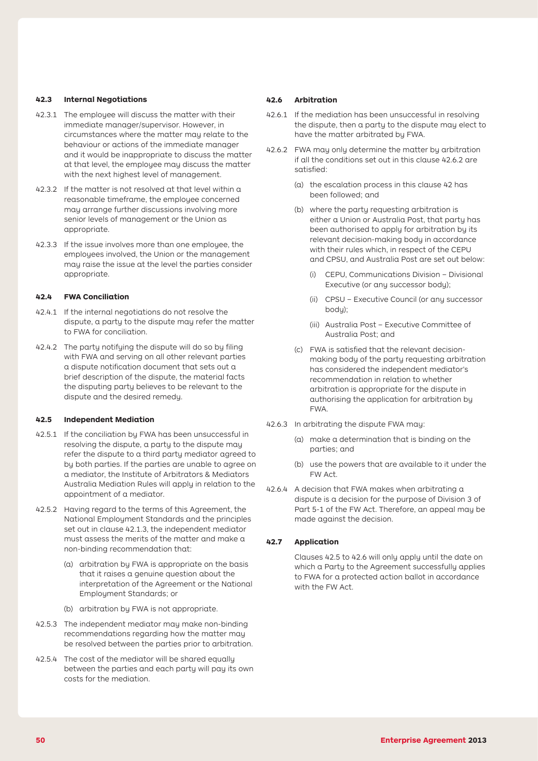### 42.3 Internal Negotiations

42.3.1 The employee will discuss the matter with their immediate manager/supervisor. However, in circumstances where the matter may relate to the behaviour or actions of the immediate manager and it would be inappropriate to discuss the matter at that level, the employee may discuss the matter with the next highest level of management.

42.3.2 If the matter is not resolved at that level within a reasonable timeframe, the employee concerned may arrange further discussions involving more senior levels of management or the Union as appropriate.

42.3.3 If the issue involves more than one employee, the employees involved, the Union or the management may raise the issue at the level the parties consider appropriate.

### 42.4 FWA Conciliation

42.4.1 If the internal negotiations do not resolve the dispute, a party to the dispute may refer the matter to FWA for conciliation.

42.4.2 The party notifying the dispute will do so by filing with FWA and serving on all other relevant parties a dispute notification document that sets out a brief description of the dispute, the material facts the disputing party believes to be relevant to the dispute and the desired remedy.

### 42.5 Independent Mediation

42.5.1 If the conciliation by FWA has been unsuccessful in resolving the dispute, a party to the dispute may refer the dispute to a third party mediator agreed to by both parties. If the parties are unable to agree on a mediator, the Institute of Arbitrators & Mediators Australia Mediation Rules will apply in relation to the appointment of a mediator.

42.5.2 Having regard to the terms of this Agreement, the National Employment Standards and the principles set out in clause 42.1.3, the independent mediator must assess the merits of the matter and make a non-binding recommendation that:

- (a) arbitration by FWA is appropriate on the basis that it raises a genuine question about the interpretation of the Agreement or the National Employment Standards; or
- (b) arbitration by FWA is not appropriate.

42.5.3 The independent mediator may make non-binding recommendations regarding how the matter may be resolved between the parties prior to arbitration.

42.5.4 The cost of the mediator will be shared equally between the parties and each party will pay its own costs for the mediation.

### 42.6 Arbitration

42.6.1 If the mediation has been unsuccessful in resolving the dispute, then a party to the dispute may elect to have the matter arbitrated by FWA.

42.6.2 FWA may only determine the matter by arbitration if all the conditions set out in this clause 42.6.2 are satisfied:

- (a) the escalation process in this clause 42 has been followed; and
- (b) where the party requesting arbitration is either a Union or Australia Post, that party has been authorised to apply for arbitration by its relevant decision-making body in accordance with their rules which, in respect of the CEPU and CPSU, and Australia Post are set out below:
  - (i) CEPU, Communications Division – Divisional Executive (or any successor body);
  - (ii) CPSU – Executive Council (or any successor body);
  - (iii) Australia Post – Executive Committee of Australia Post; and
- (c) FWA is satisfied that the relevant decision-making body of the party requesting arbitration has considered the independent mediator's recommendation in relation to whether arbitration is appropriate for the dispute in authorising the application for arbitration by FWA.

42.6.3 In arbitrating the dispute FWA may:

- (a) make a determination that is binding on the parties; and
- (b) use the powers that are available to it under the FW Act.

42.6.4 A decision that FWA makes when arbitrating a dispute is a decision for the purpose of Division 3 of Part 5-1 of the FW Act. Therefore, an appeal may be made against the decision.

### 42.7 Application

Clauses 42.5 to 42.6 will only apply until the date on which a Party to the Agreement successfully applies to FWA for a protected action ballot in accordance with the FW Act.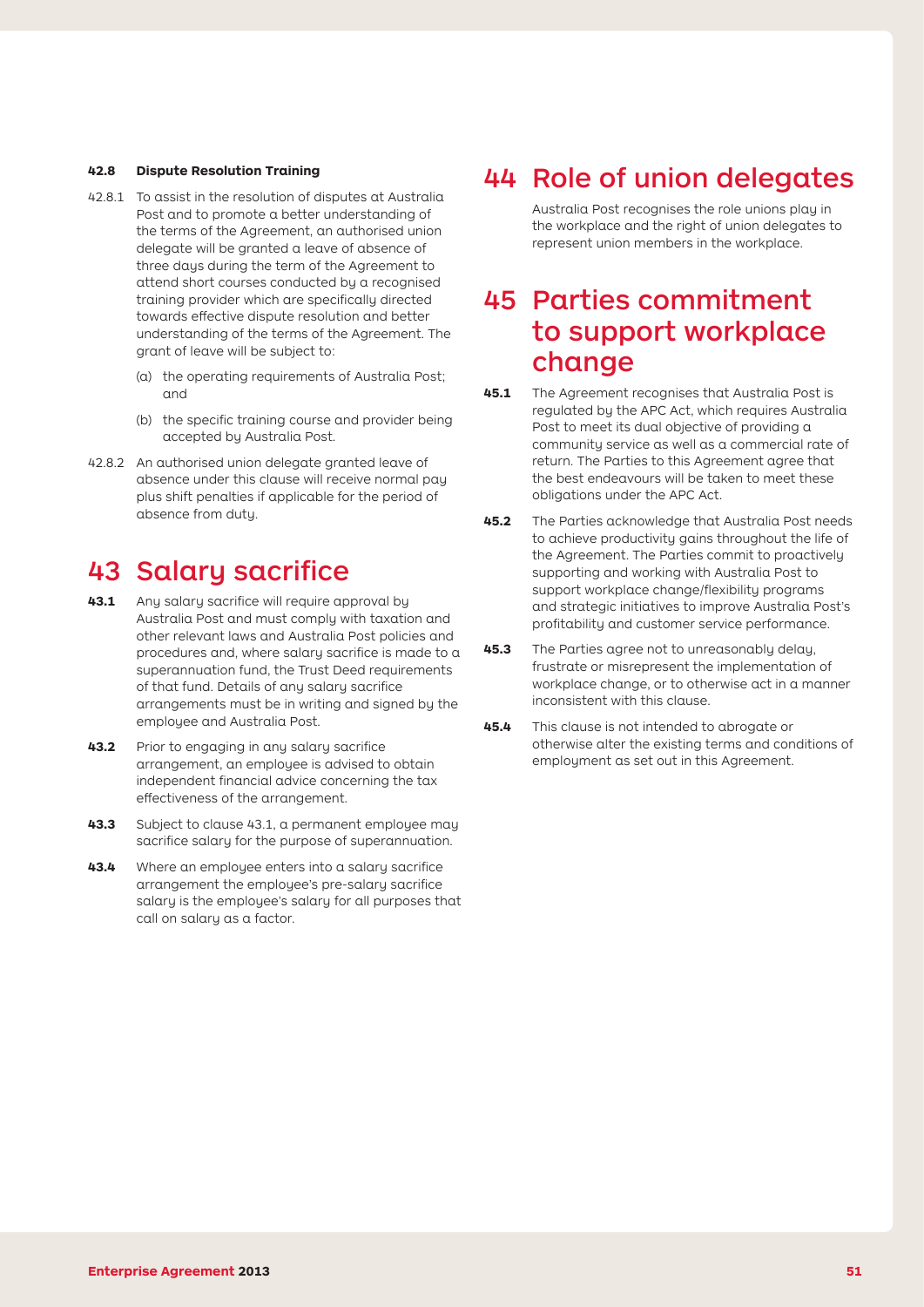**42.8 Dispute Resolution Training**

42.8.1 To assist in the resolution of disputes at Australia Post and to promote a better understanding of the terms of the Agreement, an authorised union delegate will be granted a leave of absence of three days during the term of the Agreement to attend short courses conducted by a recognised training provider which are specifically directed towards effective dispute resolution and better understanding of the terms of the Agreement. The grant of leave will be subject to:

(a) the operating requirements of Australia Post; and

(b) the specific training course and provider being accepted by Australia Post.

42.8.2 An authorised union delegate granted leave of absence under this clause will receive normal pay plus shift penalties if applicable for the period of absence from duty.

# 43 Salary sacrifice

**43.1** Any salary sacrifice will require approval by Australia Post and must comply with taxation and other relevant laws and Australia Post policies and procedures and, where salary sacrifice is made to a superannuation fund, the Trust Deed requirements of that fund. Details of any salary sacrifice arrangements must be in writing and signed by the employee and Australia Post.

**43.2** Prior to engaging in any salary sacrifice arrangement, an employee is advised to obtain independent financial advice concerning the tax effectiveness of the arrangement.

**43.3** Subject to clause 43.1, a permanent employee may sacrifice salary for the purpose of superannuation.

**43.4** Where an employee enters into a salary sacrifice arrangement the employee's pre-salary sacrifice salary is the employee's salary for all purposes that call on salary as a factor.

# 44 Role of union delegates

Australia Post recognises the role unions play in the workplace and the right of union delegates to represent union members in the workplace.

# 45 Parties commitment to support workplace change

**45.1** The Agreement recognises that Australia Post is regulated by the APC Act, which requires Australia Post to meet its dual objective of providing a community service as well as a commercial rate of return. The Parties to this Agreement agree that the best endeavours will be taken to meet these obligations under the APC Act.

**45.2** The Parties acknowledge that Australia Post needs to achieve productivity gains throughout the life of the Agreement. The Parties commit to proactively supporting and working with Australia Post to support workplace change/flexibility programs and strategic initiatives to improve Australia Post's profitability and customer service performance.

**45.3** The Parties agree not to unreasonably delay, frustrate or misrepresent the implementation of workplace change, or to otherwise act in a manner inconsistent with this clause.

**45.4** This clause is not intended to abrogate or otherwise alter the existing terms and conditions of employment as set out in this Agreement.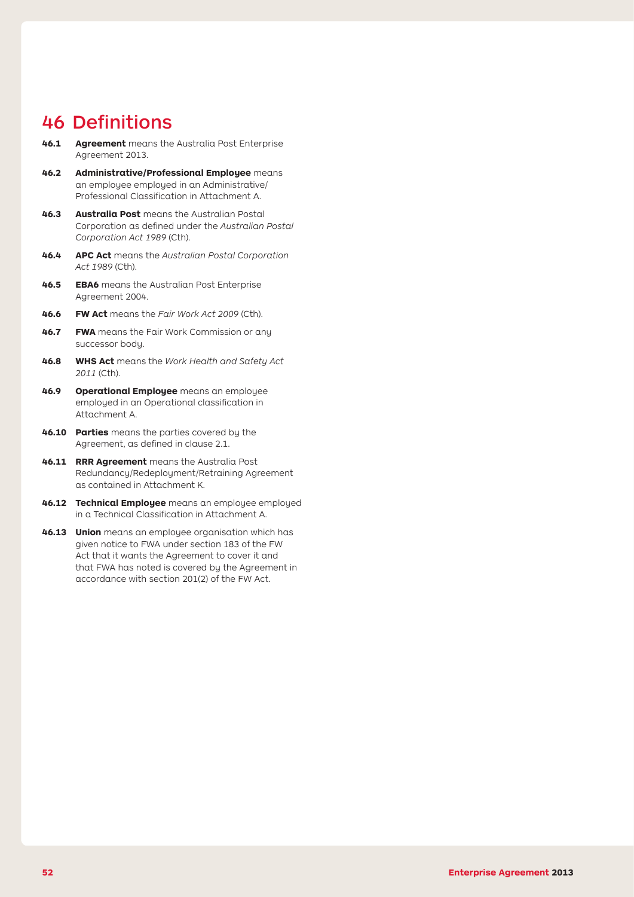# 46 Definitions

**46.1** **Agreement** means the Australia Post Enterprise Agreement 2013.

**46.2** **Administrative/Professional Employee** means an employee employed in an Administrative/ Professional Classification in Attachment A.

**46.3** **Australia Post** means the Australian Postal Corporation as defined under the *Australian Postal Corporation Act 1989* (Cth).

**46.4** **APC Act** means the *Australian Postal Corporation Act 1989* (Cth).

**46.5** **EBA6** means the Australian Post Enterprise Agreement 2004.

**46.6** **FW Act** means the *Fair Work Act 2009* (Cth).

**46.7** **FWA** means the Fair Work Commission or any successor body.

**46.8** **WHS Act** means the *Work Health and Safety Act 2011* (Cth).

**46.9** **Operational Employee** means an employee employed in an Operational classification in Attachment A.

**46.10** **Parties** means the parties covered by the Agreement, as defined in clause 2.1.

**46.11** **RRR Agreement** means the Australia Post Redundancy/Redeployment/Retraining Agreement as contained in Attachment K.

**46.12** **Technical Employee** means an employee employed in a Technical Classification in Attachment A.

**46.13** **Union** means an employee organisation which has given notice to FWA under section 183 of the FW Act that it wants the Agreement to cover it and that FWA has noted is covered by the Agreement in accordance with section 201(2) of the FW Act.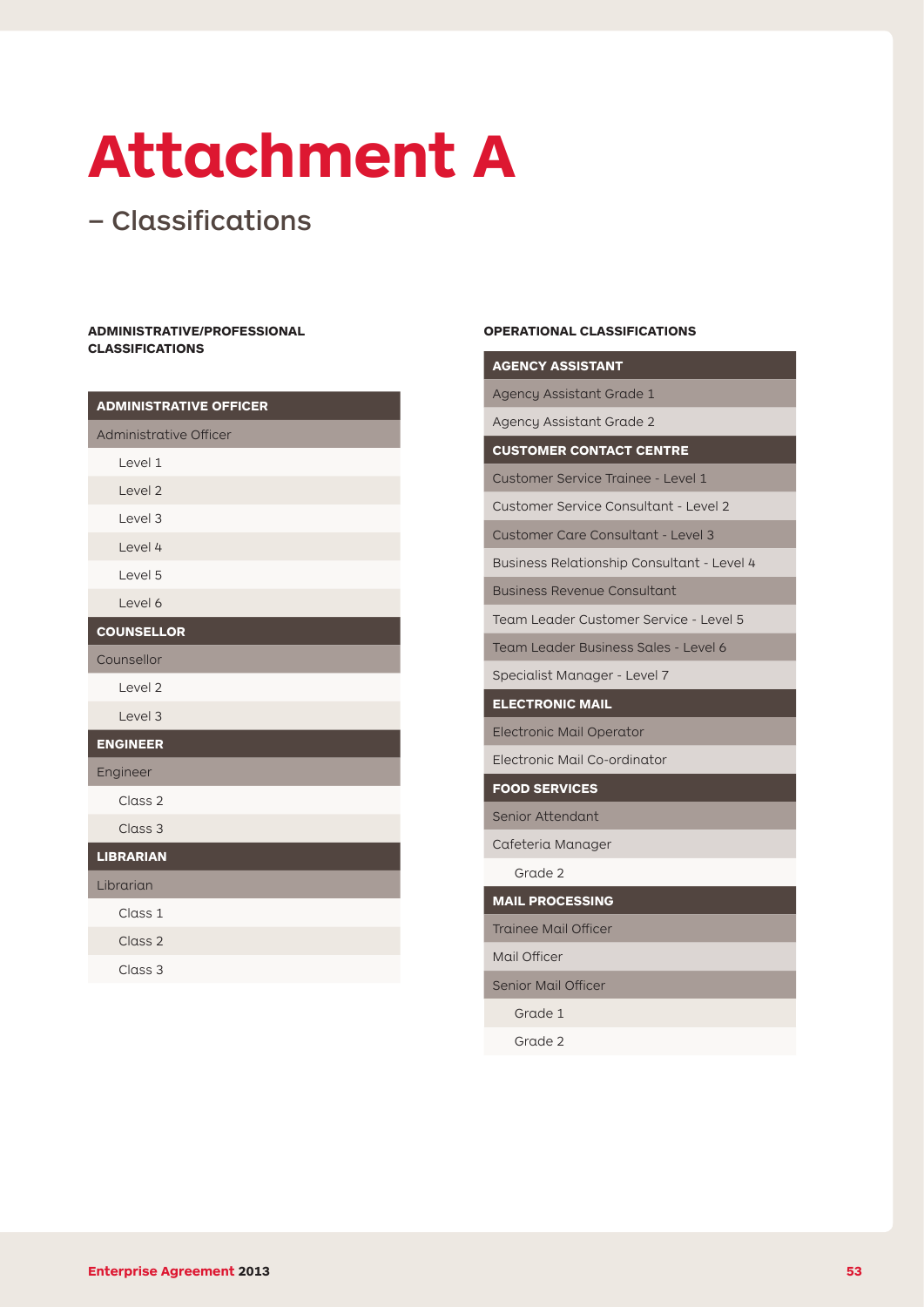# Attachment A

## – Classifications

**ADMINISTRATIVE/PROFESSIONAL CLASSIFICATIONS**

| ADMINISTRATIVE OFFICER |
|---|
| Administrative Officer |
| Level 1 |
| Level 2 |
| Level 3 |
| Level 4 |
| Level 5 |
| Level 6 |
| **COUNSELLOR** |
| Counsellor |
| Level 2 |
| Level 3 |
| **ENGINEER** |
| Engineer |
| Class 2 |
| Class 3 |
| **LIBRARIAN** |
| Librarian |
| Class 1 |
| Class 2 |
| Class 3 |

**OPERATIONAL CLASSIFICATIONS**

| AGENCY ASSISTANT |
|---|
| Agency Assistant Grade 1 |
| Agency Assistant Grade 2 |
| **CUSTOMER CONTACT CENTRE** |
| Customer Service Trainee - Level 1 |
| Customer Service Consultant - Level 2 |
| Customer Care Consultant - Level 3 |
| Business Relationship Consultant - Level 4 |
| Business Revenue Consultant |
| Team Leader Customer Service - Level 5 |
| Team Leader Business Sales - Level 6 |
| Specialist Manager - Level 7 |
| **ELECTRONIC MAIL** |
| Electronic Mail Operator |
| Electronic Mail Co-ordinator |
| **FOOD SERVICES** |
| Senior Attendant |
| Cafeteria Manager |
| Grade 2 |
| **MAIL PROCESSING** |
| Trainee Mail Officer |
| Mail Officer |
| Senior Mail Officer |
| Grade 1 |
| Grade 2 |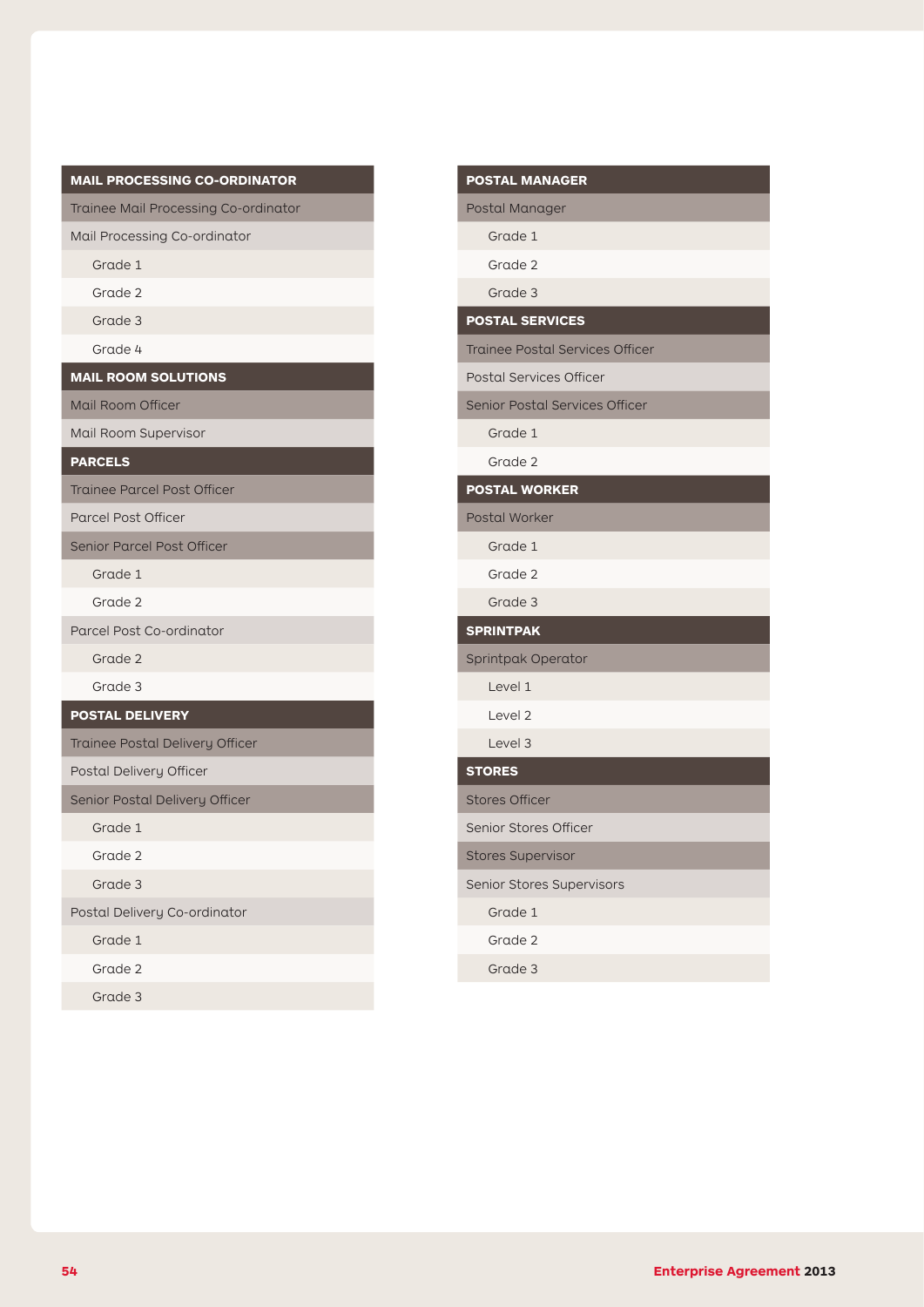| MAIL PROCESSING CO-ORDINATOR |
|---|
| Trainee Mail Processing Co-ordinator |
| Mail Processing Co-ordinator |
| Grade 1 |
| Grade 2 |
| Grade 3 |
| Grade 4 |

| MAIL ROOM SOLUTIONS |
|---|
| Mail Room Officer |
| Mail Room Supervisor |

| PARCELS |
|---|
| Trainee Parcel Post Officer |
| Parcel Post Officer |
| Senior Parcel Post Officer |
| Grade 1 |
| Grade 2 |
| Parcel Post Co-ordinator |
| Grade 2 |
| Grade 3 |

| POSTAL DELIVERY |
|---|
| Trainee Postal Delivery Officer |
| Postal Delivery Officer |
| Senior Postal Delivery Officer |
| Grade 1 |
| Grade 2 |
| Grade 3 |
| Postal Delivery Co-ordinator |
| Grade 1 |
| Grade 2 |
| Grade 3 |

| POSTAL MANAGER |
|---|
| Postal Manager |
| Grade 1 |
| Grade 2 |
| Grade 3 |

| POSTAL SERVICES |
|---|
| Trainee Postal Services Officer |
| Postal Services Officer |
| Senior Postal Services Officer |
| Grade 1 |
| Grade 2 |

| POSTAL WORKER |
|---|
| Postal Worker |
| Grade 1 |
| Grade 2 |
| Grade 3 |

| SPRINTPAK |
|---|
| Sprintpak Operator |
| Level 1 |
| Level 2 |
| Level 3 |

| STORES |
|---|
| Stores Officer |
| Senior Stores Officer |
| Stores Supervisor |
| Senior Stores Supervisors |
| Grade 1 |
| Grade 2 |
| Grade 3 |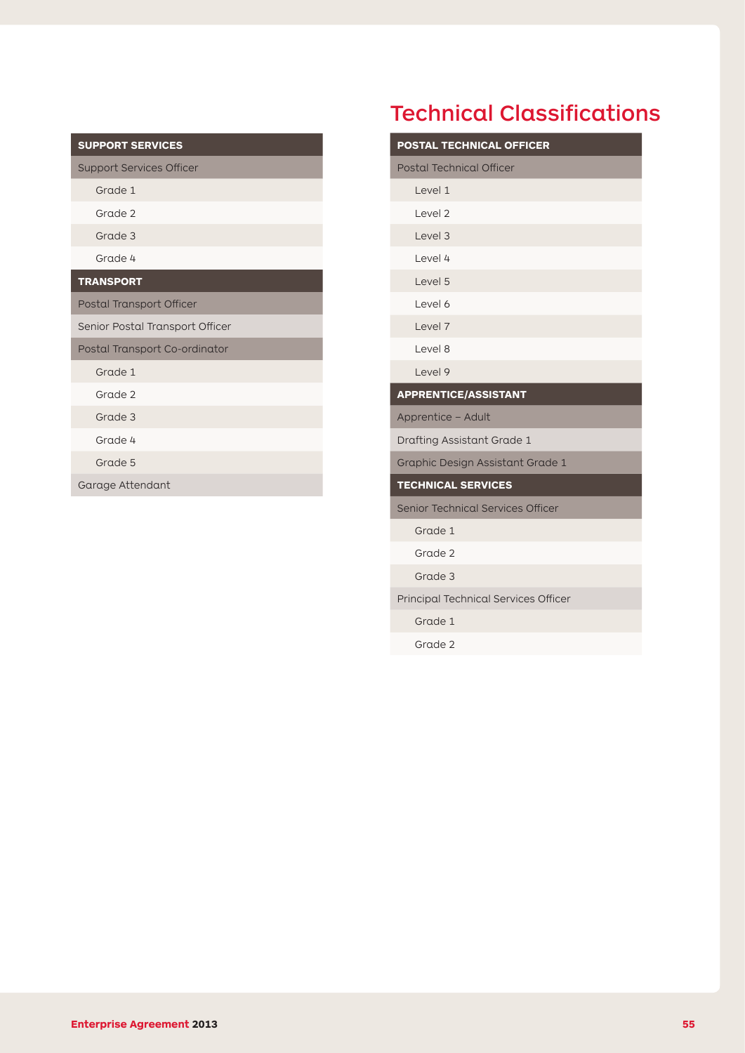## Technical Classifications

| SUPPORT SERVICES |
|---|
| Support Services Officer |
| Grade 1 |
| Grade 2 |
| Grade 3 |
| Grade 4 |
| **TRANSPORT** |
| Postal Transport Officer |
| Senior Postal Transport Officer |
| Postal Transport Co-ordinator |
| Grade 1 |
| Grade 2 |
| Grade 3 |
| Grade 4 |
| Grade 5 |
| Garage Attendant |

| POSTAL TECHNICAL OFFICER |
|---|
| Postal Technical Officer |
| Level 1 |
| Level 2 |
| Level 3 |
| Level 4 |
| Level 5 |
| Level 6 |
| Level 7 |
| Level 8 |
| Level 9 |
| **APPRENTICE/ASSISTANT** |
| Apprentice – Adult |
| Drafting Assistant Grade 1 |
| Graphic Design Assistant Grade 1 |
| **TECHNICAL SERVICES** |
| Senior Technical Services Officer |
| Grade 1 |
| Grade 2 |
| Grade 3 |
| Principal Technical Services Officer |
| Grade 1 |
| Grade 2 |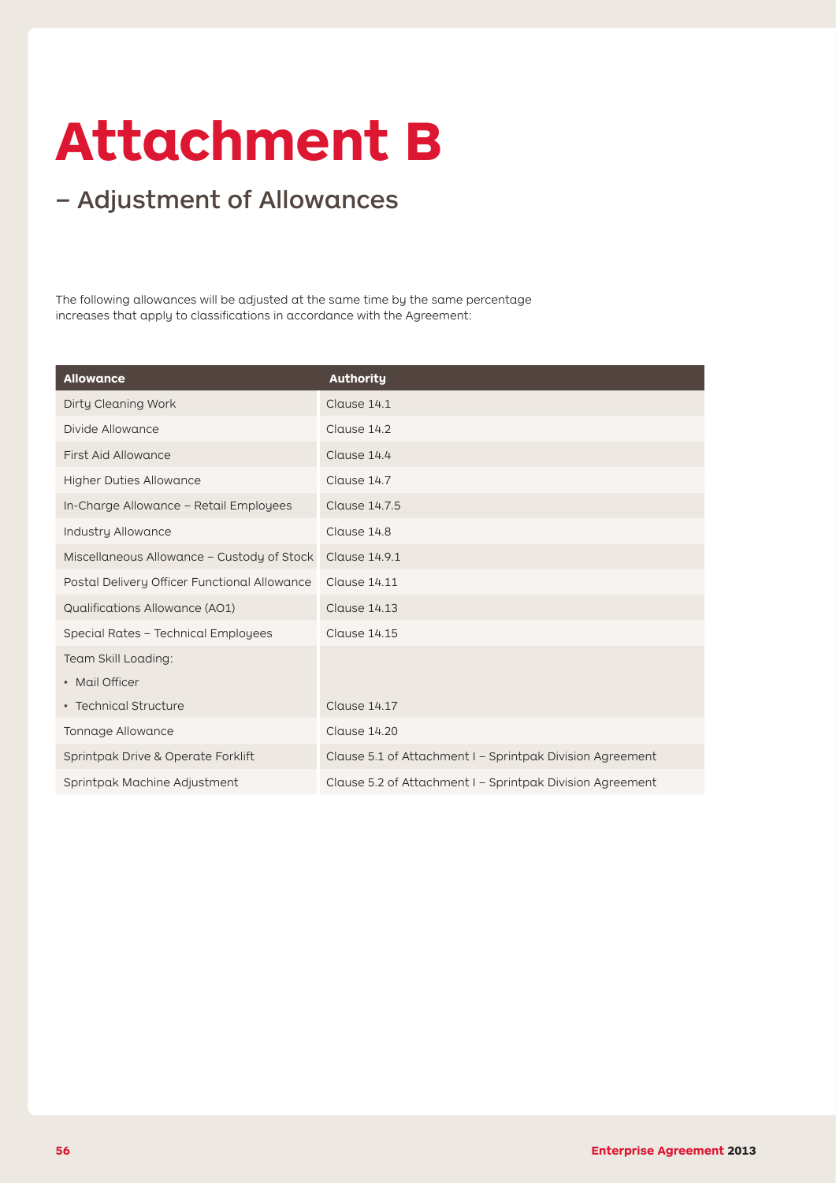# Attachment B

## – Adjustment of Allowances

The following allowances will be adjusted at the same time by the same percentage increases that apply to classifications in accordance with the Agreement:

| Allowance | Authority |
| --- | --- |
| Dirty Cleaning Work | Clause 14.1 |
| Divide Allowance | Clause 14.2 |
| First Aid Allowance | Clause 14.4 |
| Higher Duties Allowance | Clause 14.7 |
| In-Charge Allowance – Retail Employees | Clause 14.7.5 |
| Industry Allowance | Clause 14.8 |
| Miscellaneous Allowance – Custody of Stock | Clause 14.9.1 |
| Postal Delivery Officer Functional Allowance | Clause 14.11 |
| Qualifications Allowance (AO1) | Clause 14.13 |
| Special Rates – Technical Employees | Clause 14.15 |
| Team Skill Loading:<br>• Mail Officer<br>• Technical Structure | Clause 14.17 |
| Tonnage Allowance | Clause 14.20 |
| Sprintpak Drive & Operate Forklift | Clause 5.1 of Attachment I – Sprintpak Division Agreement |
| Sprintpak Machine Adjustment | Clause 5.2 of Attachment I – Sprintpak Division Agreement |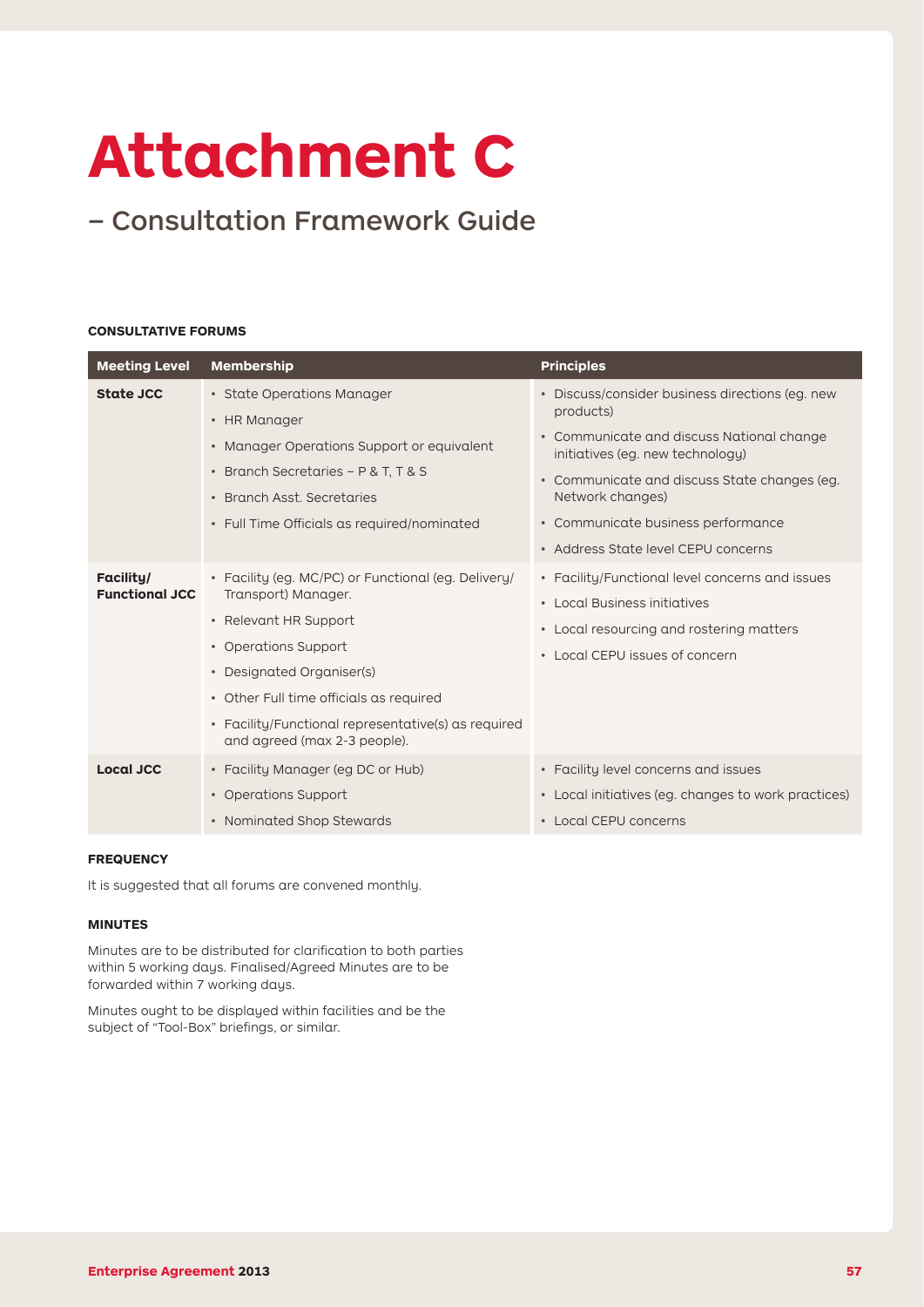# Attachment C

## – Consultation Framework Guide

**CONSULTATIVE FORUMS**

| Meeting Level | Membership | Principles |
|---|---|---|
| **State JCC** | • State Operations Manager<br>• HR Manager<br>• Manager Operations Support or equivalent<br>• Branch Secretaries – P & T, T & S<br>• Branch Asst. Secretaries<br>• Full Time Officials as required/nominated | • Discuss/consider business directions (eg. new products)<br>• Communicate and discuss National change initiatives (eg. new technology)<br>• Communicate and discuss State changes (eg. Network changes)<br>• Communicate business performance<br>• Address State level CEPU concerns |
| **Facility/ Functional JCC** | • Facility (eg. MC/PC) or Functional (eg. Delivery/ Transport) Manager.<br>• Relevant HR Support<br>• Operations Support<br>• Designated Organiser(s)<br>• Other Full time officials as required<br>• Facility/Functional representative(s) as required and agreed (max 2-3 people). | • Facility/Functional level concerns and issues<br>• Local Business initiatives<br>• Local resourcing and rostering matters<br>• Local CEPU issues of concern |
| **Local JCC** | • Facility Manager (eg DC or Hub)<br>• Operations Support<br>• Nominated Shop Stewards | • Facility level concerns and issues<br>• Local initiatives (eg. changes to work practices)<br>• Local CEPU concerns |

**FREQUENCY**

It is suggested that all forums are convened monthly.

**MINUTES**

Minutes are to be distributed for clarification to both parties within 5 working days. Finalised/Agreed Minutes are to be forwarded within 7 working days.

Minutes ought to be displayed within facilities and be the subject of "Tool-Box" briefings, or similar.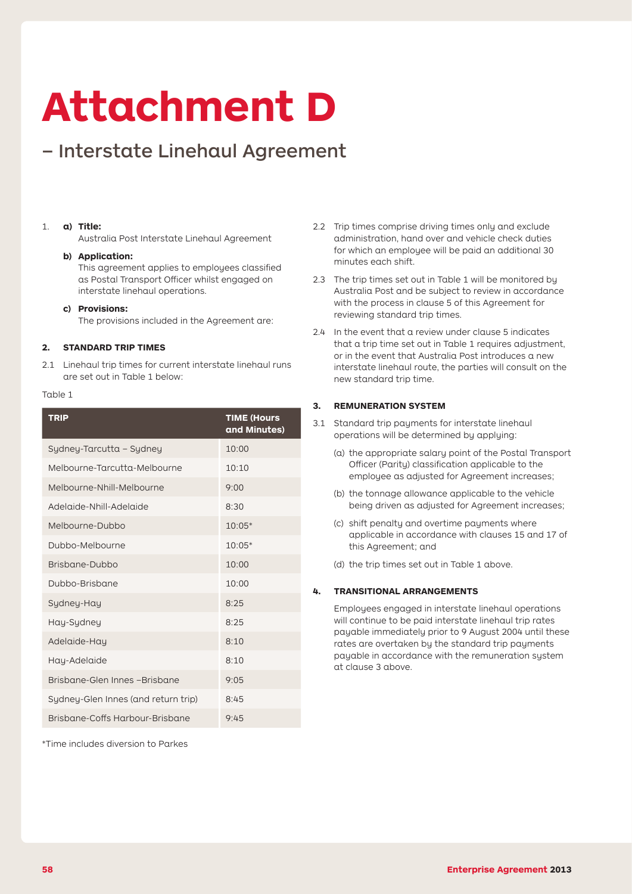# Attachment D

## – Interstate Linehaul Agreement

1. **a) Title:**
   Australia Post Interstate Linehaul Agreement

   **b) Application:**
   This agreement applies to employees classified as Postal Transport Officer whilst engaged on interstate linehaul operations.

   **c) Provisions:**
   The provisions included in the Agreement are:

**2. STANDARD TRIP TIMES**

2.1 Linehaul trip times for current interstate linehaul runs are set out in Table 1 below:

Table 1

| TRIP | TIME (Hours and Minutes) |
|---|---|
| Sydney-Tarcutta – Sydney | 10:00 |
| Melbourne-Tarcutta-Melbourne | 10:10 |
| Melbourne-Nhill-Melbourne | 9:00 |
| Adelaide-Nhill-Adelaide | 8:30 |
| Melbourne-Dubbo | 10:05* |
| Dubbo-Melbourne | 10:05* |
| Brisbane-Dubbo | 10:00 |
| Dubbo-Brisbane | 10:00 |
| Sydney-Hay | 8:25 |
| Hay-Sydney | 8:25 |
| Adelaide-Hay | 8:10 |
| Hay-Adelaide | 8:10 |
| Brisbane-Glen Innes –Brisbane | 9:05 |
| Sydney-Glen Innes (and return trip) | 8:45 |
| Brisbane-Coffs Harbour-Brisbane | 9:45 |

*Time includes diversion to Parkes

2.2 Trip times comprise driving times only and exclude administration, hand over and vehicle check duties for which an employee will be paid an additional 30 minutes each shift.

2.3 The trip times set out in Table 1 will be monitored by Australia Post and be subject to review in accordance with the process in clause 5 of this Agreement for reviewing standard trip times.

2.4 In the event that a review under clause 5 indicates that a trip time set out in Table 1 requires adjustment, or in the event that Australia Post introduces a new interstate linehaul route, the parties will consult on the new standard trip time.

**3. REMUNERATION SYSTEM**

3.1 Standard trip payments for interstate linehaul operations will be determined by applying:

(a) the appropriate salary point of the Postal Transport Officer (Parity) classification applicable to the employee as adjusted for Agreement increases;

(b) the tonnage allowance applicable to the vehicle being driven as adjusted for Agreement increases;

(c) shift penalty and overtime payments where applicable in accordance with clauses 15 and 17 of this Agreement; and

(d) the trip times set out in Table 1 above.

**4. TRANSITIONAL ARRANGEMENTS**

Employees engaged in interstate linehaul operations will continue to be paid interstate linehaul trip rates payable immediately prior to 9 August 2004 until these rates are overtaken by the standard trip payments payable in accordance with the remuneration system at clause 3 above.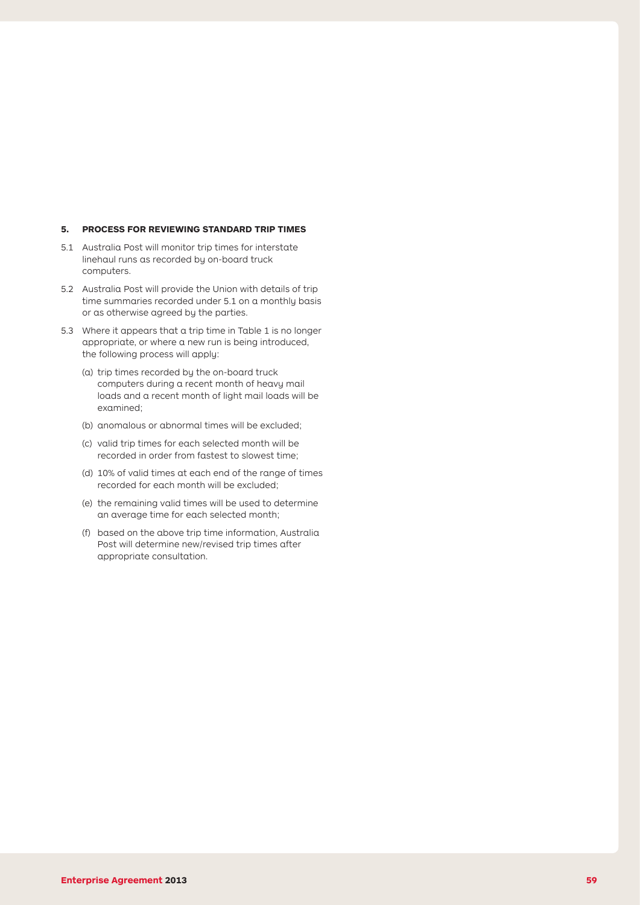## 5. PROCESS FOR REVIEWING STANDARD TRIP TIMES

5.1 Australia Post will monitor trip times for interstate linehaul runs as recorded by on-board truck computers.

5.2 Australia Post will provide the Union with details of trip time summaries recorded under 5.1 on a monthly basis or as otherwise agreed by the parties.

5.3 Where it appears that a trip time in Table 1 is no longer appropriate, or where a new run is being introduced, the following process will apply:

(a) trip times recorded by the on-board truck computers during a recent month of heavy mail loads and a recent month of light mail loads will be examined;

(b) anomalous or abnormal times will be excluded;

(c) valid trip times for each selected month will be recorded in order from fastest to slowest time;

(d) 10% of valid times at each end of the range of times recorded for each month will be excluded;

(e) the remaining valid times will be used to determine an average time for each selected month;

(f) based on the above trip time information, Australia Post will determine new/revised trip times after appropriate consultation.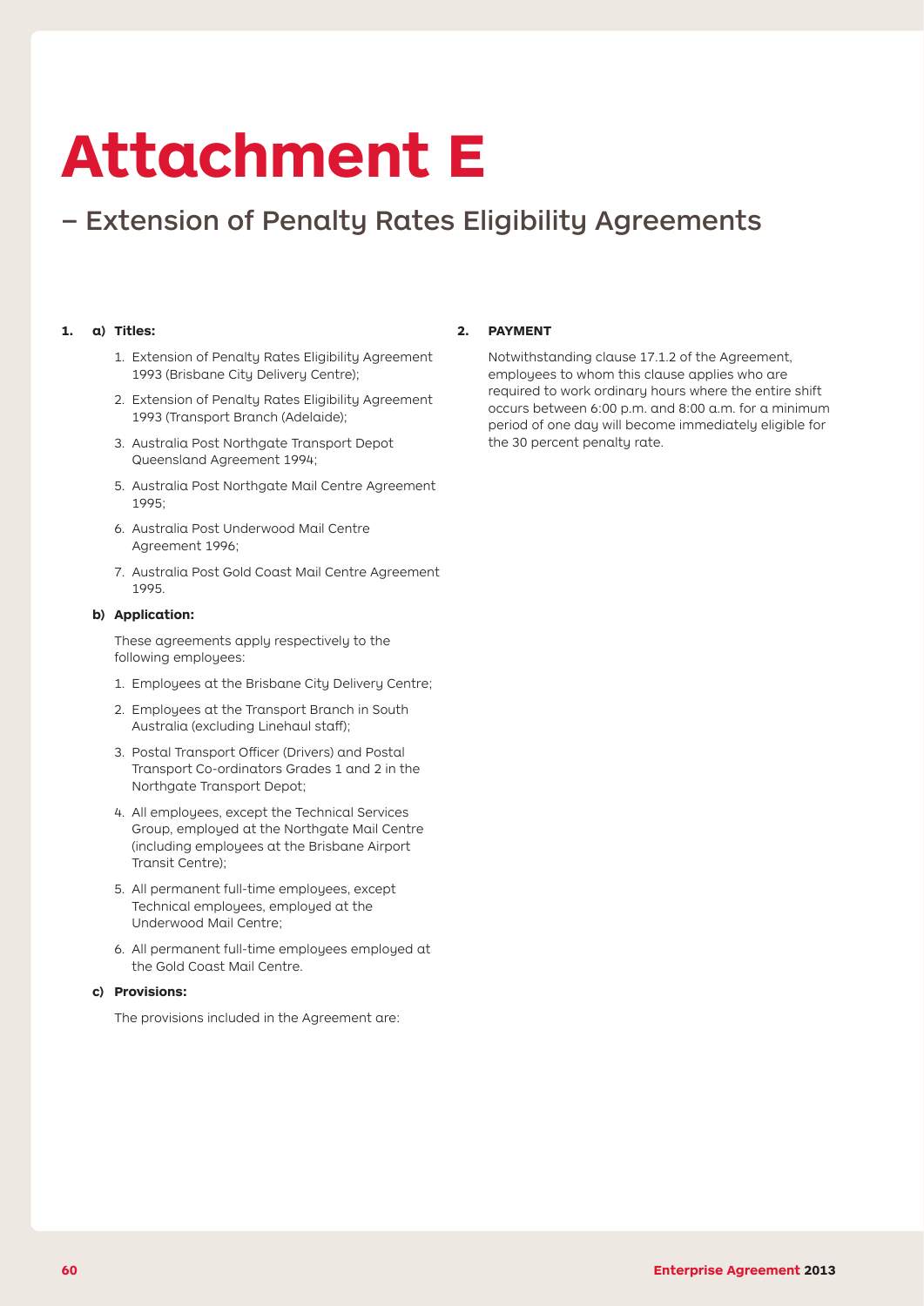# Attachment E

## – Extension of Penalty Rates Eligibility Agreements

**1. a) Titles:**

1. Extension of Penalty Rates Eligibility Agreement 1993 (Brisbane City Delivery Centre);
2. Extension of Penalty Rates Eligibility Agreement 1993 (Transport Branch (Adelaide);
3. Australia Post Northgate Transport Depot Queensland Agreement 1994;

5. Australia Post Northgate Mail Centre Agreement 1995;
6. Australia Post Underwood Mail Centre Agreement 1996;
7. Australia Post Gold Coast Mail Centre Agreement 1995.

**b) Application:**

These agreements apply respectively to the following employees:

1. Employees at the Brisbane City Delivery Centre;
2. Employees at the Transport Branch in South Australia (excluding Linehaul staff);
3. Postal Transport Officer (Drivers) and Postal Transport Co-ordinators Grades 1 and 2 in the Northgate Transport Depot;
4. All employees, except the Technical Services Group, employed at the Northgate Mail Centre (including employees at the Brisbane Airport Transit Centre);
5. All permanent full-time employees, except Technical employees, employed at the Underwood Mail Centre;
6. All permanent full-time employees employed at the Gold Coast Mail Centre.

**c) Provisions:**

The provisions included in the Agreement are:

**2. PAYMENT**

Notwithstanding clause 17.1.2 of the Agreement, employees to whom this clause applies who are required to work ordinary hours where the entire shift occurs between 6:00 p.m. and 8:00 a.m. for a minimum period of one day will become immediately eligible for the 30 percent penalty rate.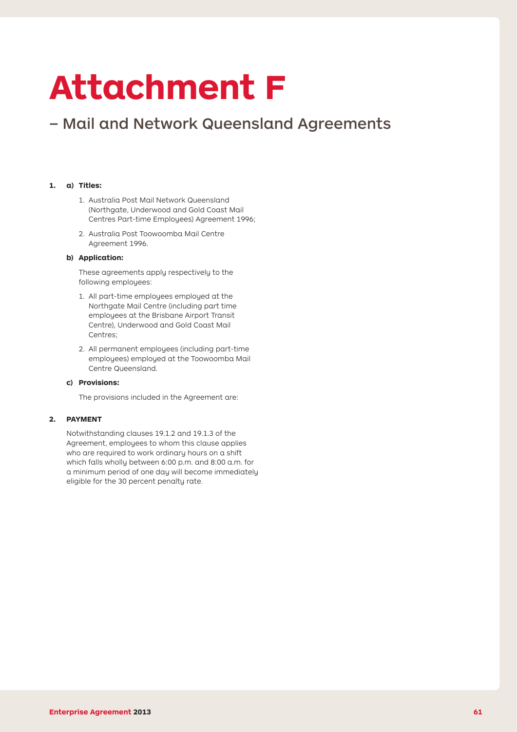# Attachment F

## – Mail and Network Queensland Agreements

**1. a) Titles:**

1. Australia Post Mail Network Queensland (Northgate, Underwood and Gold Coast Mail Centres Part-time Employees) Agreement 1996;
2. Australia Post Toowoomba Mail Centre Agreement 1996.

**b) Application:**

These agreements apply respectively to the following employees:

1. All part-time employees employed at the Northgate Mail Centre (including part time employees at the Brisbane Airport Transit Centre), Underwood and Gold Coast Mail Centres;
2. All permanent employees (including part-time employees) employed at the Toowoomba Mail Centre Queensland.

**c) Provisions:**

The provisions included in the Agreement are:

**2. PAYMENT**

Notwithstanding clauses 19.1.2 and 19.1.3 of the Agreement, employees to whom this clause applies who are required to work ordinary hours on a shift which falls wholly between 6:00 p.m. and 8:00 a.m. for a minimum period of one day will become immediately eligible for the 30 percent penalty rate.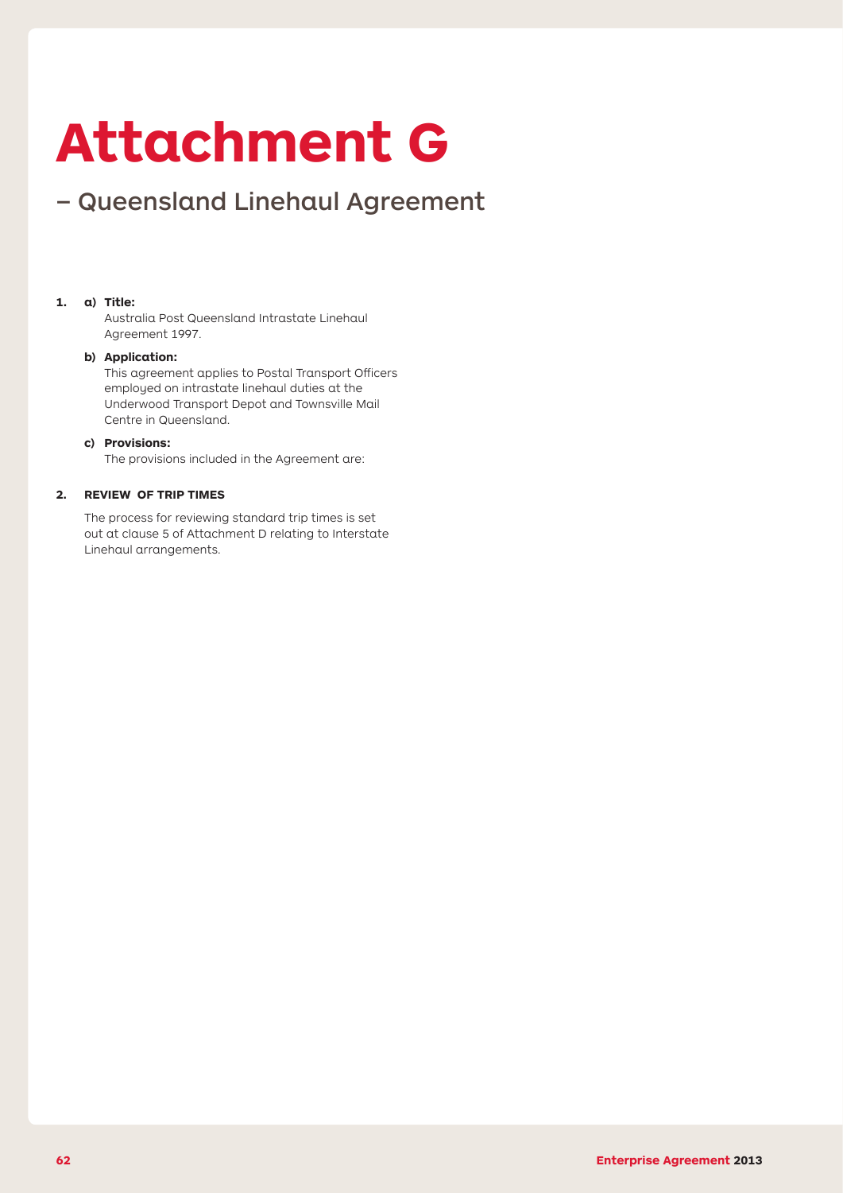# Attachment G

## – Queensland Linehaul Agreement

**1. a) Title:**

Australia Post Queensland Intrastate Linehaul Agreement 1997.

**b) Application:**

This agreement applies to Postal Transport Officers employed on intrastate linehaul duties at the Underwood Transport Depot and Townsville Mail Centre in Queensland.

**c) Provisions:**

The provisions included in the Agreement are:

**2. REVIEW OF TRIP TIMES**

The process for reviewing standard trip times is set out at clause 5 of Attachment D relating to Interstate Linehaul arrangements.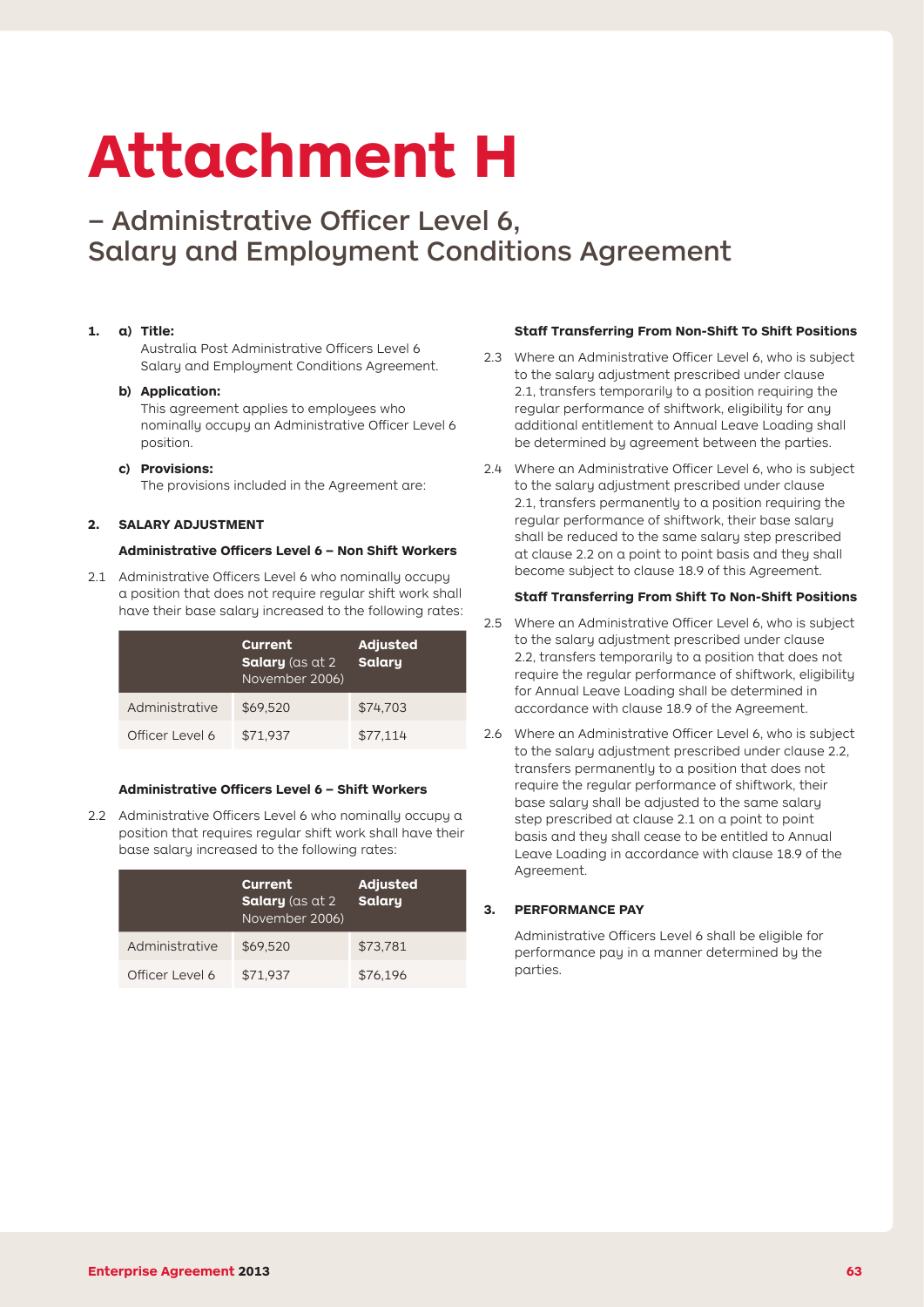# Attachment H

## – Administrative Officer Level 6, Salary and Employment Conditions Agreement

**1.** **a) Title:**
Australia Post Administrative Officers Level 6 Salary and Employment Conditions Agreement.

**b) Application:**
This agreement applies to employees who nominally occupy an Administrative Officer Level 6 position.

**c) Provisions:**
The provisions included in the Agreement are:

**2. SALARY ADJUSTMENT**

**Administrative Officers Level 6 – Non Shift Workers**

2.1 Administrative Officers Level 6 who nominally occupy a position that does not require regular shift work shall have their base salary increased to the following rates:

| | **Current Salary** (as at 2 November 2006) | **Adjusted Salary** |
|---|---|---|
| Administrative | $69,520 | $74,703 |
| Officer Level 6 | $71,937 | $77,114 |

**Administrative Officers Level 6 – Shift Workers**

2.2 Administrative Officers Level 6 who nominally occupy a position that requires regular shift work shall have their base salary increased to the following rates:

| | **Current Salary** (as at 2 November 2006) | **Adjusted Salary** |
|---|---|---|
| Administrative | $69,520 | $73,781 |
| Officer Level 6 | $71,937 | $76,196 |

**Staff Transferring From Non-Shift To Shift Positions**

2.3 Where an Administrative Officer Level 6, who is subject to the salary adjustment prescribed under clause 2.1, transfers temporarily to a position requiring the regular performance of shiftwork, eligibility for any additional entitlement to Annual Leave Loading shall be determined by agreement between the parties.

2.4 Where an Administrative Officer Level 6, who is subject to the salary adjustment prescribed under clause 2.1, transfers permanently to a position requiring the regular performance of shiftwork, their base salary shall be reduced to the same salary step prescribed at clause 2.2 on a point to point basis and they shall become subject to clause 18.9 of this Agreement.

**Staff Transferring From Shift To Non-Shift Positions**

2.5 Where an Administrative Officer Level 6, who is subject to the salary adjustment prescribed under clause 2.2, transfers temporarily to a position that does not require the regular performance of shiftwork, eligibility for Annual Leave Loading shall be determined in accordance with clause 18.9 of the Agreement.

2.6 Where an Administrative Officer Level 6, who is subject to the salary adjustment prescribed under clause 2.2, transfers permanently to a position that does not require the regular performance of shiftwork, their base salary shall be adjusted to the same salary step prescribed at clause 2.1 on a point to point basis and they shall cease to be entitled to Annual Leave Loading in accordance with clause 18.9 of the Agreement.

**3. PERFORMANCE PAY**

Administrative Officers Level 6 shall be eligible for performance pay in a manner determined by the parties.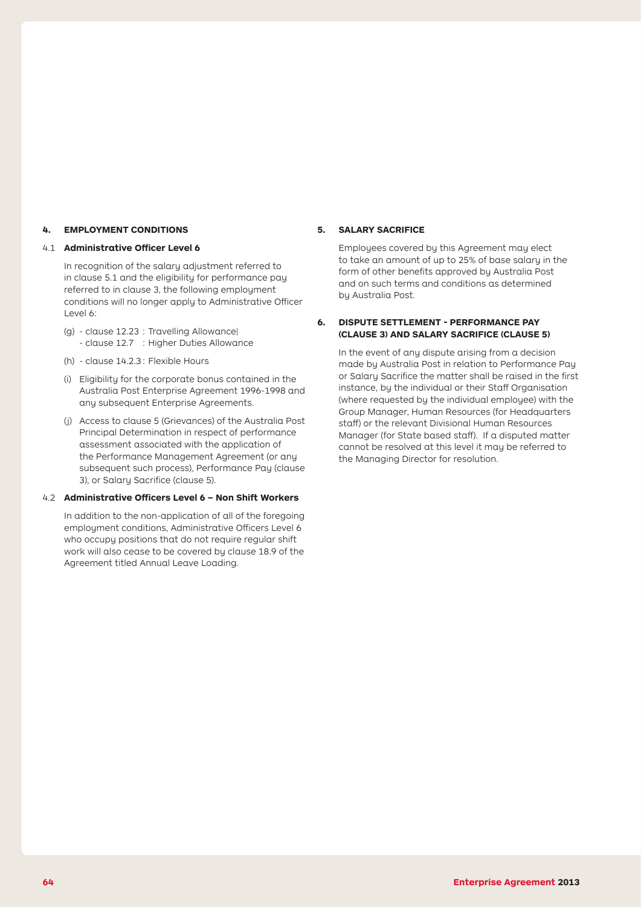## 4. EMPLOYMENT CONDITIONS

### 4.1 Administrative Officer Level 6

In recognition of the salary adjustment referred to in clause 5.1 and the eligibility for performance pay referred to in clause 3, the following employment conditions will no longer apply to Administrative Officer Level 6:

(g) - clause 12.23 : Travelling Allowance|
 - clause 12.7 : Higher Duties Allowance

(h) - clause 14.2.3 : Flexible Hours

(i) Eligibility for the corporate bonus contained in the Australia Post Enterprise Agreement 1996-1998 and any subsequent Enterprise Agreements.

(j) Access to clause 5 (Grievances) of the Australia Post Principal Determination in respect of performance assessment associated with the application of the Performance Management Agreement (or any subsequent such process), Performance Pay (clause 3), or Salary Sacrifice (clause 5).

### 4.2 Administrative Officers Level 6 – Non Shift Workers

In addition to the non-application of all of the foregoing employment conditions, Administrative Officers Level 6 who occupy positions that do not require regular shift work will also cease to be covered by clause 18.9 of the Agreement titled Annual Leave Loading.

## 5. SALARY SACRIFICE

Employees covered by this Agreement may elect to take an amount of up to 25% of base salary in the form of other benefits approved by Australia Post and on such terms and conditions as determined by Australia Post.

## 6. DISPUTE SETTLEMENT - PERFORMANCE PAY (CLAUSE 3) AND SALARY SACRIFICE (CLAUSE 5)

In the event of any dispute arising from a decision made by Australia Post in relation to Performance Pay or Salary Sacrifice the matter shall be raised in the first instance, by the individual or their Staff Organisation (where requested by the individual employee) with the Group Manager, Human Resources (for Headquarters staff) or the relevant Divisional Human Resources Manager (for State based staff). If a disputed matter cannot be resolved at this level it may be referred to the Managing Director for resolution.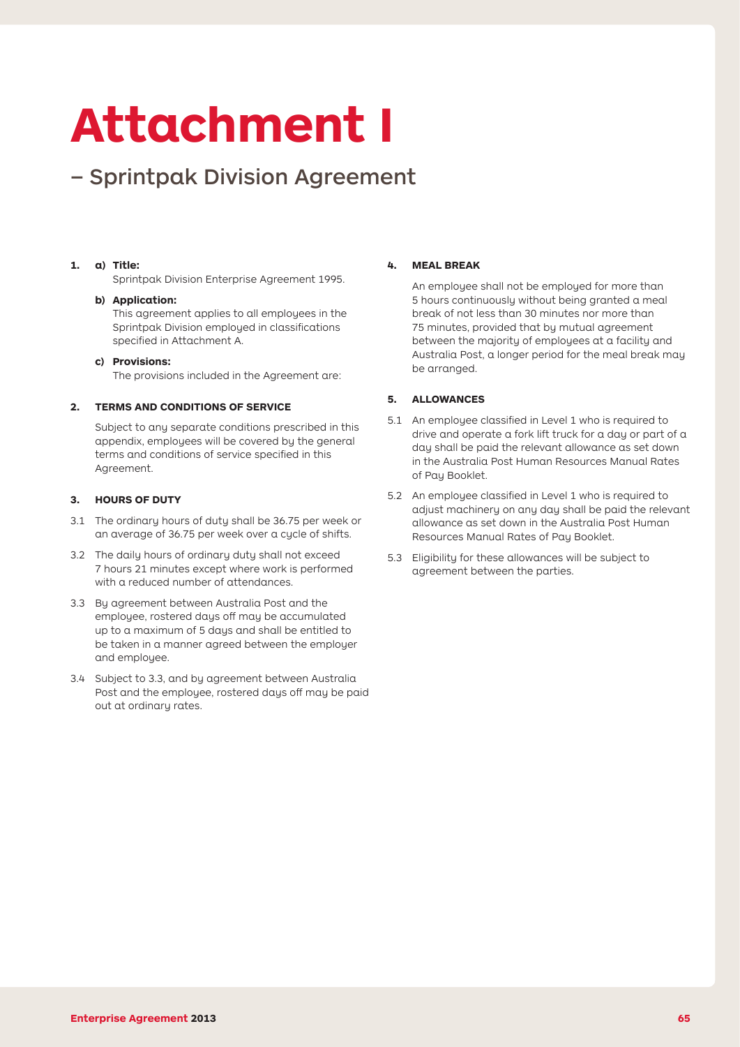# Attachment I

## – Sprintpak Division Agreement

**1. a) Title:**

Sprintpak Division Enterprise Agreement 1995.

**b) Application:**

This agreement applies to all employees in the Sprintpak Division employed in classifications specified in Attachment A.

**c) Provisions:**

The provisions included in the Agreement are:

**2. TERMS AND CONDITIONS OF SERVICE**

Subject to any separate conditions prescribed in this appendix, employees will be covered by the general terms and conditions of service specified in this Agreement.

**3. HOURS OF DUTY**

3.1 The ordinary hours of duty shall be 36.75 per week or an average of 36.75 per week over a cycle of shifts.

3.2 The daily hours of ordinary duty shall not exceed 7 hours 21 minutes except where work is performed with a reduced number of attendances.

3.3 By agreement between Australia Post and the employee, rostered days off may be accumulated up to a maximum of 5 days and shall be entitled to be taken in a manner agreed between the employer and employee.

3.4 Subject to 3.3, and by agreement between Australia Post and the employee, rostered days off may be paid out at ordinary rates.

**4. MEAL BREAK**

An employee shall not be employed for more than 5 hours continuously without being granted a meal break of not less than 30 minutes nor more than 75 minutes, provided that by mutual agreement between the majority of employees at a facility and Australia Post, a longer period for the meal break may be arranged.

**5. ALLOWANCES**

5.1 An employee classified in Level 1 who is required to drive and operate a fork lift truck for a day or part of a day shall be paid the relevant allowance as set down in the Australia Post Human Resources Manual Rates of Pay Booklet.

5.2 An employee classified in Level 1 who is required to adjust machinery on any day shall be paid the relevant allowance as set down in the Australia Post Human Resources Manual Rates of Pay Booklet.

5.3 Eligibility for these allowances will be subject to agreement between the parties.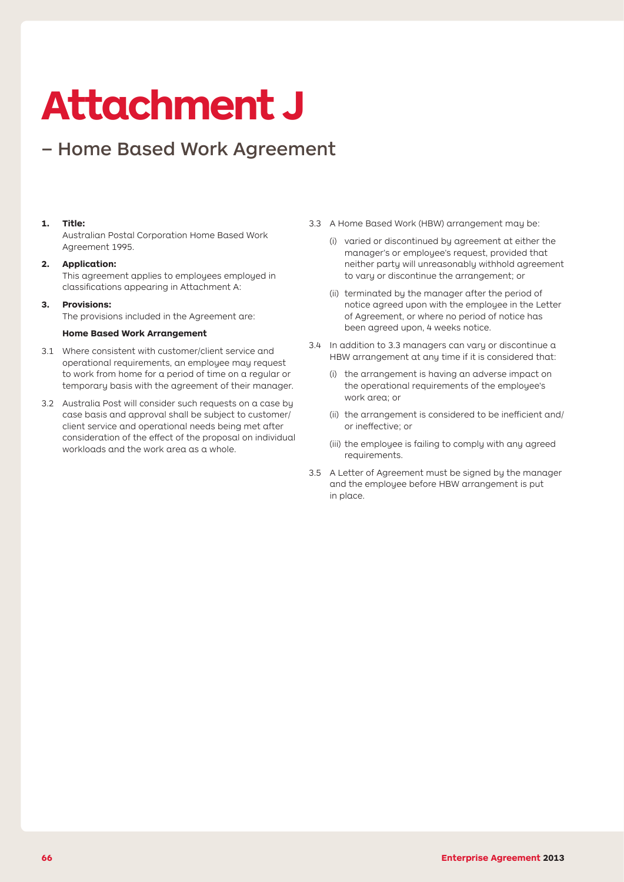# Attachment J

## – Home Based Work Agreement

**1. Title:**

Australian Postal Corporation Home Based Work Agreement 1995.

**2. Application:**

This agreement applies to employees employed in classifications appearing in Attachment A:

**3. Provisions:**

The provisions included in the Agreement are:

**Home Based Work Arrangement**

3.1 Where consistent with customer/client service and operational requirements, an employee may request to work from home for a period of time on a regular or temporary basis with the agreement of their manager.

3.2 Australia Post will consider such requests on a case by case basis and approval shall be subject to customer/client service and operational needs being met after consideration of the effect of the proposal on individual workloads and the work area as a whole.

3.3 A Home Based Work (HBW) arrangement may be:

(i) varied or discontinued by agreement at either the manager's or employee's request, provided that neither party will unreasonably withhold agreement to vary or discontinue the arrangement; or

(ii) terminated by the manager after the period of notice agreed upon with the employee in the Letter of Agreement, or where no period of notice has been agreed upon, 4 weeks notice.

3.4 In addition to 3.3 managers can vary or discontinue a HBW arrangement at any time if it is considered that:

(i) the arrangement is having an adverse impact on the operational requirements of the employee's work area; or

(ii) the arrangement is considered to be inefficient and/or ineffective; or

(iii) the employee is failing to comply with any agreed requirements.

3.5 A Letter of Agreement must be signed by the manager and the employee before HBW arrangement is put in place.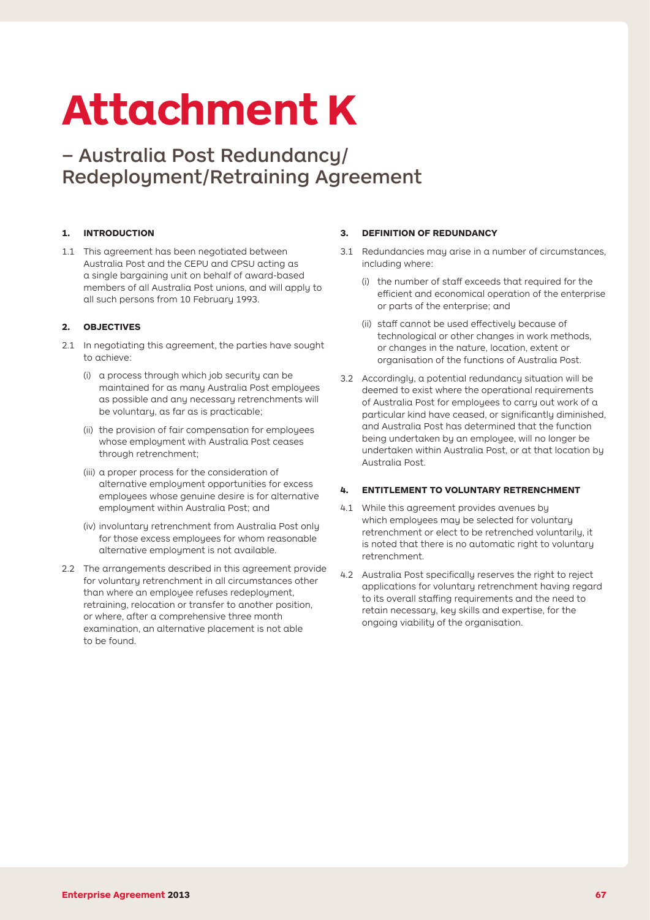# Attachment K

## – Australia Post Redundancy/ Redeployment/Retraining Agreement

**1. INTRODUCTION**

1.1 This agreement has been negotiated between Australia Post and the CEPU and CPSU acting as a single bargaining unit on behalf of award-based members of all Australia Post unions, and will apply to all such persons from 10 February 1993.

**2. OBJECTIVES**

2.1 In negotiating this agreement, the parties have sought to achieve:

(i) a process through which job security can be maintained for as many Australia Post employees as possible and any necessary retrenchments will be voluntary, as far as is practicable;

(ii) the provision of fair compensation for employees whose employment with Australia Post ceases through retrenchment;

(iii) a proper process for the consideration of alternative employment opportunities for excess employees whose genuine desire is for alternative employment within Australia Post; and

(iv) involuntary retrenchment from Australia Post only for those excess employees for whom reasonable alternative employment is not available.

2.2 The arrangements described in this agreement provide for voluntary retrenchment in all circumstances other than where an employee refuses redeployment, retraining, relocation or transfer to another position, or where, after a comprehensive three month examination, an alternative placement is not able to be found.

**3. DEFINITION OF REDUNDANCY**

3.1 Redundancies may arise in a number of circumstances, including where:

(i) the number of staff exceeds that required for the efficient and economical operation of the enterprise or parts of the enterprise; and

(ii) staff cannot be used effectively because of technological or other changes in work methods, or changes in the nature, location, extent or organisation of the functions of Australia Post.

3.2 Accordingly, a potential redundancy situation will be deemed to exist where the operational requirements of Australia Post for employees to carry out work of a particular kind have ceased, or significantly diminished, and Australia Post has determined that the function being undertaken by an employee, will no longer be undertaken within Australia Post, or at that location by Australia Post.

**4. ENTITLEMENT TO VOLUNTARY RETRENCHMENT**

4.1 While this agreement provides avenues by which employees may be selected for voluntary retrenchment or elect to be retrenched voluntarily, it is noted that there is no automatic right to voluntary retrenchment.

4.2 Australia Post specifically reserves the right to reject applications for voluntary retrenchment having regard to its overall staffing requirements and the need to retain necessary, key skills and expertise, for the ongoing viability of the organisation.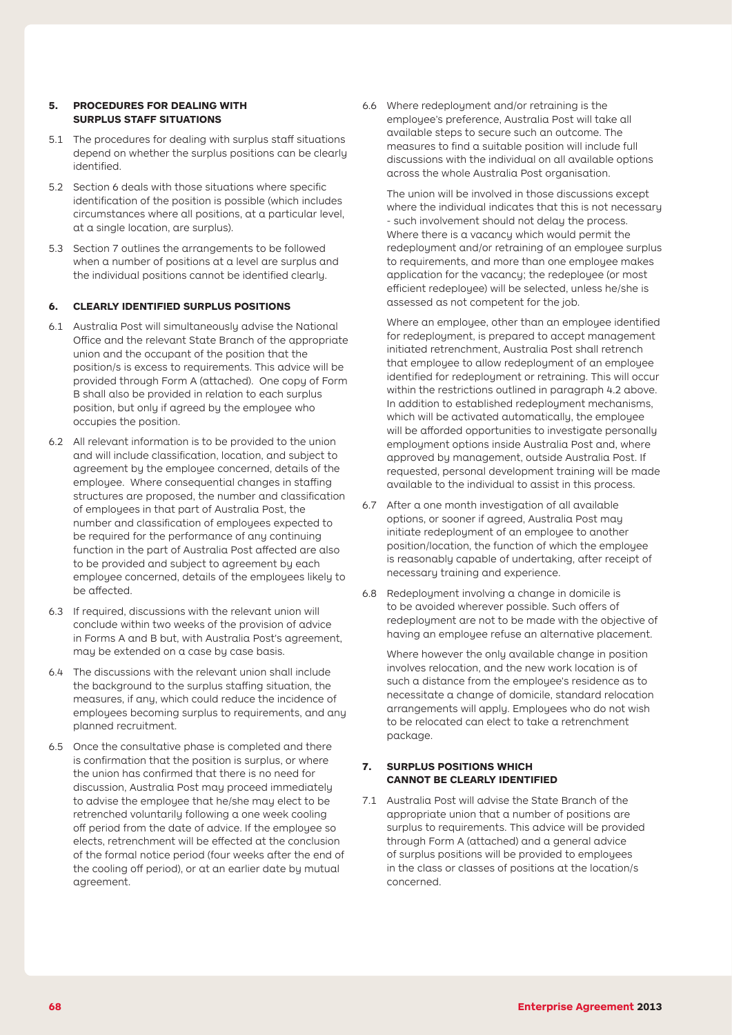## 5. PROCEDURES FOR DEALING WITH SURPLUS STAFF SITUATIONS

5.1 The procedures for dealing with surplus staff situations depend on whether the surplus positions can be clearly identified.

5.2 Section 6 deals with those situations where specific identification of the position is possible (which includes circumstances where all positions, at a particular level, at a single location, are surplus).

5.3 Section 7 outlines the arrangements to be followed when a number of positions at a level are surplus and the individual positions cannot be identified clearly.

## 6. CLEARLY IDENTIFIED SURPLUS POSITIONS

6.1 Australia Post will simultaneously advise the National Office and the relevant State Branch of the appropriate union and the occupant of the position that the position/s is excess to requirements. This advice will be provided through Form A (attached). One copy of Form B shall also be provided in relation to each surplus position, but only if agreed by the employee who occupies the position.

6.2 All relevant information is to be provided to the union and will include classification, location, and subject to agreement by the employee concerned, details of the employee. Where consequential changes in staffing structures are proposed, the number and classification of employees in that part of Australia Post, the number and classification of employees expected to be required for the performance of any continuing function in the part of Australia Post affected are also to be provided and subject to agreement by each employee concerned, details of the employees likely to be affected.

6.3 If required, discussions with the relevant union will conclude within two weeks of the provision of advice in Forms A and B but, with Australia Post's agreement, may be extended on a case by case basis.

6.4 The discussions with the relevant union shall include the background to the surplus staffing situation, the measures, if any, which could reduce the incidence of employees becoming surplus to requirements, and any planned recruitment.

6.5 Once the consultative phase is completed and there is confirmation that the position is surplus, or where the union has confirmed that there is no need for discussion, Australia Post may proceed immediately to advise the employee that he/she may elect to be retrenched voluntarily following a one week cooling off period from the date of advice. If the employee so elects, retrenchment will be effected at the conclusion of the formal notice period (four weeks after the end of the cooling off period), or at an earlier date by mutual agreement.

6.6 Where redeployment and/or retraining is the employee's preference, Australia Post will take all available steps to secure such an outcome. The measures to find a suitable position will include full discussions with the individual on all available options across the whole Australia Post organisation.

The union will be involved in those discussions except where the individual indicates that this is not necessary - such involvement should not delay the process. Where there is a vacancy which would permit the redeployment and/or retraining of an employee surplus to requirements, and more than one employee makes application for the vacancy; the redeployee (or most efficient redeployee) will be selected, unless he/she is assessed as not competent for the job.

Where an employee, other than an employee identified for redeployment, is prepared to accept management initiated retrenchment, Australia Post shall retrench that employee to allow redeployment of an employee identified for redeployment or retraining. This will occur within the restrictions outlined in paragraph 4.2 above. In addition to established redeployment mechanisms, which will be activated automatically, the employee will be afforded opportunities to investigate personally employment options inside Australia Post and, where approved by management, outside Australia Post. If requested, personal development training will be made available to the individual to assist in this process.

6.7 After a one month investigation of all available options, or sooner if agreed, Australia Post may initiate redeployment of an employee to another position/location, the function of which the employee is reasonably capable of undertaking, after receipt of necessary training and experience.

6.8 Redeployment involving a change in domicile is to be avoided wherever possible. Such offers of redeployment are not to be made with the objective of having an employee refuse an alternative placement.

Where however the only available change in position involves relocation, and the new work location is of such a distance from the employee's residence as to necessitate a change of domicile, standard relocation arrangements will apply. Employees who do not wish to be relocated can elect to take a retrenchment package.

## 7. SURPLUS POSITIONS WHICH CANNOT BE CLEARLY IDENTIFIED

7.1 Australia Post will advise the State Branch of the appropriate union that a number of positions are surplus to requirements. This advice will be provided through Form A (attached) and a general advice of surplus positions will be provided to employees in the class or classes of positions at the location/s concerned.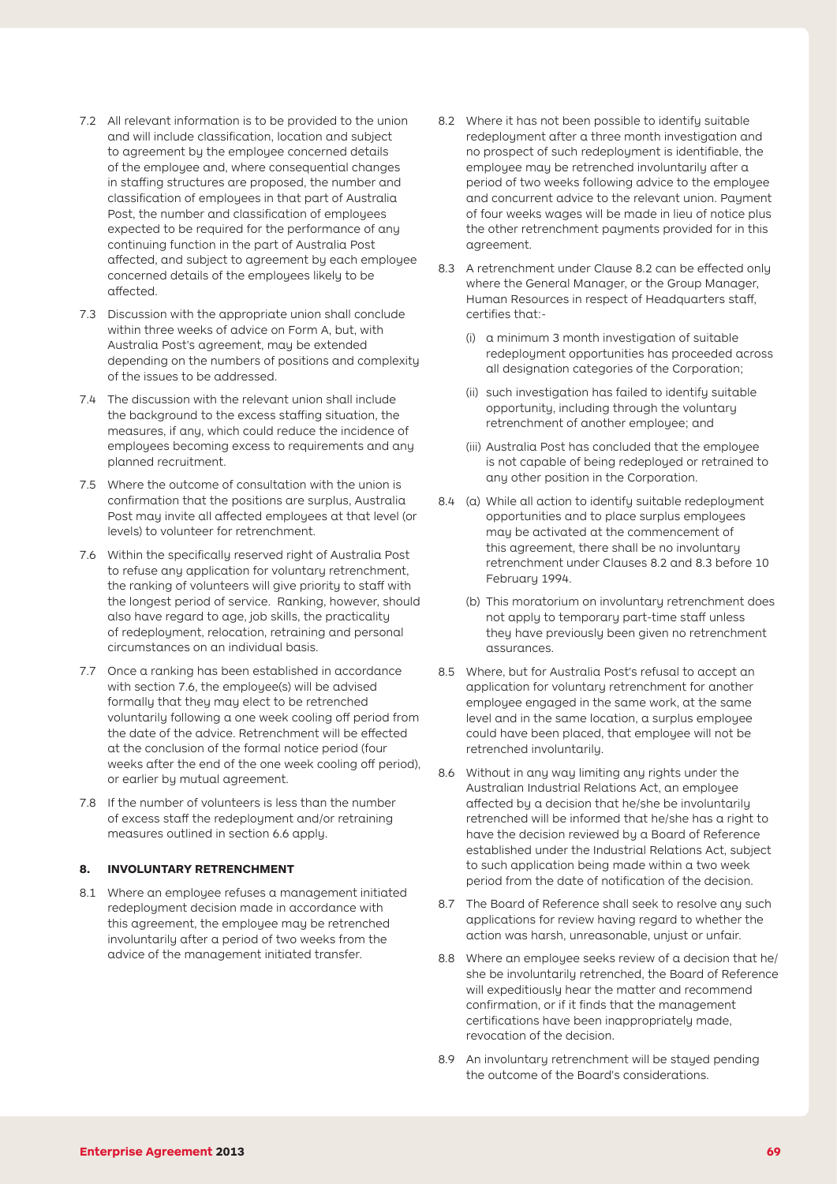7.2 All relevant information is to be provided to the union and will include classification, location and subject to agreement by the employee concerned details of the employee and, where consequential changes in staffing structures are proposed, the number and classification of employees in that part of Australia Post, the number and classification of employees expected to be required for the performance of any continuing function in the part of Australia Post affected, and subject to agreement by each employee concerned details of the employees likely to be affected.

7.3 Discussion with the appropriate union shall conclude within three weeks of advice on Form A, but, with Australia Post's agreement, may be extended depending on the numbers of positions and complexity of the issues to be addressed.

7.4 The discussion with the relevant union shall include the background to the excess staffing situation, the measures, if any, which could reduce the incidence of employees becoming excess to requirements and any planned recruitment.

7.5 Where the outcome of consultation with the union is confirmation that the positions are surplus, Australia Post may invite all affected employees at that level (or levels) to volunteer for retrenchment.

7.6 Within the specifically reserved right of Australia Post to refuse any application for voluntary retrenchment, the ranking of volunteers will give priority to staff with the longest period of service. Ranking, however, should also have regard to age, job skills, the practicality of redeployment, relocation, retraining and personal circumstances on an individual basis.

7.7 Once a ranking has been established in accordance with section 7.6, the employee(s) will be advised formally that they may elect to be retrenched voluntarily following a one week cooling off period from the date of the advice. Retrenchment will be effected at the conclusion of the formal notice period (four weeks after the end of the one week cooling off period), or earlier by mutual agreement.

7.8 If the number of volunteers is less than the number of excess staff the redeployment and/or retraining measures outlined in section 6.6 apply.

### 8. INVOLUNTARY RETRENCHMENT

8.1 Where an employee refuses a management initiated redeployment decision made in accordance with this agreement, the employee may be retrenched involuntarily after a period of two weeks from the advice of the management initiated transfer.

8.2 Where it has not been possible to identify suitable redeployment after a three month investigation and no prospect of such redeployment is identifiable, the employee may be retrenched involuntarily after a period of two weeks following advice to the employee and concurrent advice to the relevant union. Payment of four weeks wages will be made in lieu of notice plus the other retrenchment payments provided for in this agreement.

8.3 A retrenchment under Clause 8.2 can be effected only where the General Manager, or the Group Manager, Human Resources in respect of Headquarters staff, certifies that:-

(i) a minimum 3 month investigation of suitable redeployment opportunities has proceeded across all designation categories of the Corporation;

(ii) such investigation has failed to identify suitable opportunity, including through the voluntary retrenchment of another employee; and

(iii) Australia Post has concluded that the employee is not capable of being redeployed or retrained to any other position in the Corporation.

8.4 (a) While all action to identify suitable redeployment opportunities and to place surplus employees may be activated at the commencement of this agreement, there shall be no involuntary retrenchment under Clauses 8.2 and 8.3 before 10 February 1994.

(b) This moratorium on involuntary retrenchment does not apply to temporary part-time staff unless they have previously been given no retrenchment assurances.

8.5 Where, but for Australia Post's refusal to accept an application for voluntary retrenchment for another employee engaged in the same work, at the same level and in the same location, a surplus employee could have been placed, that employee will not be retrenched involuntarily.

8.6 Without in any way limiting any rights under the Australian Industrial Relations Act, an employee affected by a decision that he/she be involuntarily retrenched will be informed that he/she has a right to have the decision reviewed by a Board of Reference established under the Industrial Relations Act, subject to such application being made within a two week period from the date of notification of the decision.

8.7 The Board of Reference shall seek to resolve any such applications for review having regard to whether the action was harsh, unreasonable, unjust or unfair.

8.8 Where an employee seeks review of a decision that he/she be involuntarily retrenched, the Board of Reference will expeditiously hear the matter and recommend confirmation, or if it finds that the management certifications have been inappropriately made, revocation of the decision.

8.9 An involuntary retrenchment will be stayed pending the outcome of the Board's considerations.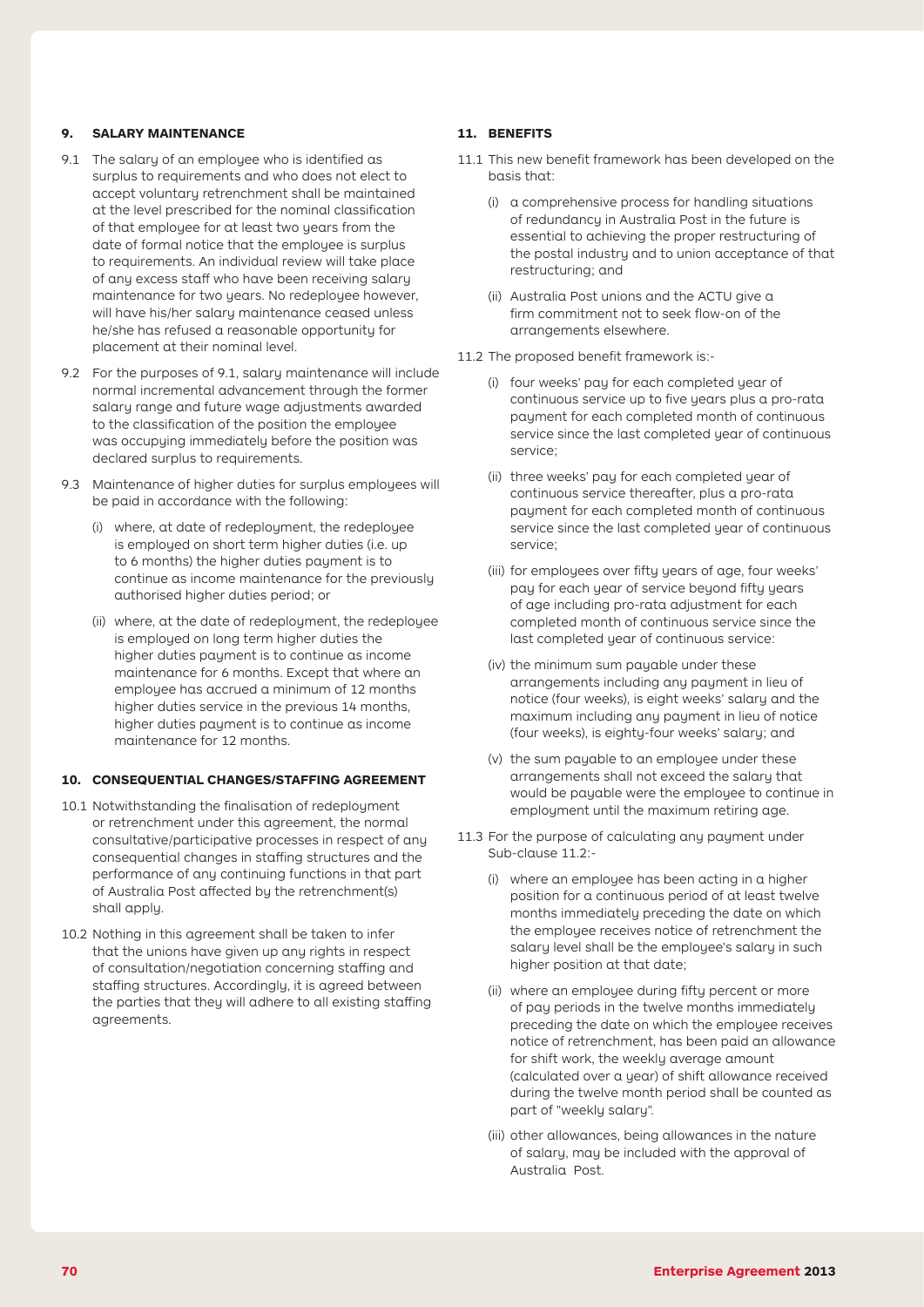## 9. SALARY MAINTENANCE

9.1 The salary of an employee who is identified as surplus to requirements and who does not elect to accept voluntary retrenchment shall be maintained at the level prescribed for the nominal classification of that employee for at least two years from the date of formal notice that the employee is surplus to requirements. An individual review will take place of any excess staff who have been receiving salary maintenance for two years. No redeployee however, will have his/her salary maintenance ceased unless he/she has refused a reasonable opportunity for placement at their nominal level.

9.2 For the purposes of 9.1, salary maintenance will include normal incremental advancement through the former salary range and future wage adjustments awarded to the classification of the position the employee was occupying immediately before the position was declared surplus to requirements.

9.3 Maintenance of higher duties for surplus employees will be paid in accordance with the following:

(i) where, at date of redeployment, the redeployee is employed on short term higher duties (i.e. up to 6 months) the higher duties payment is to continue as income maintenance for the previously authorised higher duties period; or

(ii) where, at the date of redeployment, the redeployee is employed on long term higher duties the higher duties payment is to continue as income maintenance for 6 months. Except that where an employee has accrued a minimum of 12 months higher duties service in the previous 14 months, higher duties payment is to continue as income maintenance for 12 months.

## 10. CONSEQUENTIAL CHANGES/STAFFING AGREEMENT

10.1 Notwithstanding the finalisation of redeployment or retrenchment under this agreement, the normal consultative/participative processes in respect of any consequential changes in staffing structures and the performance of any continuing functions in that part of Australia Post affected by the retrenchment(s) shall apply.

10.2 Nothing in this agreement shall be taken to infer that the unions have given up any rights in respect of consultation/negotiation concerning staffing and staffing structures. Accordingly, it is agreed between the parties that they will adhere to all existing staffing agreements.

## 11. BENEFITS

11.1 This new benefit framework has been developed on the basis that:

(i) a comprehensive process for handling situations of redundancy in Australia Post in the future is essential to achieving the proper restructuring of the postal industry and to union acceptance of that restructuring; and

(ii) Australia Post unions and the ACTU give a firm commitment not to seek flow-on of the arrangements elsewhere.

11.2 The proposed benefit framework is:-

(i) four weeks' pay for each completed year of continuous service up to five years plus a pro-rata payment for each completed month of continuous service since the last completed year of continuous service;

(ii) three weeks' pay for each completed year of continuous service thereafter, plus a pro-rata payment for each completed month of continuous service since the last completed year of continuous service;

(iii) for employees over fifty years of age, four weeks' pay for each year of service beyond fifty years of age including pro-rata adjustment for each completed month of continuous service since the last completed year of continuous service:

(iv) the minimum sum payable under these arrangements including any payment in lieu of notice (four weeks), is eight weeks' salary and the maximum including any payment in lieu of notice (four weeks), is eighty-four weeks' salary; and

(v) the sum payable to an employee under these arrangements shall not exceed the salary that would be payable were the employee to continue in employment until the maximum retiring age.

11.3 For the purpose of calculating any payment under Sub-clause 11.2:-

(i) where an employee has been acting in a higher position for a continuous period of at least twelve months immediately preceding the date on which the employee receives notice of retrenchment the salary level shall be the employee's salary in such higher position at that date;

(ii) where an employee during fifty percent or more of pay periods in the twelve months immediately preceding the date on which the employee receives notice of retrenchment, has been paid an allowance for shift work, the weekly average amount (calculated over a year) of shift allowance received during the twelve month period shall be counted as part of "weekly salary".

(iii) other allowances, being allowances in the nature of salary, may be included with the approval of Australia Post.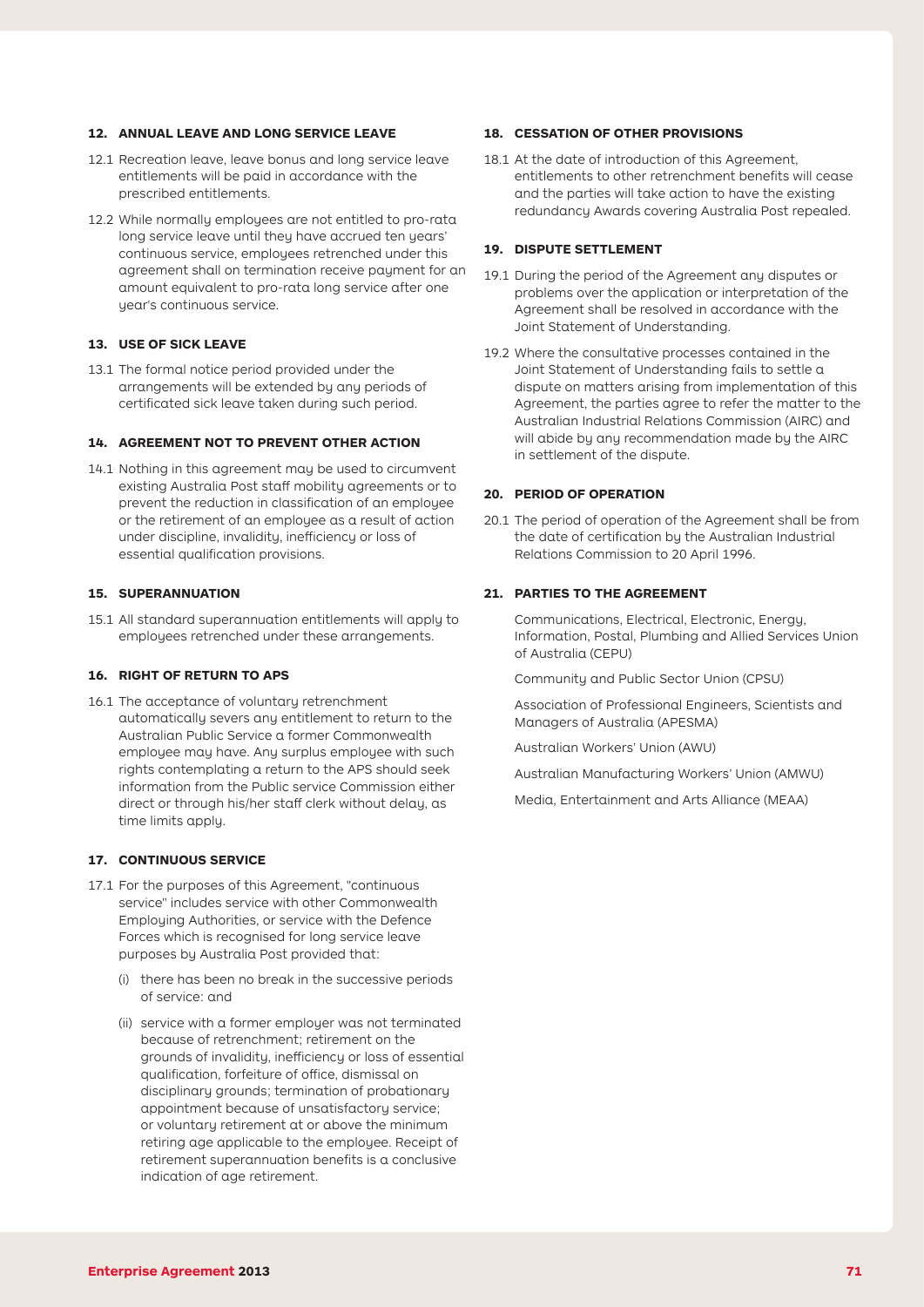### 12. ANNUAL LEAVE AND LONG SERVICE LEAVE

12.1 Recreation leave, leave bonus and long service leave entitlements will be paid in accordance with the prescribed entitlements.

12.2 While normally employees are not entitled to pro-rata long service leave until they have accrued ten years' continuous service, employees retrenched under this agreement shall on termination receive payment for an amount equivalent to pro-rata long service after one year's continuous service.

### 13. USE OF SICK LEAVE

13.1 The formal notice period provided under the arrangements will be extended by any periods of certificated sick leave taken during such period.

### 14. AGREEMENT NOT TO PREVENT OTHER ACTION

14.1 Nothing in this agreement may be used to circumvent existing Australia Post staff mobility agreements or to prevent the reduction in classification of an employee or the retirement of an employee as a result of action under discipline, invalidity, inefficiency or loss of essential qualification provisions.

### 15. SUPERANNUATION

15.1 All standard superannuation entitlements will apply to employees retrenched under these arrangements.

### 16. RIGHT OF RETURN TO APS

16.1 The acceptance of voluntary retrenchment automatically severs any entitlement to return to the Australian Public Service a former Commonwealth employee may have. Any surplus employee with such rights contemplating a return to the APS should seek information from the Public service Commission either direct or through his/her staff clerk without delay, as time limits apply.

### 17. CONTINUOUS SERVICE

17.1 For the purposes of this Agreement, "continuous service" includes service with other Commonwealth Employing Authorities, or service with the Defence Forces which is recognised for long service leave purposes by Australia Post provided that:

(i) there has been no break in the successive periods of service: and

(ii) service with a former employer was not terminated because of retrenchment; retirement on the grounds of invalidity, inefficiency or loss of essential qualification, forfeiture of office, dismissal on disciplinary grounds; termination of probationary appointment because of unsatisfactory service; or voluntary retirement at or above the minimum retiring age applicable to the employee. Receipt of retirement superannuation benefits is a conclusive indication of age retirement.

### 18. CESSATION OF OTHER PROVISIONS

18.1 At the date of introduction of this Agreement, entitlements to other retrenchment benefits will cease and the parties will take action to have the existing redundancy Awards covering Australia Post repealed.

### 19. DISPUTE SETTLEMENT

19.1 During the period of the Agreement any disputes or problems over the application or interpretation of the Agreement shall be resolved in accordance with the Joint Statement of Understanding.

19.2 Where the consultative processes contained in the Joint Statement of Understanding fails to settle a dispute on matters arising from implementation of this Agreement, the parties agree to refer the matter to the Australian Industrial Relations Commission (AIRC) and will abide by any recommendation made by the AIRC in settlement of the dispute.

### 20. PERIOD OF OPERATION

20.1 The period of operation of the Agreement shall be from the date of certification by the Australian Industrial Relations Commission to 20 April 1996.

### 21. PARTIES TO THE AGREEMENT

Communications, Electrical, Electronic, Energy, Information, Postal, Plumbing and Allied Services Union of Australia (CEPU)

Community and Public Sector Union (CPSU)

Association of Professional Engineers, Scientists and Managers of Australia (APESMA)

Australian Workers' Union (AWU)

Australian Manufacturing Workers' Union (AMWU)

Media, Entertainment and Arts Alliance (MEAA)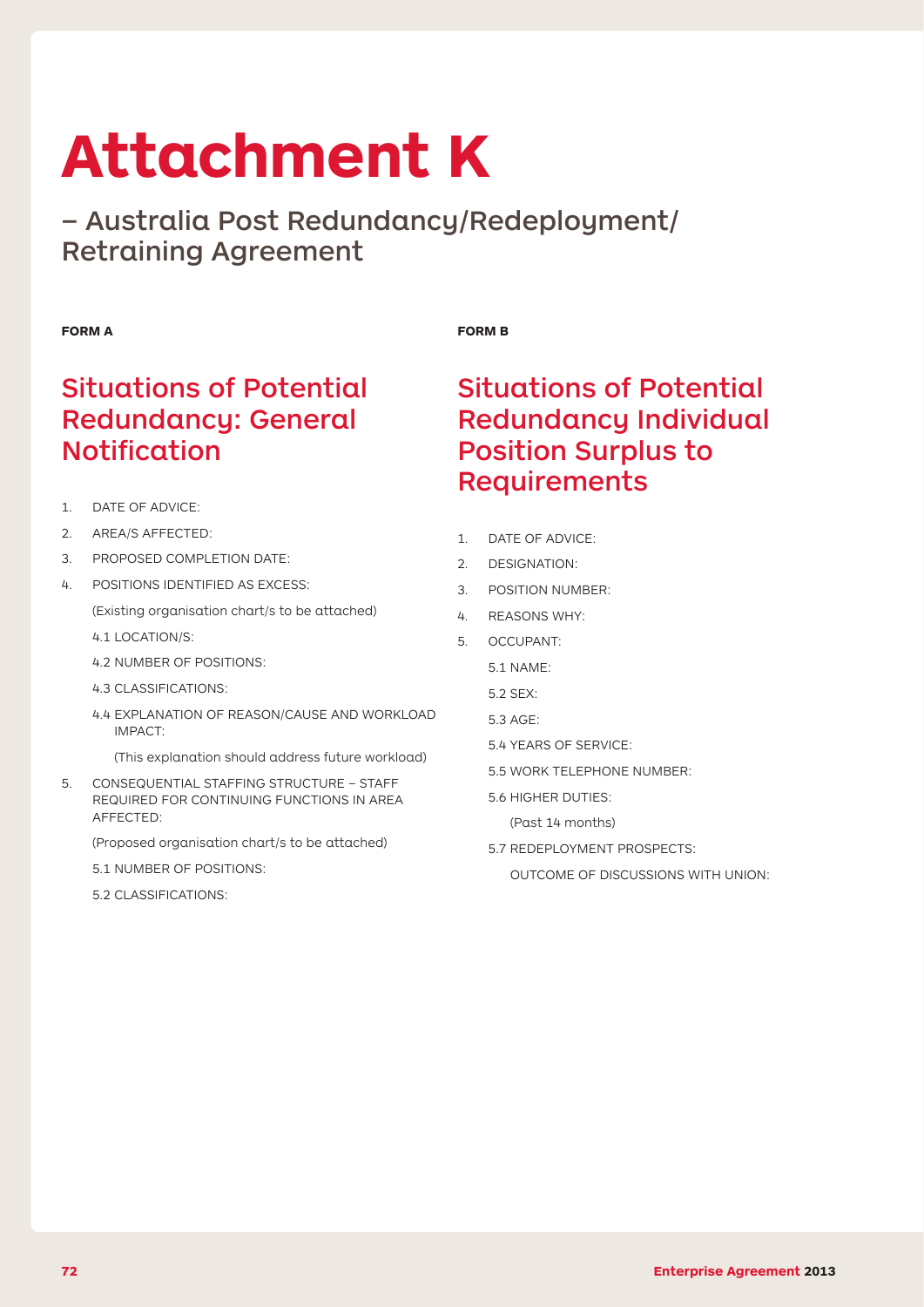# Attachment K

## – Australia Post Redundancy/Redeployment/Retraining Agreement

**FORM A**

### Situations of Potential Redundancy: General Notification

1. DATE OF ADVICE:
2. AREA/S AFFECTED:
3. PROPOSED COMPLETION DATE:
4. POSITIONS IDENTIFIED AS EXCESS:

   (Existing organisation chart/s to be attached)

   4.1 LOCATION/S:

   4.2 NUMBER OF POSITIONS:

   4.3 CLASSIFICATIONS:

   4.4 EXPLANATION OF REASON/CAUSE AND WORKLOAD IMPACT:

   (This explanation should address future workload)

5. CONSEQUENTIAL STAFFING STRUCTURE – STAFF REQUIRED FOR CONTINUING FUNCTIONS IN AREA AFFECTED:

   (Proposed organisation chart/s to be attached)

   5.1 NUMBER OF POSITIONS:

   5.2 CLASSIFICATIONS:

**FORM B**

### Situations of Potential Redundancy Individual Position Surplus to Requirements

1. DATE OF ADVICE:
2. DESIGNATION:
3. POSITION NUMBER:
4. REASONS WHY:
5. OCCUPANT:

   5.1 NAME:

   5.2 SEX:

   5.3 AGE:

   5.4 YEARS OF SERVICE:

   5.5 WORK TELEPHONE NUMBER:

   5.6 HIGHER DUTIES:

   (Past 14 months)

   5.7 REDEPLOYMENT PROSPECTS:

   OUTCOME OF DISCUSSIONS WITH UNION: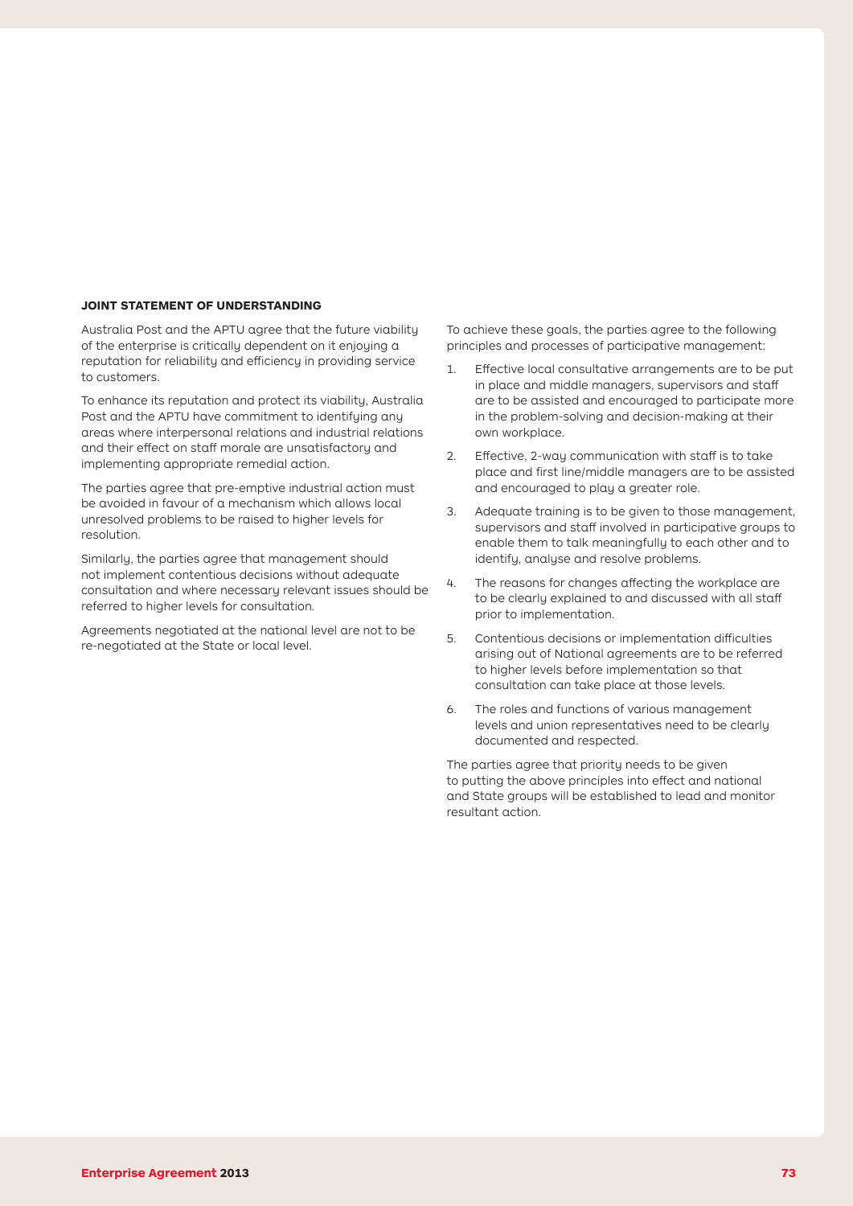**JOINT STATEMENT OF UNDERSTANDING**

Australia Post and the APTU agree that the future viability of the enterprise is critically dependent on it enjoying a reputation for reliability and efficiency in providing service to customers.

To enhance its reputation and protect its viability, Australia Post and the APTU have commitment to identifying any areas where interpersonal relations and industrial relations and their effect on staff morale are unsatisfactory and implementing appropriate remedial action.

The parties agree that pre-emptive industrial action must be avoided in favour of a mechanism which allows local unresolved problems to be raised to higher levels for resolution.

Similarly, the parties agree that management should not implement contentious decisions without adequate consultation and where necessary relevant issues should be referred to higher levels for consultation.

Agreements negotiated at the national level are not to be re-negotiated at the State or local level.

To achieve these goals, the parties agree to the following principles and processes of participative management:

1. Effective local consultative arrangements are to be put in place and middle managers, supervisors and staff are to be assisted and encouraged to participate more in the problem-solving and decision-making at their own workplace.
2. Effective, 2-way communication with staff is to take place and first line/middle managers are to be assisted and encouraged to play a greater role.
3. Adequate training is to be given to those management, supervisors and staff involved in participative groups to enable them to talk meaningfully to each other and to identify, analyse and resolve problems.
4. The reasons for changes affecting the workplace are to be clearly explained to and discussed with all staff prior to implementation.
5. Contentious decisions or implementation difficulties arising out of National agreements are to be referred to higher levels before implementation so that consultation can take place at those levels.
6. The roles and functions of various management levels and union representatives need to be clearly documented and respected.

The parties agree that priority needs to be given to putting the above principles into effect and national and State groups will be established to lead and monitor resultant action.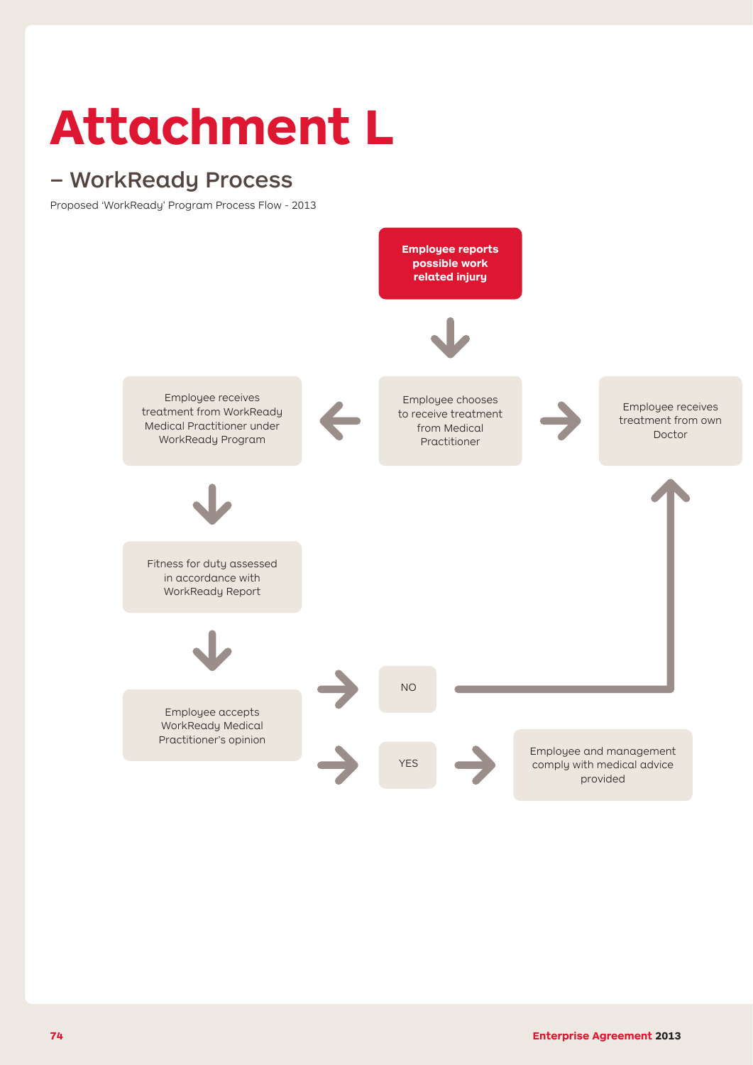# Attachment L

## – WorkReady Process

Proposed 'WorkReady' Program Process Flow - 2013

**Employee reports possible work related injury**

Employee chooses to receive treatment from Medical Practitioner

Employee receives treatment from WorkReady Medical Practitioner under WorkReady Program

Employee receives treatment from own Doctor

Fitness for duty assessed in accordance with WorkReady Report

Employee accepts WorkReady Medical Practitioner's opinion

NO

YES

Employee and management comply with medical advice provided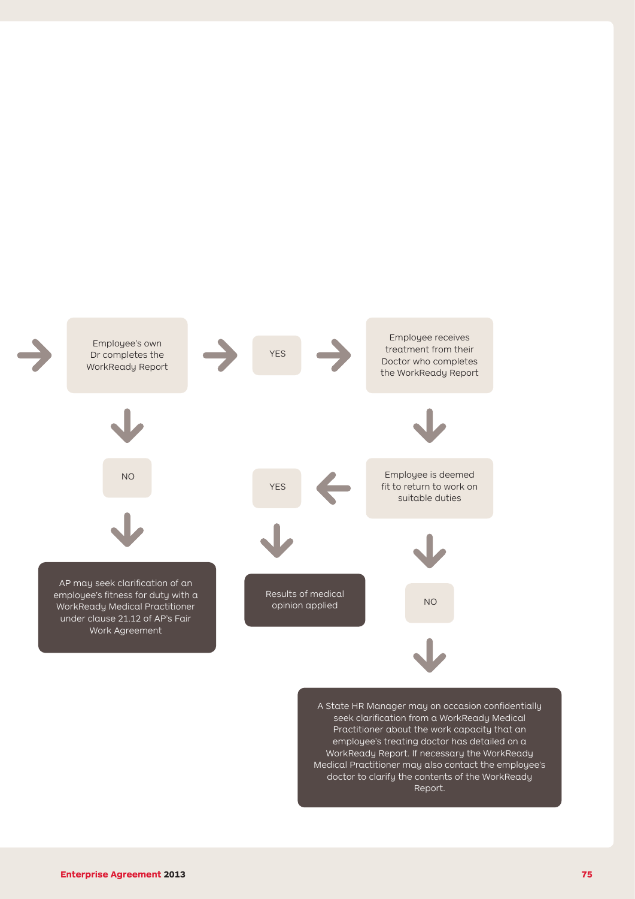Employee's own Dr completes the WorkReady Report

YES

Employee receives treatment from their Doctor who completes the WorkReady Report

NO

AP may seek clarification of an employee's fitness for duty with a WorkReady Medical Practitioner under clause 21.12 of AP's Fair Work Agreement

Employee is deemed fit to return to work on suitable duties

YES

Results of medical opinion applied

NO

A State HR Manager may on occasion confidentially seek clarification from a WorkReady Medical Practitioner about the work capacity that an employee's treating doctor has detailed on a WorkReady Report. If necessary the WorkReady Medical Practitioner may also contact the employee's doctor to clarify the contents of the WorkReady Report.